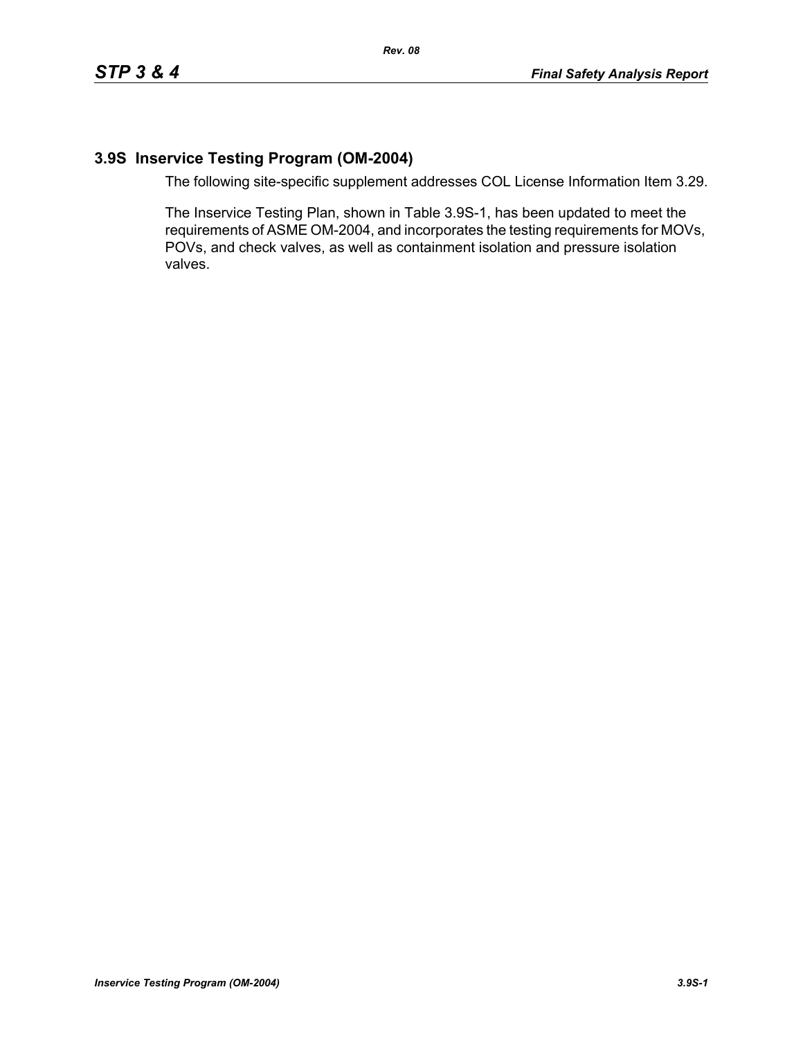## 3.9S Inservice Testing Program (OM-2004)

The following site-specific supplement addresses COL License Information Item 3.29.

The Inservice Testing Plan, shown in Table 3.9S-1, has been updated to meet the requirements of ASME OM-2004, and incorporates the testing requirements for MOVs, POVs, and check valves, as well as containment isolation and pressure isolation valves.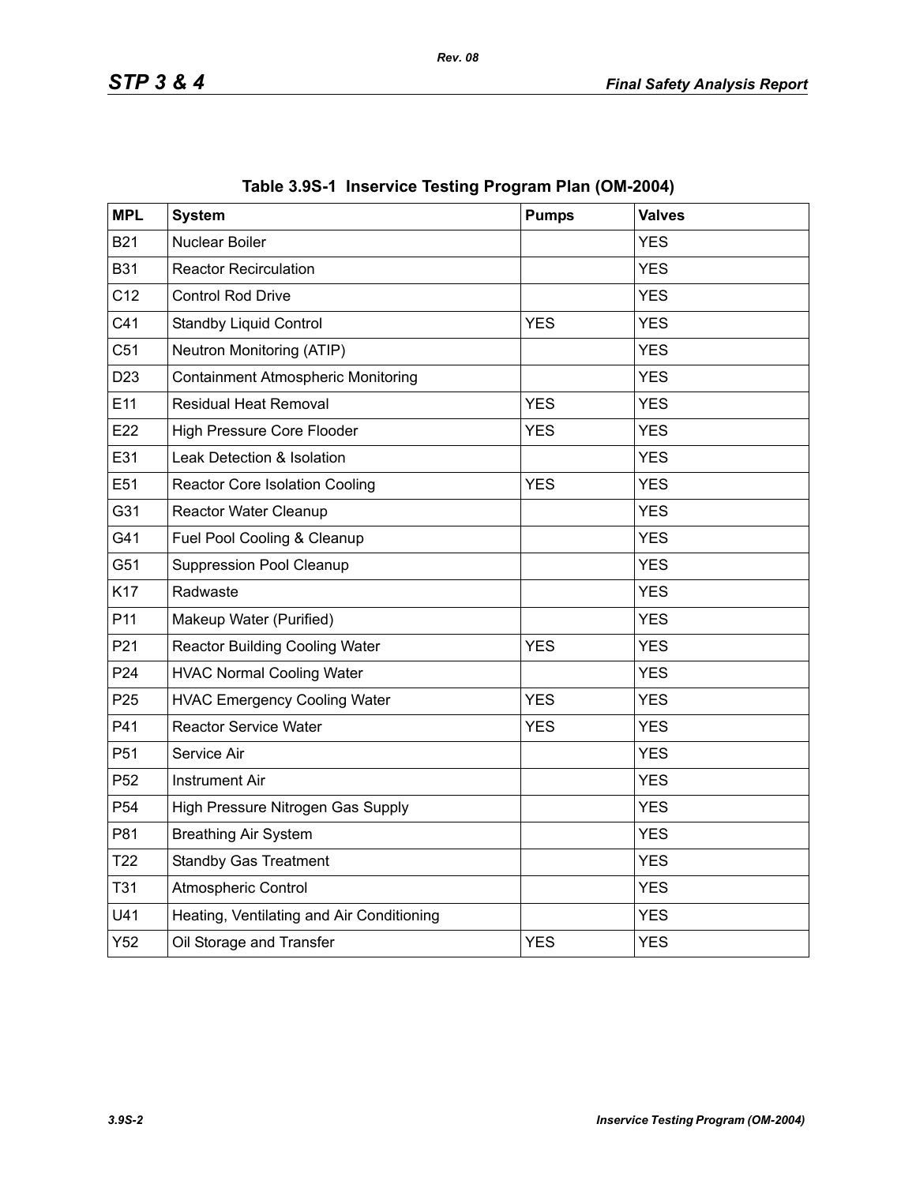**Table 3.9S-1 Inservice Testing Program Plan (OM-2004)**

| MPL | System | Pumps | Valves |
|---|---|---|---|
| B21 | Nuclear Boiler | | YES |
| B31 | Reactor Recirculation | | YES |
| C12 | Control Rod Drive | | YES |
| C41 | Standby Liquid Control | YES | YES |
| C51 | Neutron Monitoring (ATIP) | | YES |
| D23 | Containment Atmospheric Monitoring | | YES |
| E11 | Residual Heat Removal | YES | YES |
| E22 | High Pressure Core Flooder | YES | YES |
| E31 | Leak Detection & Isolation | | YES |
| E51 | Reactor Core Isolation Cooling | YES | YES |
| G31 | Reactor Water Cleanup | | YES |
| G41 | Fuel Pool Cooling & Cleanup | | YES |
| G51 | Suppression Pool Cleanup | | YES |
| K17 | Radwaste | | YES |
| P11 | Makeup Water (Purified) | | YES |
| P21 | Reactor Building Cooling Water | YES | YES |
| P24 | HVAC Normal Cooling Water | | YES |
| P25 | HVAC Emergency Cooling Water | YES | YES |
| P41 | Reactor Service Water | YES | YES |
| P51 | Service Air | | YES |
| P52 | Instrument Air | | YES |
| P54 | High Pressure Nitrogen Gas Supply | | YES |
| P81 | Breathing Air System | | YES |
| T22 | Standby Gas Treatment | | YES |
| T31 | Atmospheric Control | | YES |
| U41 | Heating, Ventilating and Air Conditioning | | YES |
| Y52 | Oil Storage and Transfer | YES | YES |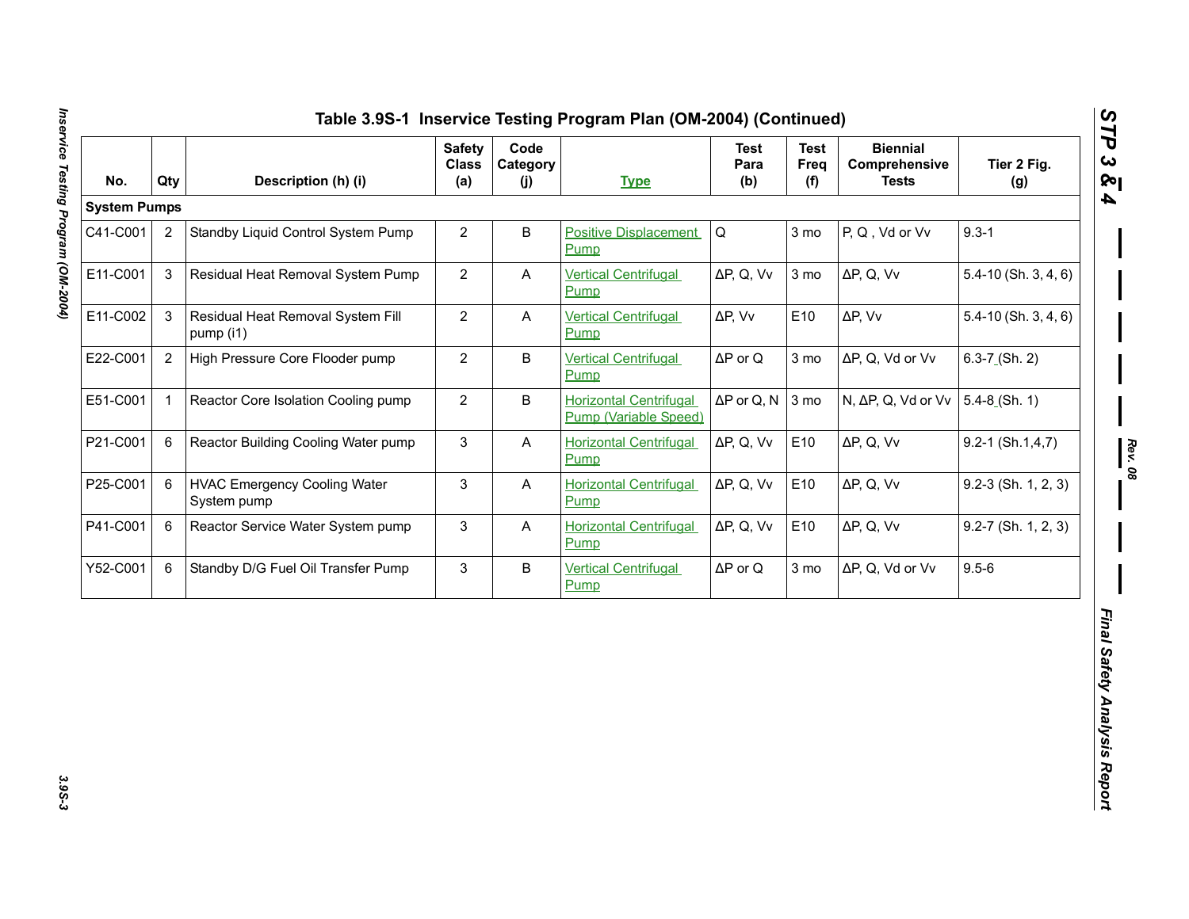## Table 3.9S-1 Inservice Testing Program Plan (OM-2004) (Continued)

| No. | Qty | Description (h) (i) | Safety Class (a) | Code Category (j) | Type | Test Para (b) | Test Freq (f) | Biennial Comprehensive Tests | Tier 2 Fig. (g) |
|---|---|---|---|---|---|---|---|---|---|
| **System Pumps** | | | | | | | | | |
| C41-C001 | 2 | Standby Liquid Control System Pump | 2 | B | Positive Displacement Pump | Q | 3 mo | P, Q , Vd or Vv | 9.3-1 |
| E11-C001 | 3 | Residual Heat Removal System Pump | 2 | A | Vertical Centrifugal Pump | ΔP, Q, Vv | 3 mo | ΔP, Q, Vv | 5.4-10 (Sh. 3, 4, 6) |
| E11-C002 | 3 | Residual Heat Removal System Fill pump (i1) | 2 | A | Vertical Centrifugal Pump | ΔP, Vv | E10 | ΔP, Vv | 5.4-10 (Sh. 3, 4, 6) |
| E22-C001 | 2 | High Pressure Core Flooder pump | 2 | B | Vertical Centrifugal Pump | ΔP or Q | 3 mo | ΔP, Q, Vd or Vv | 6.3-7 (Sh. 2) |
| E51-C001 | 1 | Reactor Core Isolation Cooling pump | 2 | B | Horizontal Centrifugal Pump (Variable Speed) | ΔP or Q, N | 3 mo | N, ΔP, Q, Vd or Vv | 5.4-8 (Sh. 1) |
| P21-C001 | 6 | Reactor Building Cooling Water pump | 3 | A | Horizontal Centrifugal Pump | ΔP, Q, Vv | E10 | ΔP, Q, Vv | 9.2-1 (Sh.1,4,7) |
| P25-C001 | 6 | HVAC Emergency Cooling Water System pump | 3 | A | Horizontal Centrifugal Pump | ΔP, Q, Vv | E10 | ΔP, Q, Vv | 9.2-3 (Sh. 1, 2, 3) |
| P41-C001 | 6 | Reactor Service Water System pump | 3 | A | Horizontal Centrifugal Pump | ΔP, Q, Vv | E10 | ΔP, Q, Vv | 9.2-7 (Sh. 1, 2, 3) |
| Y52-C001 | 6 | Standby D/G Fuel Oil Transfer Pump | 3 | B | Vertical Centrifugal Pump | ΔP or Q | 3 mo | ΔP, Q, Vd or Vv | 9.5-6 |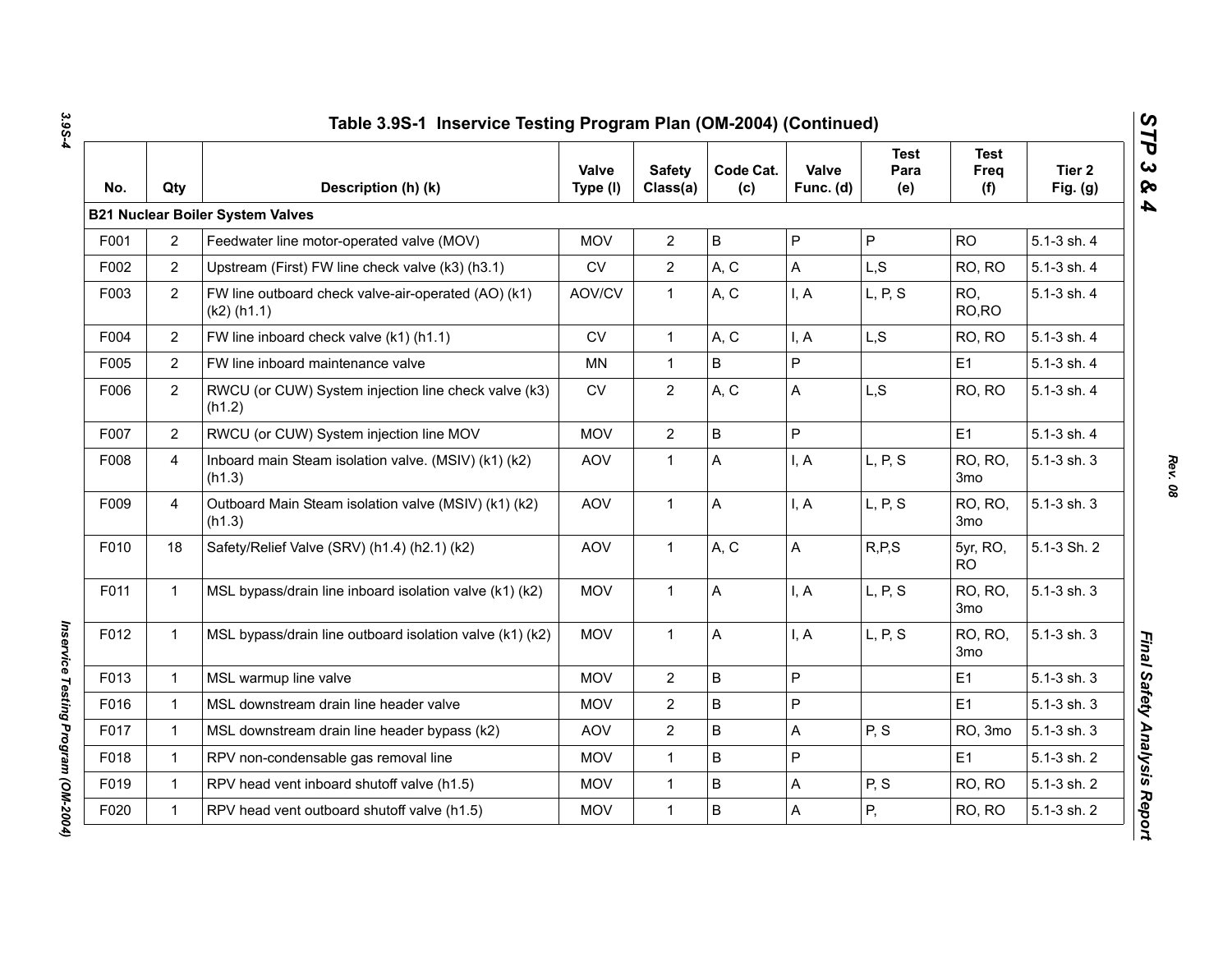## Table 3.9S-1 Inservice Testing Program Plan (OM-2004) (Continued)

| No. | Qty | Description (h) (k) | Valve Type (l) | Safety Class(a) | Code Cat. (c) | Valve Func. (d) | Test Para (e) | Test Freq (f) | Tier 2 Fig. (g) |
|---|---|---|---|---|---|---|---|---|---|
| **B21 Nuclear Boiler System Valves** | | | | | | | | | |
| F001 | 2 | Feedwater line motor-operated valve (MOV) | MOV | 2 | B | P | P | RO | 5.1-3 sh. 4 |
| F002 | 2 | Upstream (First) FW line check valve (k3) (h3.1) | CV | 2 | A, C | A | L,S | RO, RO | 5.1-3 sh. 4 |
| F003 | 2 | FW line outboard check valve-air-operated (AO) (k1) (k2) (h1.1) | AOV/CV | 1 | A, C | I, A | L, P, S | RO, RO,RO | 5.1-3 sh. 4 |
| F004 | 2 | FW line inboard check valve (k1) (h1.1) | CV | 1 | A, C | I, A | L,S | RO, RO | 5.1-3 sh. 4 |
| F005 | 2 | FW line inboard maintenance valve | MN | 1 | B | P | | E1 | 5.1-3 sh. 4 |
| F006 | 2 | RWCU (or CUW) System injection line check valve (k3) (h1.2) | CV | 2 | A, C | A | L,S | RO, RO | 5.1-3 sh. 4 |
| F007 | 2 | RWCU (or CUW) System injection line MOV | MOV | 2 | B | P | | E1 | 5.1-3 sh. 4 |
| F008 | 4 | Inboard main Steam isolation valve. (MSIV) (k1) (k2) (h1.3) | AOV | 1 | A | I, A | L, P, S | RO, RO, 3mo | 5.1-3 sh. 3 |
| F009 | 4 | Outboard Main Steam isolation valve (MSIV) (k1) (k2) (h1.3) | AOV | 1 | A | I, A | L, P, S | RO, RO, 3mo | 5.1-3 sh. 3 |
| F010 | 18 | Safety/Relief Valve (SRV) (h1.4) (h2.1) (k2) | AOV | 1 | A, C | A | R,P,S | 5yr, RO, RO | 5.1-3 Sh. 2 |
| F011 | 1 | MSL bypass/drain line inboard isolation valve (k1) (k2) | MOV | 1 | A | I, A | L, P, S | RO, RO, 3mo | 5.1-3 sh. 3 |
| F012 | 1 | MSL bypass/drain line outboard isolation valve (k1) (k2) | MOV | 1 | A | I, A | L, P, S | RO, RO, 3mo | 5.1-3 sh. 3 |
| F013 | 1 | MSL warmup line valve | MOV | 2 | B | P | | E1 | 5.1-3 sh. 3 |
| F016 | 1 | MSL downstream drain line header valve | MOV | 2 | B | P | | E1 | 5.1-3 sh. 3 |
| F017 | 1 | MSL downstream drain line header bypass (k2) | AOV | 2 | B | A | P, S | RO, 3mo | 5.1-3 sh. 3 |
| F018 | 1 | RPV non-condensable gas removal line | MOV | 1 | B | P | | E1 | 5.1-3 sh. 2 |
| F019 | 1 | RPV head vent inboard shutoff valve (h1.5) | MOV | 1 | B | A | P, S | RO, RO | 5.1-3 sh. 2 |
| F020 | 1 | RPV head vent outboard shutoff valve (h1.5) | MOV | 1 | B | A | P, | RO, RO | 5.1-3 sh. 2 |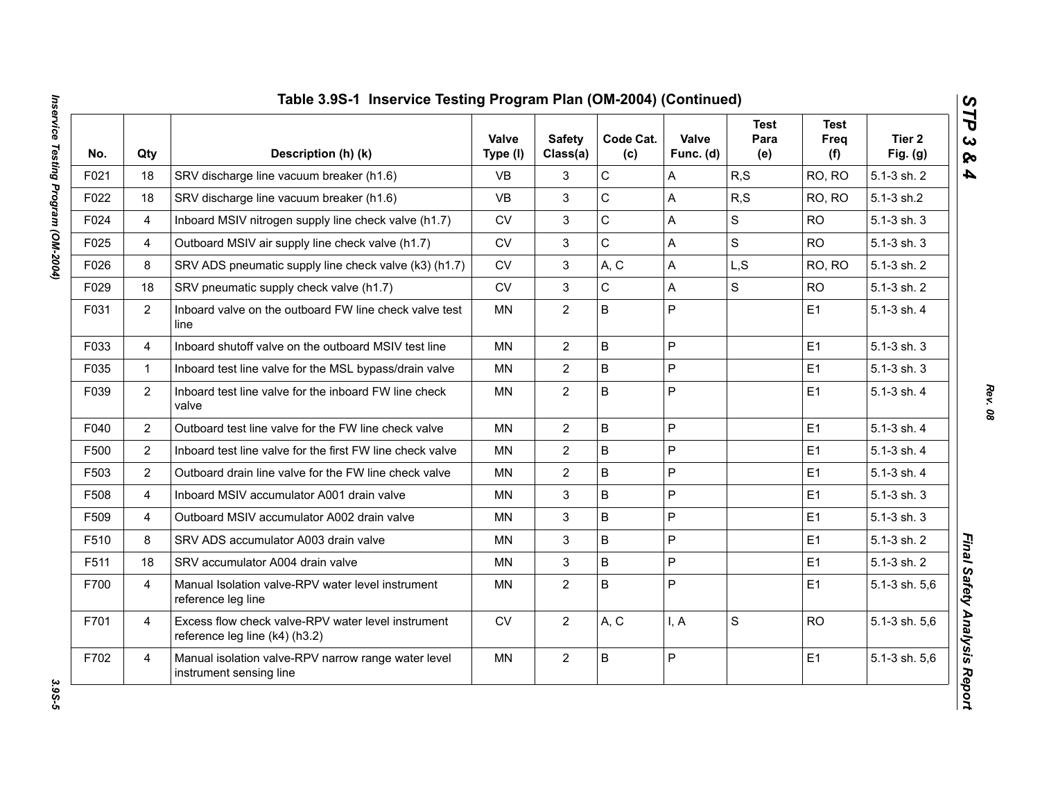## Table 3.9S-1 Inservice Testing Program Plan (OM-2004) (Continued)

| No. | Qty | Description (h) (k) | Valve Type (l) | Safety Class(a) | Code Cat. (c) | Valve Func. (d) | Test Para (e) | Test Freq (f) | Tier 2 Fig. (g) |
|---|---|---|---|---|---|---|---|---|---|
| F021 | 18 | SRV discharge line vacuum breaker (h1.6) | VB | 3 | C | A | R,S | RO, RO | 5.1-3 sh. 2 |
| F022 | 18 | SRV discharge line vacuum breaker (h1.6) | VB | 3 | C | A | R,S | RO, RO | 5.1-3 sh.2 |
| F024 | 4 | Inboard MSIV nitrogen supply line check valve (h1.7) | CV | 3 | C | A | S | RO | 5.1-3 sh. 3 |
| F025 | 4 | Outboard MSIV air supply line check valve (h1.7) | CV | 3 | C | A | S | RO | 5.1-3 sh. 3 |
| F026 | 8 | SRV ADS pneumatic supply line check valve (k3) (h1.7) | CV | 3 | A, C | A | L,S | RO, RO | 5.1-3 sh. 2 |
| F029 | 18 | SRV pneumatic supply check valve (h1.7) | CV | 3 | C | A | S | RO | 5.1-3 sh. 2 |
| F031 | 2 | Inboard valve on the outboard FW line check valve test line | MN | 2 | B | P | | E1 | 5.1-3 sh. 4 |
| F033 | 4 | Inboard shutoff valve on the outboard MSIV test line | MN | 2 | B | P | | E1 | 5.1-3 sh. 3 |
| F035 | 1 | Inboard test line valve for the MSL bypass/drain valve | MN | 2 | B | P | | E1 | 5.1-3 sh. 3 |
| F039 | 2 | Inboard test line valve for the inboard FW line check valve | MN | 2 | B | P | | E1 | 5.1-3 sh. 4 |
| F040 | 2 | Outboard test line valve for the FW line check valve | MN | 2 | B | P | | E1 | 5.1-3 sh. 4 |
| F500 | 2 | Inboard test line valve for the first FW line check valve | MN | 2 | B | P | | E1 | 5.1-3 sh. 4 |
| F503 | 2 | Outboard drain line valve for the FW line check valve | MN | 2 | B | P | | E1 | 5.1-3 sh. 4 |
| F508 | 4 | Inboard MSIV accumulator A001 drain valve | MN | 3 | B | P | | E1 | 5.1-3 sh. 3 |
| F509 | 4 | Outboard MSIV accumulator A002 drain valve | MN | 3 | B | P | | E1 | 5.1-3 sh. 3 |
| F510 | 8 | SRV ADS accumulator A003 drain valve | MN | 3 | B | P | | E1 | 5.1-3 sh. 2 |
| F511 | 18 | SRV accumulator A004 drain valve | MN | 3 | B | P | | E1 | 5.1-3 sh. 2 |
| F700 | 4 | Manual Isolation valve-RPV water level instrument reference leg line | MN | 2 | B | P | | E1 | 5.1-3 sh. 5,6 |
| F701 | 4 | Excess flow check valve-RPV water level instrument reference leg line (k4) (h3.2) | CV | 2 | A, C | I, A | S | RO | 5.1-3 sh. 5,6 |
| F702 | 4 | Manual isolation valve-RPV narrow range water level instrument sensing line | MN | 2 | B | P | | E1 | 5.1-3 sh. 5,6 |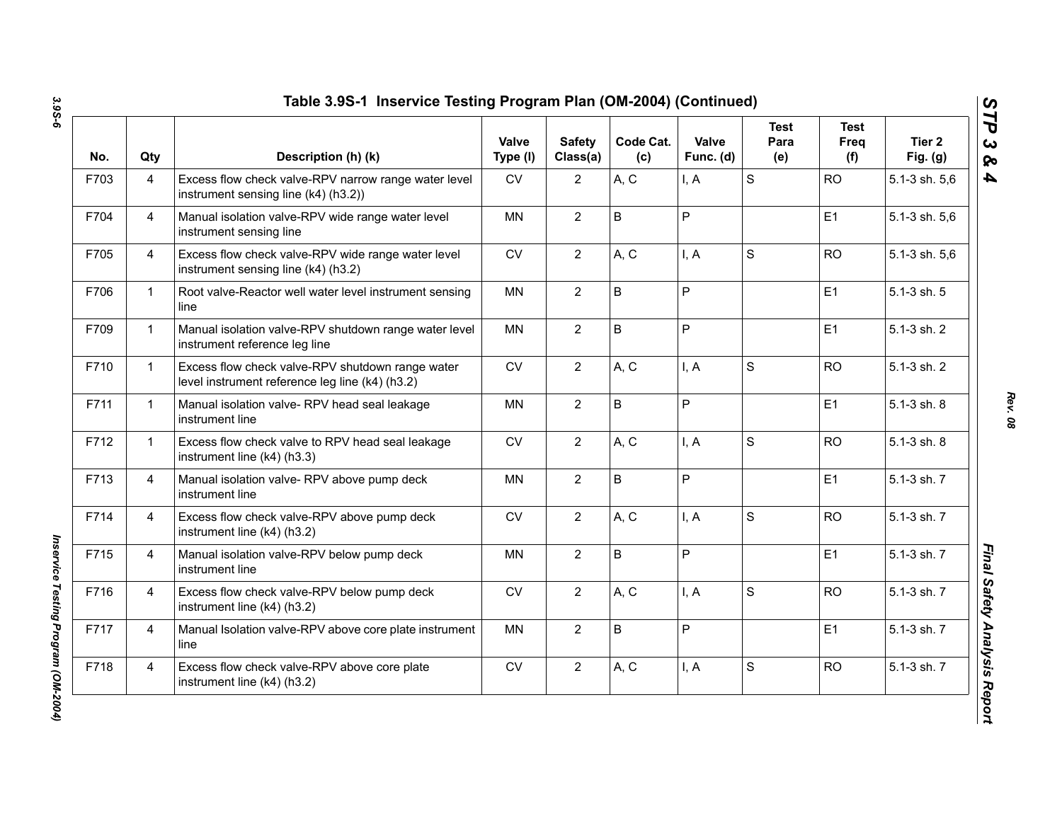## Table 3.9S-1 Inservice Testing Program Plan (OM-2004) (Continued)

| No. | Qty | Description (h) (k) | Valve Type (l) | Safety Class(a) | Code Cat. (c) | Valve Func. (d) | Test Para (e) | Test Freq (f) | Tier 2 Fig. (g) |
|---|---|---|---|---|---|---|---|---|---|
| F703 | 4 | Excess flow check valve-RPV narrow range water level instrument sensing line (k4) (h3.2)) | CV | 2 | A, C | I, A | S | RO | 5.1-3 sh. 5,6 |
| F704 | 4 | Manual isolation valve-RPV wide range water level instrument sensing line | MN | 2 | B | P | | E1 | 5.1-3 sh. 5,6 |
| F705 | 4 | Excess flow check valve-RPV wide range water level instrument sensing line (k4) (h3.2) | CV | 2 | A, C | I, A | S | RO | 5.1-3 sh. 5,6 |
| F706 | 1 | Root valve-Reactor well water level instrument sensing line | MN | 2 | B | P | | E1 | 5.1-3 sh. 5 |
| F709 | 1 | Manual isolation valve-RPV shutdown range water level instrument reference leg line | MN | 2 | B | P | | E1 | 5.1-3 sh. 2 |
| F710 | 1 | Excess flow check valve-RPV shutdown range water level instrument reference leg line (k4) (h3.2) | CV | 2 | A, C | I, A | S | RO | 5.1-3 sh. 2 |
| F711 | 1 | Manual isolation valve- RPV head seal leakage instrument line | MN | 2 | B | P | | E1 | 5.1-3 sh. 8 |
| F712 | 1 | Excess flow check valve to RPV head seal leakage instrument line (k4) (h3.3) | CV | 2 | A, C | I, A | S | RO | 5.1-3 sh. 8 |
| F713 | 4 | Manual isolation valve- RPV above pump deck instrument line | MN | 2 | B | P | | E1 | 5.1-3 sh. 7 |
| F714 | 4 | Excess flow check valve-RPV above pump deck instrument line (k4) (h3.2) | CV | 2 | A, C | I, A | S | RO | 5.1-3 sh. 7 |
| F715 | 4 | Manual isolation valve-RPV below pump deck instrument line | MN | 2 | B | P | | E1 | 5.1-3 sh. 7 |
| F716 | 4 | Excess flow check valve-RPV below pump deck instrument line (k4) (h3.2) | CV | 2 | A, C | I, A | S | RO | 5.1-3 sh. 7 |
| F717 | 4 | Manual Isolation valve-RPV above core plate instrument line | MN | 2 | B | P | | E1 | 5.1-3 sh. 7 |
| F718 | 4 | Excess flow check valve-RPV above core plate instrument line (k4) (h3.2) | CV | 2 | A, C | I, A | S | RO | 5.1-3 sh. 7 |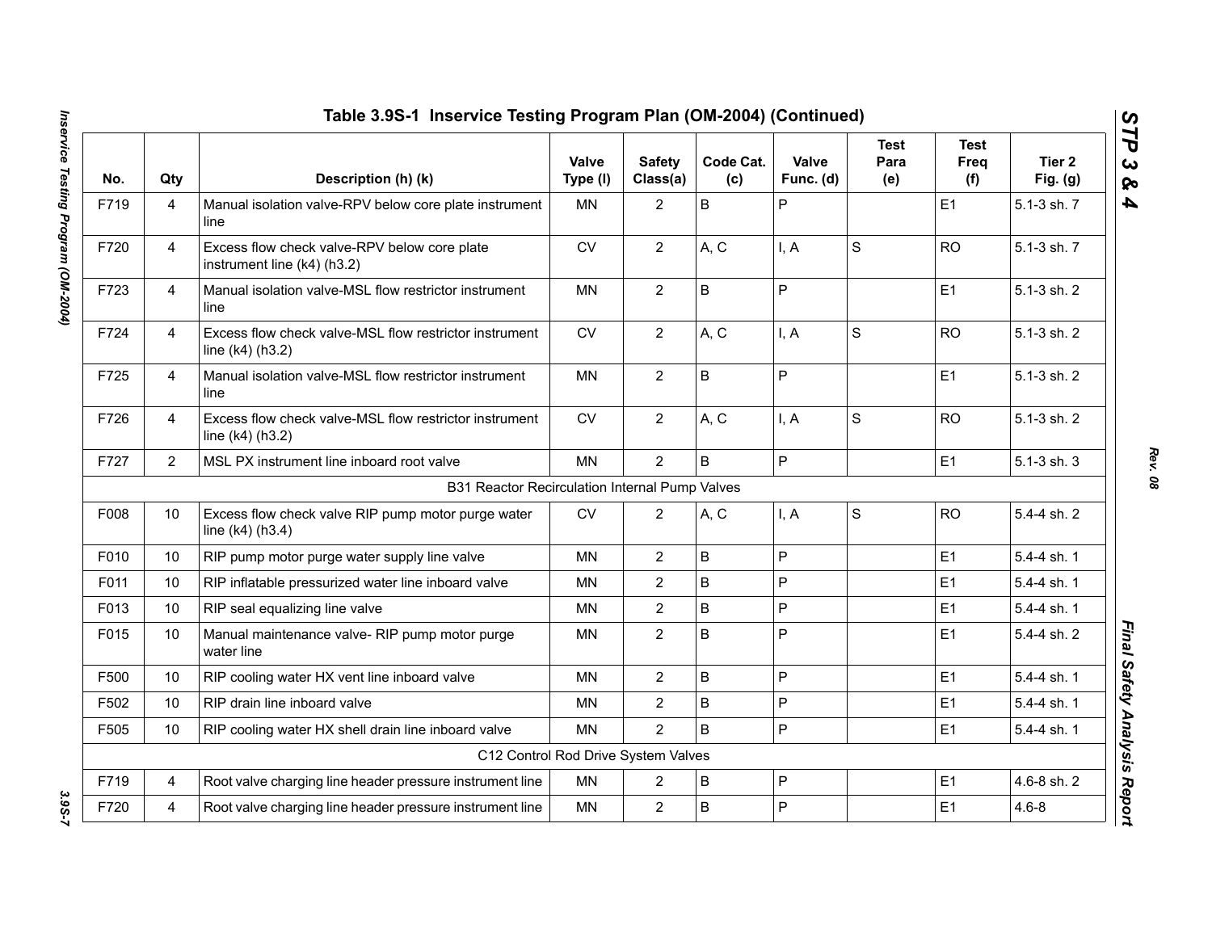## Table 3.9S-1 Inservice Testing Program Plan (OM-2004) (Continued)

| No. | Qty | Description (h) (k) | Valve Type (l) | Safety Class(a) | Code Cat. (c) | Valve Func. (d) | Test Para (e) | Test Freq (f) | Tier 2 Fig. (g) |
|---|---|---|---|---|---|---|---|---|---|
| F719 | 4 | Manual isolation valve-RPV below core plate instrument line | MN | 2 | B | P | | E1 | 5.1-3 sh. 7 |
| F720 | 4 | Excess flow check valve-RPV below core plate instrument line (k4) (h3.2) | CV | 2 | A, C | I, A | S | RO | 5.1-3 sh. 7 |
| F723 | 4 | Manual isolation valve-MSL flow restrictor instrument line | MN | 2 | B | P | | E1 | 5.1-3 sh. 2 |
| F724 | 4 | Excess flow check valve-MSL flow restrictor instrument line (k4) (h3.2) | CV | 2 | A, C | I, A | S | RO | 5.1-3 sh. 2 |
| F725 | 4 | Manual isolation valve-MSL flow restrictor instrument line | MN | 2 | B | P | | E1 | 5.1-3 sh. 2 |
| F726 | 4 | Excess flow check valve-MSL flow restrictor instrument line (k4) (h3.2) | CV | 2 | A, C | I, A | S | RO | 5.1-3 sh. 2 |
| F727 | 2 | MSL PX instrument line inboard root valve | MN | 2 | B | P | | E1 | 5.1-3 sh. 3 |
| | | B31 Reactor Recirculation Internal Pump Valves | | | | | | | |
| F008 | 10 | Excess flow check valve RIP pump motor purge water line (k4) (h3.4) | CV | 2 | A, C | I, A | S | RO | 5.4-4 sh. 2 |
| F010 | 10 | RIP pump motor purge water supply line valve | MN | 2 | B | P | | E1 | 5.4-4 sh. 1 |
| F011 | 10 | RIP inflatable pressurized water line inboard valve | MN | 2 | B | P | | E1 | 5.4-4 sh. 1 |
| F013 | 10 | RIP seal equalizing line valve | MN | 2 | B | P | | E1 | 5.4-4 sh. 1 |
| F015 | 10 | Manual maintenance valve- RIP pump motor purge water line | MN | 2 | B | P | | E1 | 5.4-4 sh. 2 |
| F500 | 10 | RIP cooling water HX vent line inboard valve | MN | 2 | B | P | | E1 | 5.4-4 sh. 1 |
| F502 | 10 | RIP drain line inboard valve | MN | 2 | B | P | | E1 | 5.4-4 sh. 1 |
| F505 | 10 | RIP cooling water HX shell drain line inboard valve | MN | 2 | B | P | | E1 | 5.4-4 sh. 1 |
| | | C12 Control Rod Drive System Valves | | | | | | | |
| F719 | 4 | Root valve charging line header pressure instrument line | MN | 2 | B | P | | E1 | 4.6-8 sh. 2 |
| F720 | 4 | Root valve charging line header pressure instrument line | MN | 2 | B | P | | E1 | 4.6-8 |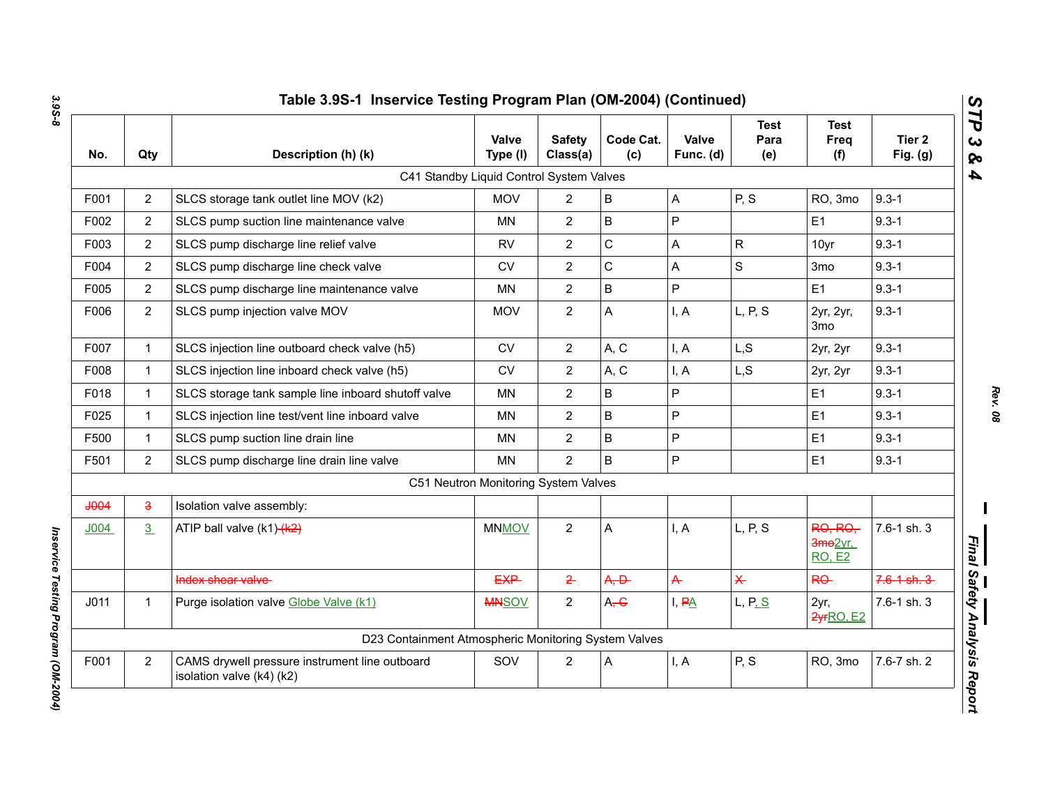## Table 3.9S-1 Inservice Testing Program Plan (OM-2004) (Continued)

| No. | Qty | Description (h) (k) | Valve Type (l) | Safety Class(a) | Code Cat. (c) | Valve Func. (d) | Test Para (e) | Test Freq (f) | Tier 2 Fig. (g) |
|---|---|---|---|---|---|---|---|---|---|
| | | C41 Standby Liquid Control System Valves | | | | | | | |
| F001 | 2 | SLCS storage tank outlet line MOV (k2) | MOV | 2 | B | A | P, S | RO, 3mo | 9.3-1 |
| F002 | 2 | SLCS pump suction line maintenance valve | MN | 2 | B | P | | E1 | 9.3-1 |
| F003 | 2 | SLCS pump discharge line relief valve | RV | 2 | C | A | R | 10yr | 9.3-1 |
| F004 | 2 | SLCS pump discharge line check valve | CV | 2 | C | A | S | 3mo | 9.3-1 |
| F005 | 2 | SLCS pump discharge line maintenance valve | MN | 2 | B | P | | E1 | 9.3-1 |
| F006 | 2 | SLCS pump injection valve MOV | MOV | 2 | A | I, A | L, P, S | 2yr, 2yr, 3mo | 9.3-1 |
| F007 | 1 | SLCS injection line outboard check valve (h5) | CV | 2 | A, C | I, A | L,S | 2yr, 2yr | 9.3-1 |
| F008 | 1 | SLCS injection line inboard check valve (h5) | CV | 2 | A, C | I, A | L,S | 2yr, 2yr | 9.3-1 |
| F018 | 1 | SLCS storage tank sample line inboard shutoff valve | MN | 2 | B | P | | E1 | 9.3-1 |
| F025 | 1 | SLCS injection line test/vent line inboard valve | MN | 2 | B | P | | E1 | 9.3-1 |
| F500 | 1 | SLCS pump suction line drain line | MN | 2 | B | P | | E1 | 9.3-1 |
| F501 | 2 | SLCS pump discharge line drain line valve | MN | 2 | B | P | | E1 | 9.3-1 |
| | | C51 Neutron Monitoring System Valves | | | | | | | |
| ~~J004~~ | ~~3~~ | Isolation valve assembly: | | | | | | | |
| J004 | 3 | ATIP ball valve (k1) ~~(k2)~~ | MNMOV | 2 | A | I, A | L, P, S | ~~RO, RO, 3mo~~2yr, RO, E2 | 7.6-1 sh. 3 |
| | | ~~Index shear valve~~ | ~~EXP~~ | ~~2~~ | ~~A, D~~ | ~~A~~ | ~~X~~ | ~~RO~~ | ~~7.6-1 sh. 3~~ |
| J011 | 1 | Purge isolation valve Globe Valve (k1) | ~~MN~~SOV | 2 | A~~, C~~ | I, ~~P~~A | L, P, S | 2yr, ~~2yr~~RO, E2 | 7.6-1 sh. 3 |
| | | D23 Containment Atmospheric Monitoring System Valves | | | | | | | |
| F001 | 2 | CAMS drywell pressure instrument line outboard isolation valve (k4) (k2) | SOV | 2 | A | I, A | P, S | RO, 3mo | 7.6-7 sh. 2 |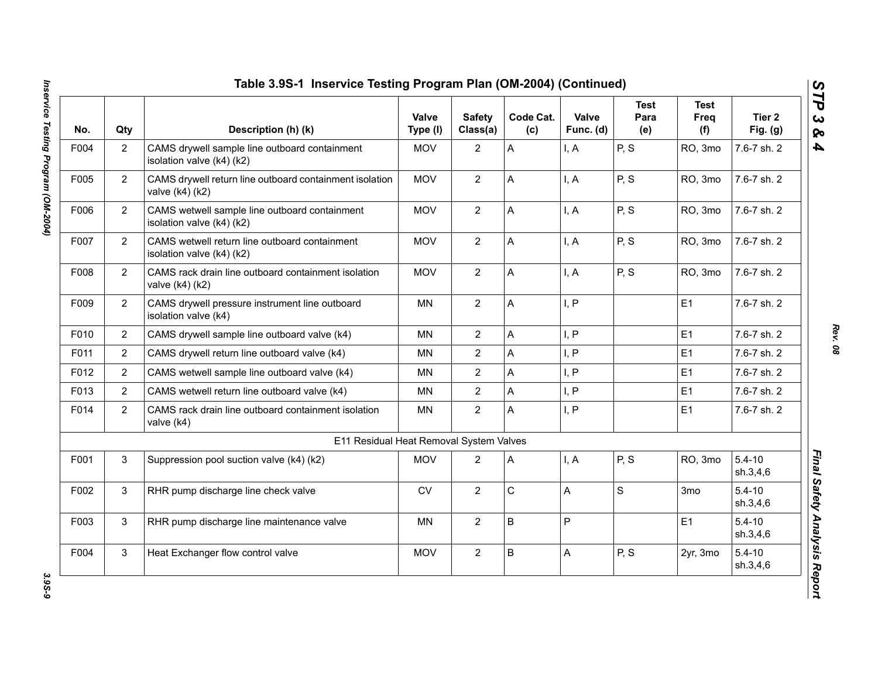## Table 3.9S-1 Inservice Testing Program Plan (OM-2004) (Continued)

| No. | Qty | Description (h) (k) | Valve Type (l) | Safety Class(a) | Code Cat. (c) | Valve Func. (d) | Test Para (e) | Test Freq (f) | Tier 2 Fig. (g) |
|---|---|---|---|---|---|---|---|---|---|
| F004 | 2 | CAMS drywell sample line outboard containment isolation valve (k4) (k2) | MOV | 2 | A | I, A | P, S | RO, 3mo | 7.6-7 sh. 2 |
| F005 | 2 | CAMS drywell return line outboard containment isolation valve (k4) (k2) | MOV | 2 | A | I, A | P, S | RO, 3mo | 7.6-7 sh. 2 |
| F006 | 2 | CAMS wetwell sample line outboard containment isolation valve (k4) (k2) | MOV | 2 | A | I, A | P, S | RO, 3mo | 7.6-7 sh. 2 |
| F007 | 2 | CAMS wetwell return line outboard containment isolation valve (k4) (k2) | MOV | 2 | A | I, A | P, S | RO, 3mo | 7.6-7 sh. 2 |
| F008 | 2 | CAMS rack drain line outboard containment isolation valve (k4) (k2) | MOV | 2 | A | I, A | P, S | RO, 3mo | 7.6-7 sh. 2 |
| F009 | 2 | CAMS drywell pressure instrument line outboard isolation valve (k4) | MN | 2 | A | I, P | | E1 | 7.6-7 sh. 2 |
| F010 | 2 | CAMS drywell sample line outboard valve (k4) | MN | 2 | A | I, P | | E1 | 7.6-7 sh. 2 |
| F011 | 2 | CAMS drywell return line outboard valve (k4) | MN | 2 | A | I, P | | E1 | 7.6-7 sh. 2 |
| F012 | 2 | CAMS wetwell sample line outboard valve (k4) | MN | 2 | A | I, P | | E1 | 7.6-7 sh. 2 |
| F013 | 2 | CAMS wetwell return line outboard valve (k4) | MN | 2 | A | I, P | | E1 | 7.6-7 sh. 2 |
| F014 | 2 | CAMS rack drain line outboard containment isolation valve (k4) | MN | 2 | A | I, P | | E1 | 7.6-7 sh. 2 |
| | | E11 Residual Heat Removal System Valves | | | | | | | |
| F001 | 3 | Suppression pool suction valve (k4) (k2) | MOV | 2 | A | I, A | P, S | RO, 3mo | 5.4-10 sh.3,4,6 |
| F002 | 3 | RHR pump discharge line check valve | CV | 2 | C | A | S | 3mo | 5.4-10 sh.3,4,6 |
| F003 | 3 | RHR pump discharge line maintenance valve | MN | 2 | B | P | | E1 | 5.4-10 sh.3,4,6 |
| F004 | 3 | Heat Exchanger flow control valve | MOV | 2 | B | A | P, S | 2yr, 3mo | 5.4-10 sh.3,4,6 |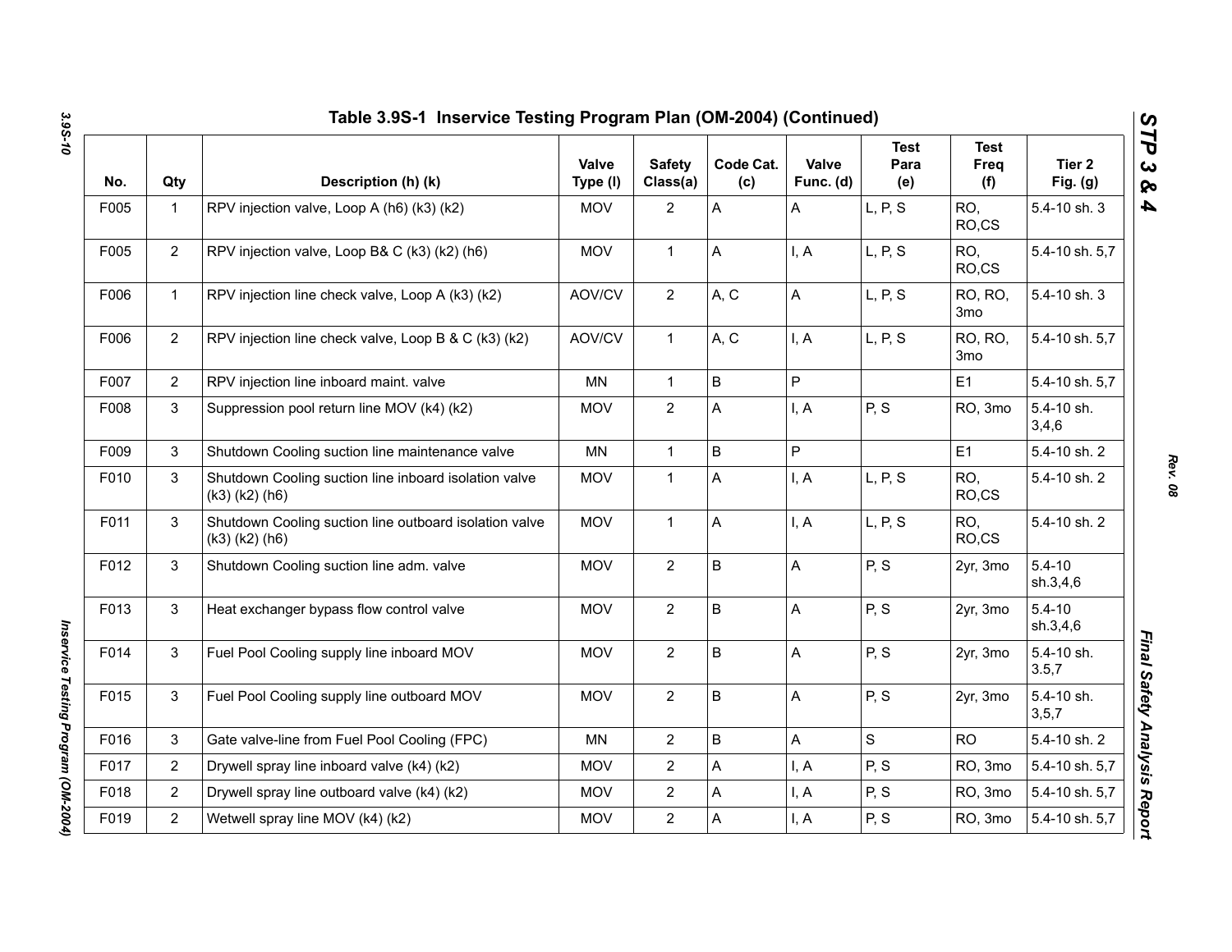# Table 3.9S-1 Inservice Testing Program Plan (OM-2004) (Continued)

| No. | Qty | Description (h) (k) | Valve Type (l) | Safety Class(a) | Code Cat. (c) | Valve Func. (d) | Test Para (e) | Test Freq (f) | Tier 2 Fig. (g) |
|---|---|---|---|---|---|---|---|---|---|
| F005 | 1 | RPV injection valve, Loop A (h6) (k3) (k2) | MOV | 2 | A | A | L, P, S | RO, RO,CS | 5.4-10 sh. 3 |
| F005 | 2 | RPV injection valve, Loop B& C (k3) (k2) (h6) | MOV | 1 | A | I, A | L, P, S | RO, RO,CS | 5.4-10 sh. 5,7 |
| F006 | 1 | RPV injection line check valve, Loop A (k3) (k2) | AOV/CV | 2 | A, C | A | L, P, S | RO, RO, 3mo | 5.4-10 sh. 3 |
| F006 | 2 | RPV injection line check valve, Loop B & C (k3) (k2) | AOV/CV | 1 | A, C | I, A | L, P, S | RO, RO, 3mo | 5.4-10 sh. 5,7 |
| F007 | 2 | RPV injection line inboard maint. valve | MN | 1 | B | P | | E1 | 5.4-10 sh. 5,7 |
| F008 | 3 | Suppression pool return line MOV (k4) (k2) | MOV | 2 | A | I, A | P, S | RO, 3mo | 5.4-10 sh. 3,4,6 |
| F009 | 3 | Shutdown Cooling suction line maintenance valve | MN | 1 | B | P | | E1 | 5.4-10 sh. 2 |
| F010 | 3 | Shutdown Cooling suction line inboard isolation valve (k3) (k2) (h6) | MOV | 1 | A | I, A | L, P, S | RO, RO,CS | 5.4-10 sh. 2 |
| F011 | 3 | Shutdown Cooling suction line outboard isolation valve (k3) (k2) (h6) | MOV | 1 | A | I, A | L, P, S | RO, RO,CS | 5.4-10 sh. 2 |
| F012 | 3 | Shutdown Cooling suction line adm. valve | MOV | 2 | B | A | P, S | 2yr, 3mo | 5.4-10 sh.3,4,6 |
| F013 | 3 | Heat exchanger bypass flow control valve | MOV | 2 | B | A | P, S | 2yr, 3mo | 5.4-10 sh.3,4,6 |
| F014 | 3 | Fuel Pool Cooling supply line inboard MOV | MOV | 2 | B | A | P, S | 2yr, 3mo | 5.4-10 sh. 3,5,7 |
| F015 | 3 | Fuel Pool Cooling supply line outboard MOV | MOV | 2 | B | A | P, S | 2yr, 3mo | 5.4-10 sh. 3,5,7 |
| F016 | 3 | Gate valve-line from Fuel Pool Cooling (FPC) | MN | 2 | B | A | S | RO | 5.4-10 sh. 2 |
| F017 | 2 | Drywell spray line inboard valve (k4) (k2) | MOV | 2 | A | I, A | P, S | RO, 3mo | 5.4-10 sh. 5,7 |
| F018 | 2 | Drywell spray line outboard valve (k4) (k2) | MOV | 2 | A | I, A | P, S | RO, 3mo | 5.4-10 sh. 5,7 |
| F019 | 2 | Wetwell spray line MOV (k4) (k2) | MOV | 2 | A | I, A | P, S | RO, 3mo | 5.4-10 sh. 5,7 |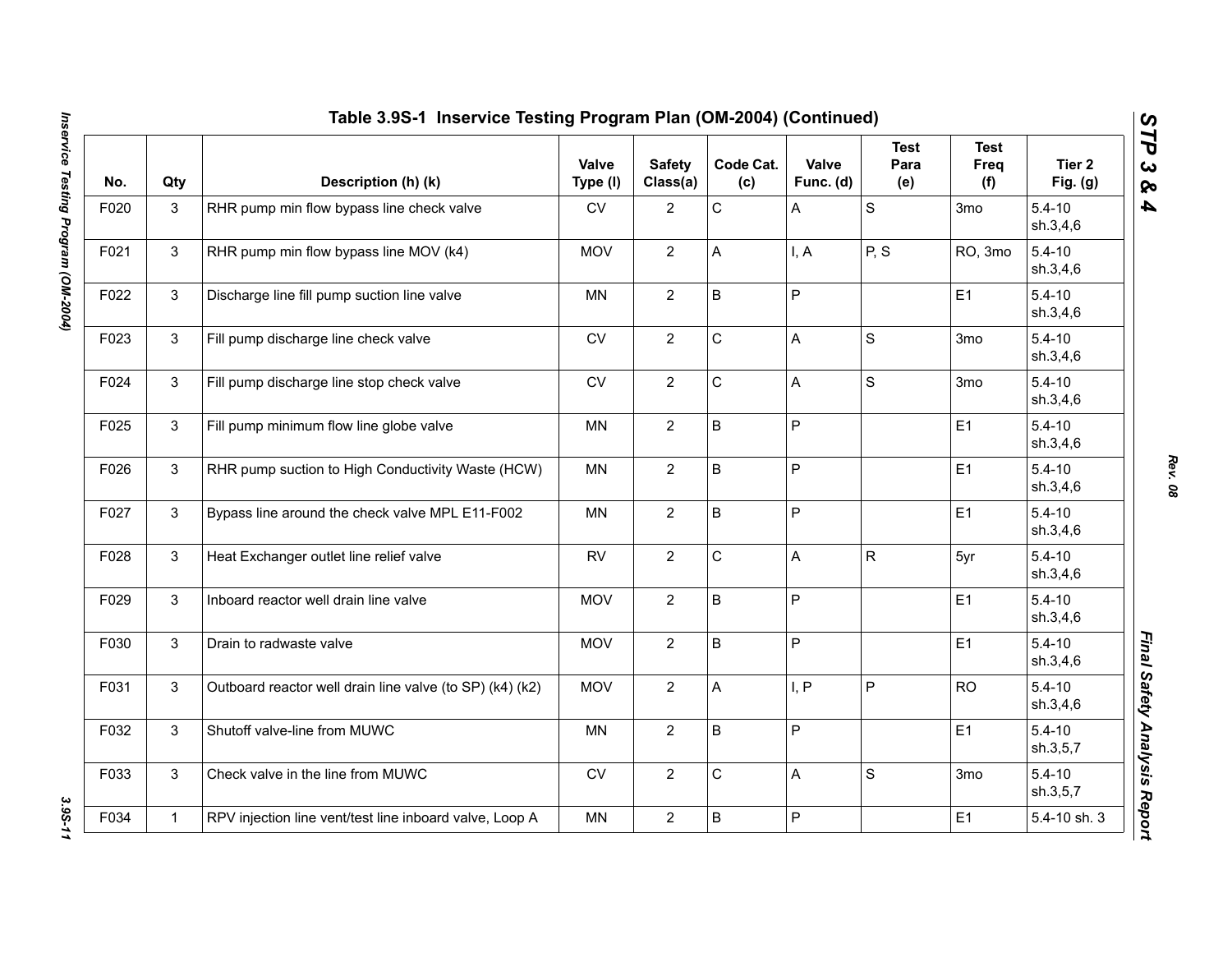## Table 3.9S-1 Inservice Testing Program Plan (OM-2004) (Continued)

| No. | Qty | Description (h) (k) | Valve Type (l) | Safety Class(a) | Code Cat. (c) | Valve Func. (d) | Test Para (e) | Test Freq (f) | Tier 2 Fig. (g) |
|---|---|---|---|---|---|---|---|---|---|
| F020 | 3 | RHR pump min flow bypass line check valve | CV | 2 | C | A | S | 3mo | 5.4-10 sh.3,4,6 |
| F021 | 3 | RHR pump min flow bypass line MOV (k4) | MOV | 2 | A | I, A | P, S | RO, 3mo | 5.4-10 sh.3,4,6 |
| F022 | 3 | Discharge line fill pump suction line valve | MN | 2 | B | P | | E1 | 5.4-10 sh.3,4,6 |
| F023 | 3 | Fill pump discharge line check valve | CV | 2 | C | A | S | 3mo | 5.4-10 sh.3,4,6 |
| F024 | 3 | Fill pump discharge line stop check valve | CV | 2 | C | A | S | 3mo | 5.4-10 sh.3,4,6 |
| F025 | 3 | Fill pump minimum flow line globe valve | MN | 2 | B | P | | E1 | 5.4-10 sh.3,4,6 |
| F026 | 3 | RHR pump suction to High Conductivity Waste (HCW) | MN | 2 | B | P | | E1 | 5.4-10 sh.3,4,6 |
| F027 | 3 | Bypass line around the check valve MPL E11-F002 | MN | 2 | B | P | | E1 | 5.4-10 sh.3,4,6 |
| F028 | 3 | Heat Exchanger outlet line relief valve | RV | 2 | C | A | R | 5yr | 5.4-10 sh.3,4,6 |
| F029 | 3 | Inboard reactor well drain line valve | MOV | 2 | B | P | | E1 | 5.4-10 sh.3,4,6 |
| F030 | 3 | Drain to radwaste valve | MOV | 2 | B | P | | E1 | 5.4-10 sh.3,4,6 |
| F031 | 3 | Outboard reactor well drain line valve (to SP) (k4) (k2) | MOV | 2 | A | I, P | P | RO | 5.4-10 sh.3,4,6 |
| F032 | 3 | Shutoff valve-line from MUWC | MN | 2 | B | P | | E1 | 5.4-10 sh.3,5,7 |
| F033 | 3 | Check valve in the line from MUWC | CV | 2 | C | A | S | 3mo | 5.4-10 sh.3,5,7 |
| F034 | 1 | RPV injection line vent/test line inboard valve, Loop A | MN | 2 | B | P | | E1 | 5.4-10 sh. 3 |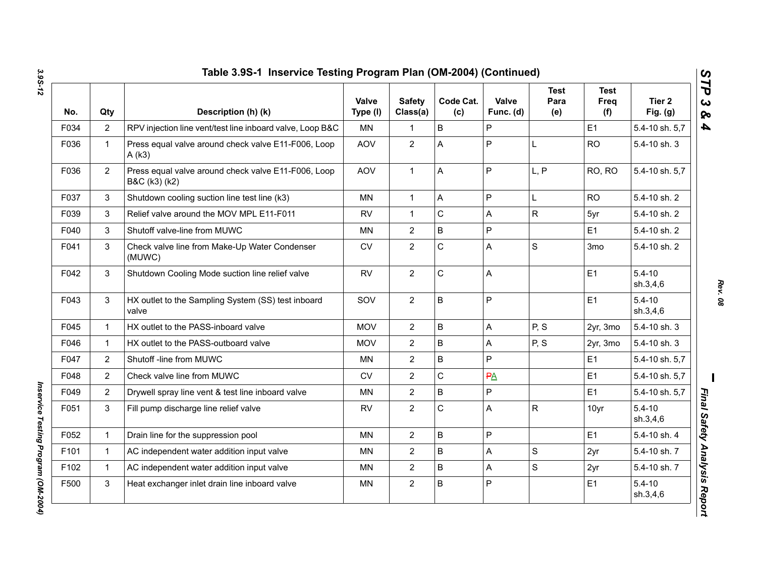# Table 3.9S-1 Inservice Testing Program Plan (OM-2004) (Continued)

| No. | Qty | Description (h) (k) | Valve Type (l) | Safety Class(a) | Code Cat. (c) | Valve Func. (d) | Test Para (e) | Test Freq (f) | Tier 2 Fig. (g) |
|---|---|---|---|---|---|---|---|---|---|
| F034 | 2 | RPV injection line vent/test line inboard valve, Loop B&C | MN | 1 | B | P | | E1 | 5.4-10 sh. 5,7 |
| F036 | 1 | Press equal valve around check valve E11-F006, Loop A (k3) | AOV | 2 | A | P | L | RO | 5.4-10 sh. 3 |
| F036 | 2 | Press equal valve around check valve E11-F006, Loop B&C (k3) (k2) | AOV | 1 | A | P | L, P | RO, RO | 5.4-10 sh. 5,7 |
| F037 | 3 | Shutdown cooling suction line test line (k3) | MN | 1 | A | P | L | RO | 5.4-10 sh. 2 |
| F039 | 3 | Relief valve around the MOV MPL E11-F011 | RV | 1 | C | A | R | 5yr | 5.4-10 sh. 2 |
| F040 | 3 | Shutoff valve-line from MUWC | MN | 2 | B | P | | E1 | 5.4-10 sh. 2 |
| F041 | 3 | Check valve line from Make-Up Water Condenser (MUWC) | CV | 2 | C | A | S | 3mo | 5.4-10 sh. 2 |
| F042 | 3 | Shutdown Cooling Mode suction line relief valve | RV | 2 | C | A | | E1 | 5.4-10 sh.3,4,6 |
| F043 | 3 | HX outlet to the Sampling System (SS) test inboard valve | SOV | 2 | B | P | | E1 | 5.4-10 sh.3,4,6 |
| F045 | 1 | HX outlet to the PASS-inboard valve | MOV | 2 | B | A | P, S | 2yr, 3mo | 5.4-10 sh. 3 |
| F046 | 1 | HX outlet to the PASS-outboard valve | MOV | 2 | B | A | P, S | 2yr, 3mo | 5.4-10 sh. 3 |
| F047 | 2 | Shutoff -line from MUWC | MN | 2 | B | P | | E1 | 5.4-10 sh. 5,7 |
| F048 | 2 | Check valve line from MUWC | CV | 2 | C | ~~P~~A | | E1 | 5.4-10 sh. 5,7 |
| F049 | 2 | Drywell spray line vent & test line inboard valve | MN | 2 | B | P | | E1 | 5.4-10 sh. 5,7 |
| F051 | 3 | Fill pump discharge line relief valve | RV | 2 | C | A | R | 10yr | 5.4-10 sh.3,4,6 |
| F052 | 1 | Drain line for the suppression pool | MN | 2 | B | P | | E1 | 5.4-10 sh. 4 |
| F101 | 1 | AC independent water addition input valve | MN | 2 | B | A | S | 2yr | 5.4-10 sh. 7 |
| F102 | 1 | AC independent water addition input valve | MN | 2 | B | A | S | 2yr | 5.4-10 sh. 7 |
| F500 | 3 | Heat exchanger inlet drain line inboard valve | MN | 2 | B | P | | E1 | 5.4-10 sh.3,4,6 |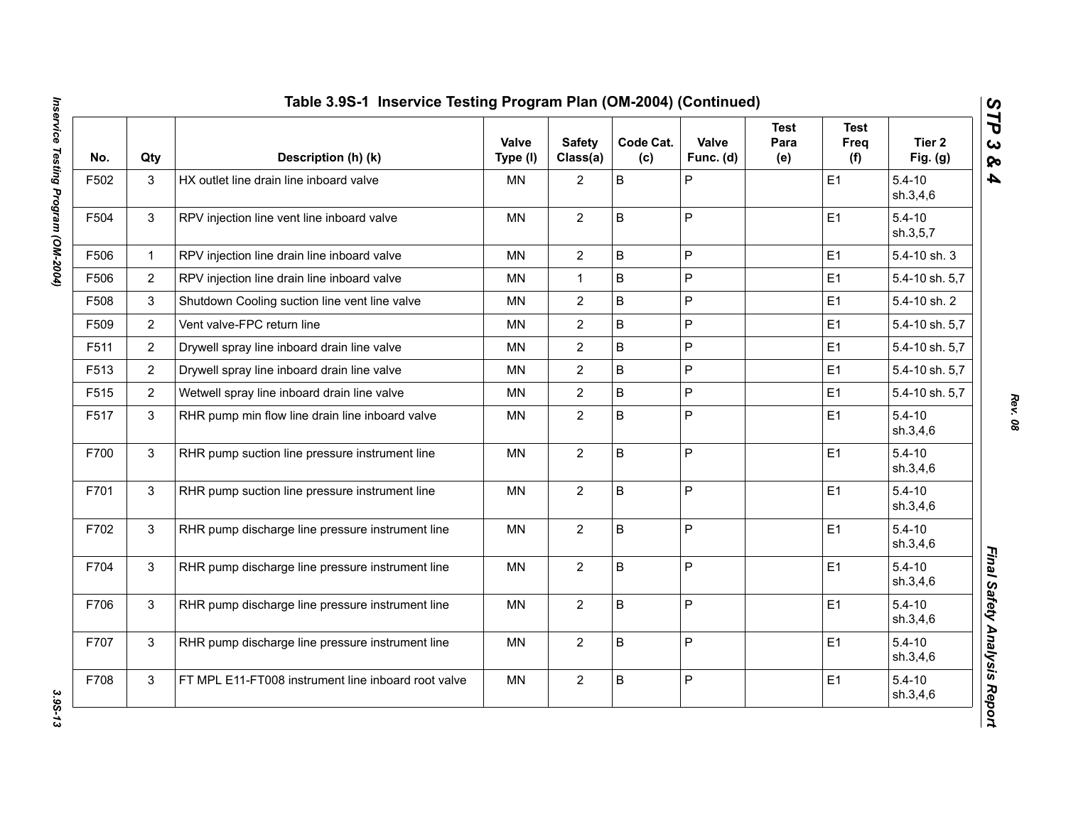# Table 3.9S-1 Inservice Testing Program Plan (OM-2004) (Continued)

| No. | Qty | Description (h) (k) | Valve Type (l) | Safety Class(a) | Code Cat. (c) | Valve Func. (d) | Test Para (e) | Test Freq (f) | Tier 2 Fig. (g) |
|---|---|---|---|---|---|---|---|---|---|
| F502 | 3 | HX outlet line drain line inboard valve | MN | 2 | B | P | | E1 | 5.4-10 sh.3,4,6 |
| F504 | 3 | RPV injection line vent line inboard valve | MN | 2 | B | P | | E1 | 5.4-10 sh.3,5,7 |
| F506 | 1 | RPV injection line drain line inboard valve | MN | 2 | B | P | | E1 | 5.4-10 sh. 3 |
| F506 | 2 | RPV injection line drain line inboard valve | MN | 1 | B | P | | E1 | 5.4-10 sh. 5,7 |
| F508 | 3 | Shutdown Cooling suction line vent line valve | MN | 2 | B | P | | E1 | 5.4-10 sh. 2 |
| F509 | 2 | Vent valve-FPC return line | MN | 2 | B | P | | E1 | 5.4-10 sh. 5,7 |
| F511 | 2 | Drywell spray line inboard drain line valve | MN | 2 | B | P | | E1 | 5.4-10 sh. 5,7 |
| F513 | 2 | Drywell spray line inboard drain line valve | MN | 2 | B | P | | E1 | 5.4-10 sh. 5,7 |
| F515 | 2 | Wetwell spray line inboard drain line valve | MN | 2 | B | P | | E1 | 5.4-10 sh. 5,7 |
| F517 | 3 | RHR pump min flow line drain line inboard valve | MN | 2 | B | P | | E1 | 5.4-10 sh.3,4,6 |
| F700 | 3 | RHR pump suction line pressure instrument line | MN | 2 | B | P | | E1 | 5.4-10 sh.3,4,6 |
| F701 | 3 | RHR pump suction line pressure instrument line | MN | 2 | B | P | | E1 | 5.4-10 sh.3,4,6 |
| F702 | 3 | RHR pump discharge line pressure instrument line | MN | 2 | B | P | | E1 | 5.4-10 sh.3,4,6 |
| F704 | 3 | RHR pump discharge line pressure instrument line | MN | 2 | B | P | | E1 | 5.4-10 sh.3,4,6 |
| F706 | 3 | RHR pump discharge line pressure instrument line | MN | 2 | B | P | | E1 | 5.4-10 sh.3,4,6 |
| F707 | 3 | RHR pump discharge line pressure instrument line | MN | 2 | B | P | | E1 | 5.4-10 sh.3,4,6 |
| F708 | 3 | FT MPL E11-FT008 instrument line inboard root valve | MN | 2 | B | P | | E1 | 5.4-10 sh.3,4,6 |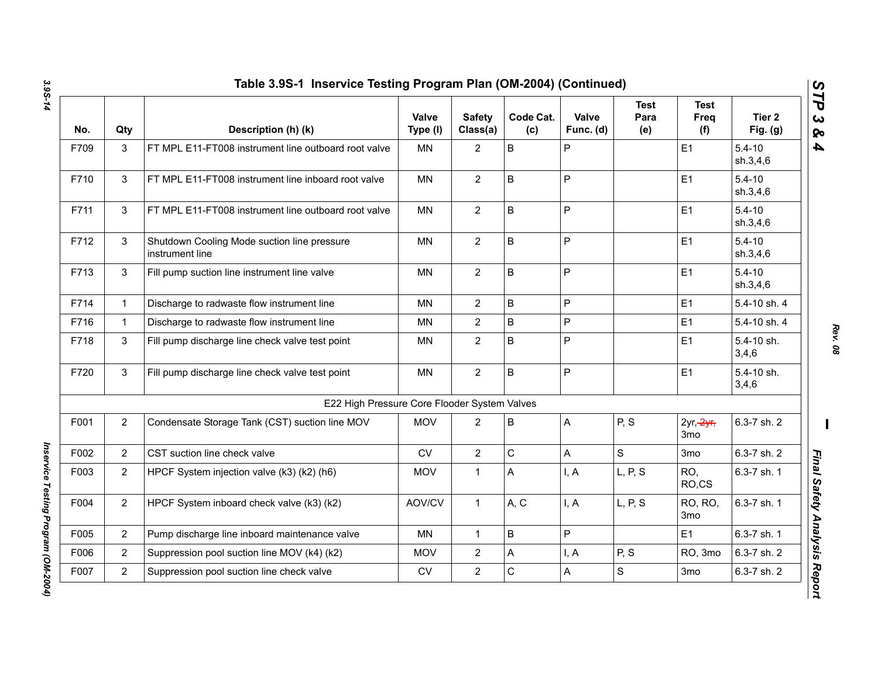## Table 3.9S-1 Inservice Testing Program Plan (OM-2004) (Continued)

| No. | Qty | Description (h) (k) | Valve Type (l) | Safety Class(a) | Code Cat. (c) | Valve Func. (d) | Test Para (e) | Test Freq (f) | Tier 2 Fig. (g) |
|---|---|---|---|---|---|---|---|---|---|
| F709 | 3 | FT MPL E11-FT008 instrument line outboard root valve | MN | 2 | B | P | | E1 | 5.4-10 sh.3,4,6 |
| F710 | 3 | FT MPL E11-FT008 instrument line inboard root valve | MN | 2 | B | P | | E1 | 5.4-10 sh.3,4,6 |
| F711 | 3 | FT MPL E11-FT008 instrument line outboard root valve | MN | 2 | B | P | | E1 | 5.4-10 sh.3,4,6 |
| F712 | 3 | Shutdown Cooling Mode suction line pressure instrument line | MN | 2 | B | P | | E1 | 5.4-10 sh.3,4,6 |
| F713 | 3 | Fill pump suction line instrument line valve | MN | 2 | B | P | | E1 | 5.4-10 sh.3,4,6 |
| F714 | 1 | Discharge to radwaste flow instrument line | MN | 2 | B | P | | E1 | 5.4-10 sh. 4 |
| F716 | 1 | Discharge to radwaste flow instrument line | MN | 2 | B | P | | E1 | 5.4-10 sh. 4 |
| F718 | 3 | Fill pump discharge line check valve test point | MN | 2 | B | P | | E1 | 5.4-10 sh. 3,4,6 |
| F720 | 3 | Fill pump discharge line check valve test point | MN | 2 | B | P | | E1 | 5.4-10 sh. 3,4,6 |
| | | E22 High Pressure Core Flooder System Valves | | | | | | | |
| F001 | 2 | Condensate Storage Tank (CST) suction line MOV | MOV | 2 | B | A | P, S | 2yr, ~~2yr,~~ 3mo | 6.3-7 sh. 2 |
| F002 | 2 | CST suction line check valve | CV | 2 | C | A | S | 3mo | 6.3-7 sh. 2 |
| F003 | 2 | HPCF System injection valve (k3) (k2) (h6) | MOV | 1 | A | I, A | L, P, S | RO, RO,CS | 6.3-7 sh. 1 |
| F004 | 2 | HPCF System inboard check valve (k3) (k2) | AOV/CV | 1 | A, C | I, A | L, P, S | RO, RO, 3mo | 6.3-7 sh. 1 |
| F005 | 2 | Pump discharge line inboard maintenance valve | MN | 1 | B | P | | E1 | 6.3-7 sh. 1 |
| F006 | 2 | Suppression pool suction line MOV (k4) (k2) | MOV | 2 | A | I, A | P, S | RO, 3mo | 6.3-7 sh. 2 |
| F007 | 2 | Suppression pool suction line check valve | CV | 2 | C | A | S | 3mo | 6.3-7 sh. 2 |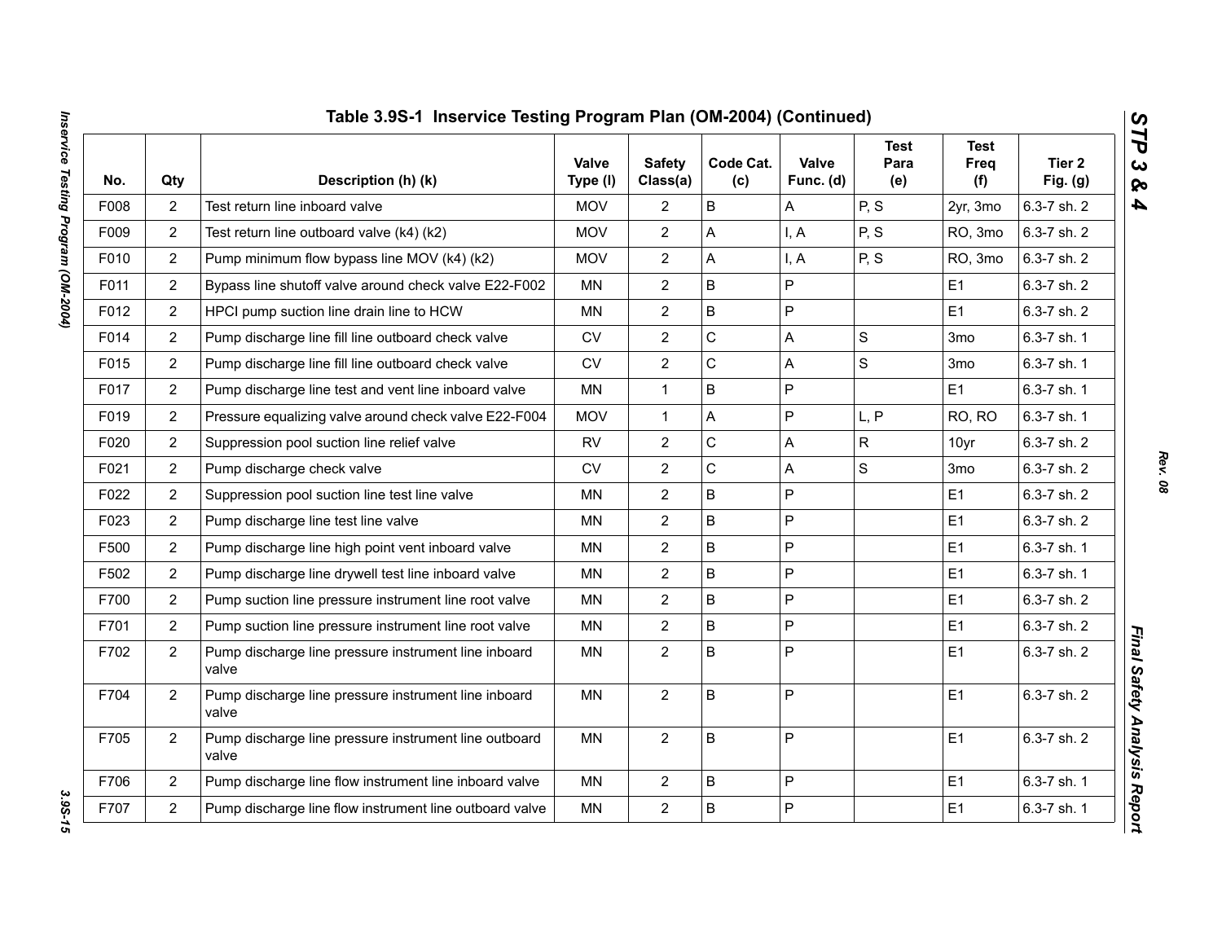## Table 3.9S-1 Inservice Testing Program Plan (OM-2004) (Continued)

| No. | Qty | Description (h) (k) | Valve Type (l) | Safety Class(a) | Code Cat. (c) | Valve Func. (d) | Test Para (e) | Test Freq (f) | Tier 2 Fig. (g) |
|---|---|---|---|---|---|---|---|---|---|
| F008 | 2 | Test return line inboard valve | MOV | 2 | B | A | P, S | 2yr, 3mo | 6.3-7 sh. 2 |
| F009 | 2 | Test return line outboard valve (k4) (k2) | MOV | 2 | A | I, A | P, S | RO, 3mo | 6.3-7 sh. 2 |
| F010 | 2 | Pump minimum flow bypass line MOV (k4) (k2) | MOV | 2 | A | I, A | P, S | RO, 3mo | 6.3-7 sh. 2 |
| F011 | 2 | Bypass line shutoff valve around check valve E22-F002 | MN | 2 | B | P | | E1 | 6.3-7 sh. 2 |
| F012 | 2 | HPCI pump suction line drain line to HCW | MN | 2 | B | P | | E1 | 6.3-7 sh. 2 |
| F014 | 2 | Pump discharge line fill line outboard check valve | CV | 2 | C | A | S | 3mo | 6.3-7 sh. 1 |
| F015 | 2 | Pump discharge line fill line outboard check valve | CV | 2 | C | A | S | 3mo | 6.3-7 sh. 1 |
| F017 | 2 | Pump discharge line test and vent line inboard valve | MN | 1 | B | P | | E1 | 6.3-7 sh. 1 |
| F019 | 2 | Pressure equalizing valve around check valve E22-F004 | MOV | 1 | A | P | L, P | RO, RO | 6.3-7 sh. 1 |
| F020 | 2 | Suppression pool suction line relief valve | RV | 2 | C | A | R | 10yr | 6.3-7 sh. 2 |
| F021 | 2 | Pump discharge check valve | CV | 2 | C | A | S | 3mo | 6.3-7 sh. 2 |
| F022 | 2 | Suppression pool suction line test line valve | MN | 2 | B | P | | E1 | 6.3-7 sh. 2 |
| F023 | 2 | Pump discharge line test line valve | MN | 2 | B | P | | E1 | 6.3-7 sh. 2 |
| F500 | 2 | Pump discharge line high point vent inboard valve | MN | 2 | B | P | | E1 | 6.3-7 sh. 1 |
| F502 | 2 | Pump discharge line drywell test line inboard valve | MN | 2 | B | P | | E1 | 6.3-7 sh. 1 |
| F700 | 2 | Pump suction line pressure instrument line root valve | MN | 2 | B | P | | E1 | 6.3-7 sh. 2 |
| F701 | 2 | Pump suction line pressure instrument line root valve | MN | 2 | B | P | | E1 | 6.3-7 sh. 2 |
| F702 | 2 | Pump discharge line pressure instrument line inboard valve | MN | 2 | B | P | | E1 | 6.3-7 sh. 2 |
| F704 | 2 | Pump discharge line pressure instrument line inboard valve | MN | 2 | B | P | | E1 | 6.3-7 sh. 2 |
| F705 | 2 | Pump discharge line pressure instrument line outboard valve | MN | 2 | B | P | | E1 | 6.3-7 sh. 2 |
| F706 | 2 | Pump discharge line flow instrument line inboard valve | MN | 2 | B | P | | E1 | 6.3-7 sh. 1 |
| F707 | 2 | Pump discharge line flow instrument line outboard valve | MN | 2 | B | P | | E1 | 6.3-7 sh. 1 |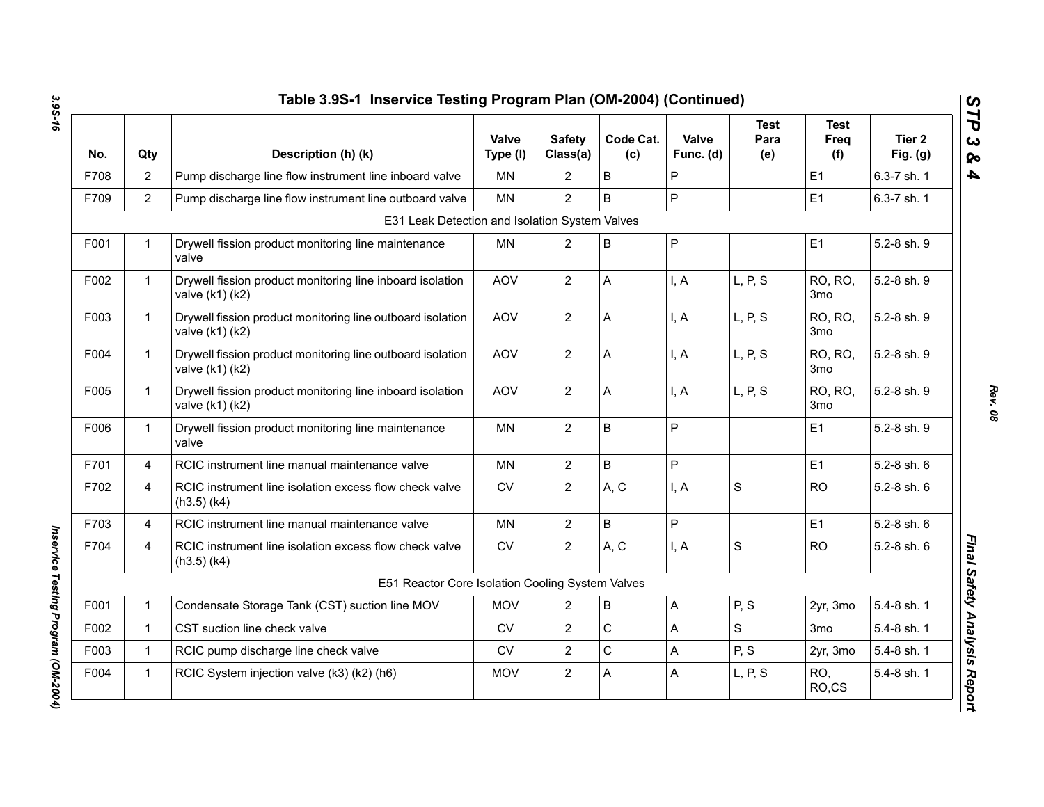## Table 3.9S-1 Inservice Testing Program Plan (OM-2004) (Continued)

| No. | Qty | Description (h) (k) | Valve Type (l) | Safety Class(a) | Code Cat. (c) | Valve Func. (d) | Test Para (e) | Test Freq (f) | Tier 2 Fig. (g) |
|---|---|---|---|---|---|---|---|---|---|
| F708 | 2 | Pump discharge line flow instrument line inboard valve | MN | 2 | B | P | | E1 | 6.3-7 sh. 1 |
| F709 | 2 | Pump discharge line flow instrument line outboard valve | MN | 2 | B | P | | E1 | 6.3-7 sh. 1 |
| | | E31 Leak Detection and Isolation System Valves | | | | | | | |
| F001 | 1 | Drywell fission product monitoring line maintenance valve | MN | 2 | B | P | | E1 | 5.2-8 sh. 9 |
| F002 | 1 | Drywell fission product monitoring line inboard isolation valve (k1) (k2) | AOV | 2 | A | I, A | L, P, S | RO, RO, 3mo | 5.2-8 sh. 9 |
| F003 | 1 | Drywell fission product monitoring line outboard isolation valve (k1) (k2) | AOV | 2 | A | I, A | L, P, S | RO, RO, 3mo | 5.2-8 sh. 9 |
| F004 | 1 | Drywell fission product monitoring line outboard isolation valve (k1) (k2) | AOV | 2 | A | I, A | L, P, S | RO, RO, 3mo | 5.2-8 sh. 9 |
| F005 | 1 | Drywell fission product monitoring line inboard isolation valve (k1) (k2) | AOV | 2 | A | I, A | L, P, S | RO, RO, 3mo | 5.2-8 sh. 9 |
| F006 | 1 | Drywell fission product monitoring line maintenance valve | MN | 2 | B | P | | E1 | 5.2-8 sh. 9 |
| F701 | 4 | RCIC instrument line manual maintenance valve | MN | 2 | B | P | | E1 | 5.2-8 sh. 6 |
| F702 | 4 | RCIC instrument line isolation excess flow check valve (h3.5) (k4) | CV | 2 | A, C | I, A | S | RO | 5.2-8 sh. 6 |
| F703 | 4 | RCIC instrument line manual maintenance valve | MN | 2 | B | P | | E1 | 5.2-8 sh. 6 |
| F704 | 4 | RCIC instrument line isolation excess flow check valve (h3.5) (k4) | CV | 2 | A, C | I, A | S | RO | 5.2-8 sh. 6 |
| | | E51 Reactor Core Isolation Cooling System Valves | | | | | | | |
| F001 | 1 | Condensate Storage Tank (CST) suction line MOV | MOV | 2 | B | A | P, S | 2yr, 3mo | 5.4-8 sh. 1 |
| F002 | 1 | CST suction line check valve | CV | 2 | C | A | S | 3mo | 5.4-8 sh. 1 |
| F003 | 1 | RCIC pump discharge line check valve | CV | 2 | C | A | P, S | 2yr, 3mo | 5.4-8 sh. 1 |
| F004 | 1 | RCIC System injection valve (k3) (k2) (h6) | MOV | 2 | A | A | L, P, S | RO, RO,CS | 5.4-8 sh. 1 |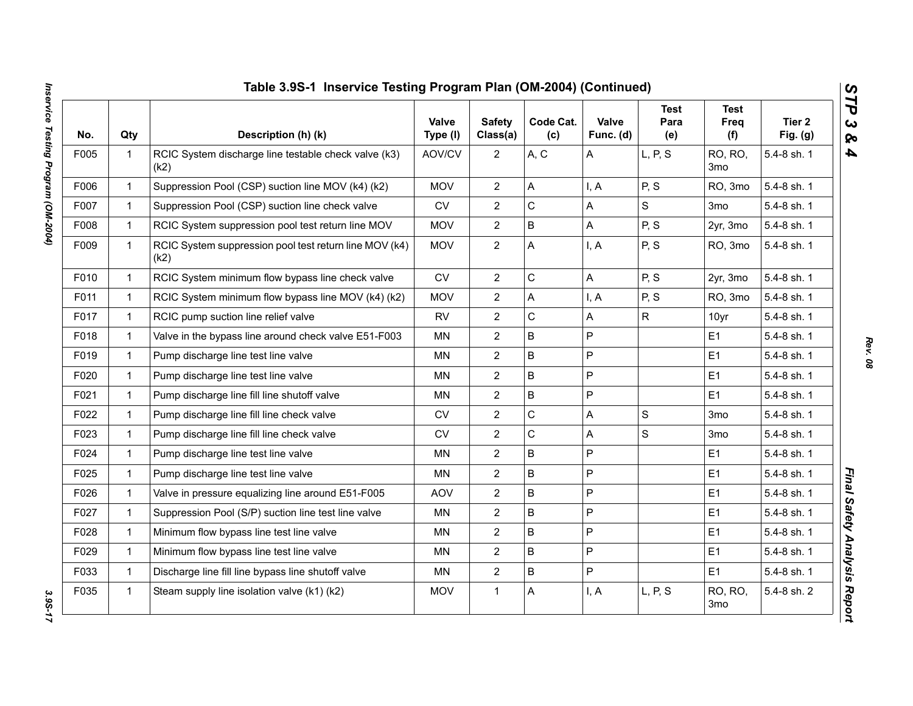## Table 3.9S-1 Inservice Testing Program Plan (OM-2004) (Continued)

| No. | Qty | Description (h) (k) | Valve Type (l) | Safety Class(a) | Code Cat. (c) | Valve Func. (d) | Test Para (e) | Test Freq (f) | Tier 2 Fig. (g) |
|---|---|---|---|---|---|---|---|---|---|
| F005 | 1 | RCIC System discharge line testable check valve (k3) (k2) | AOV/CV | 2 | A, C | A | L, P, S | RO, RO, 3mo | 5.4-8 sh. 1 |
| F006 | 1 | Suppression Pool (CSP) suction line MOV (k4) (k2) | MOV | 2 | A | I, A | P, S | RO, 3mo | 5.4-8 sh. 1 |
| F007 | 1 | Suppression Pool (CSP) suction line check valve | CV | 2 | C | A | S | 3mo | 5.4-8 sh. 1 |
| F008 | 1 | RCIC System suppression pool test return line MOV | MOV | 2 | B | A | P, S | 2yr, 3mo | 5.4-8 sh. 1 |
| F009 | 1 | RCIC System suppression pool test return line MOV (k4) (k2) | MOV | 2 | A | I, A | P, S | RO, 3mo | 5.4-8 sh. 1 |
| F010 | 1 | RCIC System minimum flow bypass line check valve | CV | 2 | C | A | P, S | 2yr, 3mo | 5.4-8 sh. 1 |
| F011 | 1 | RCIC System minimum flow bypass line MOV (k4) (k2) | MOV | 2 | A | I, A | P, S | RO, 3mo | 5.4-8 sh. 1 |
| F017 | 1 | RCIC pump suction line relief valve | RV | 2 | C | A | R | 10yr | 5.4-8 sh. 1 |
| F018 | 1 | Valve in the bypass line around check valve E51-F003 | MN | 2 | B | P | | E1 | 5.4-8 sh. 1 |
| F019 | 1 | Pump discharge line test line valve | MN | 2 | B | P | | E1 | 5.4-8 sh. 1 |
| F020 | 1 | Pump discharge line test line valve | MN | 2 | B | P | | E1 | 5.4-8 sh. 1 |
| F021 | 1 | Pump discharge line fill line shutoff valve | MN | 2 | B | P | | E1 | 5.4-8 sh. 1 |
| F022 | 1 | Pump discharge line fill line check valve | CV | 2 | C | A | S | 3mo | 5.4-8 sh. 1 |
| F023 | 1 | Pump discharge line fill line check valve | CV | 2 | C | A | S | 3mo | 5.4-8 sh. 1 |
| F024 | 1 | Pump discharge line test line valve | MN | 2 | B | P | | E1 | 5.4-8 sh. 1 |
| F025 | 1 | Pump discharge line test line valve | MN | 2 | B | P | | E1 | 5.4-8 sh. 1 |
| F026 | 1 | Valve in pressure equalizing line around E51-F005 | AOV | 2 | B | P | | E1 | 5.4-8 sh. 1 |
| F027 | 1 | Suppression Pool (S/P) suction line test line valve | MN | 2 | B | P | | E1 | 5.4-8 sh. 1 |
| F028 | 1 | Minimum flow bypass line test line valve | MN | 2 | B | P | | E1 | 5.4-8 sh. 1 |
| F029 | 1 | Minimum flow bypass line test line valve | MN | 2 | B | P | | E1 | 5.4-8 sh. 1 |
| F033 | 1 | Discharge line fill line bypass line shutoff valve | MN | 2 | B | P | | E1 | 5.4-8 sh. 1 |
| F035 | 1 | Steam supply line isolation valve (k1) (k2) | MOV | 1 | A | I, A | L, P, S | RO, RO, 3mo | 5.4-8 sh. 2 |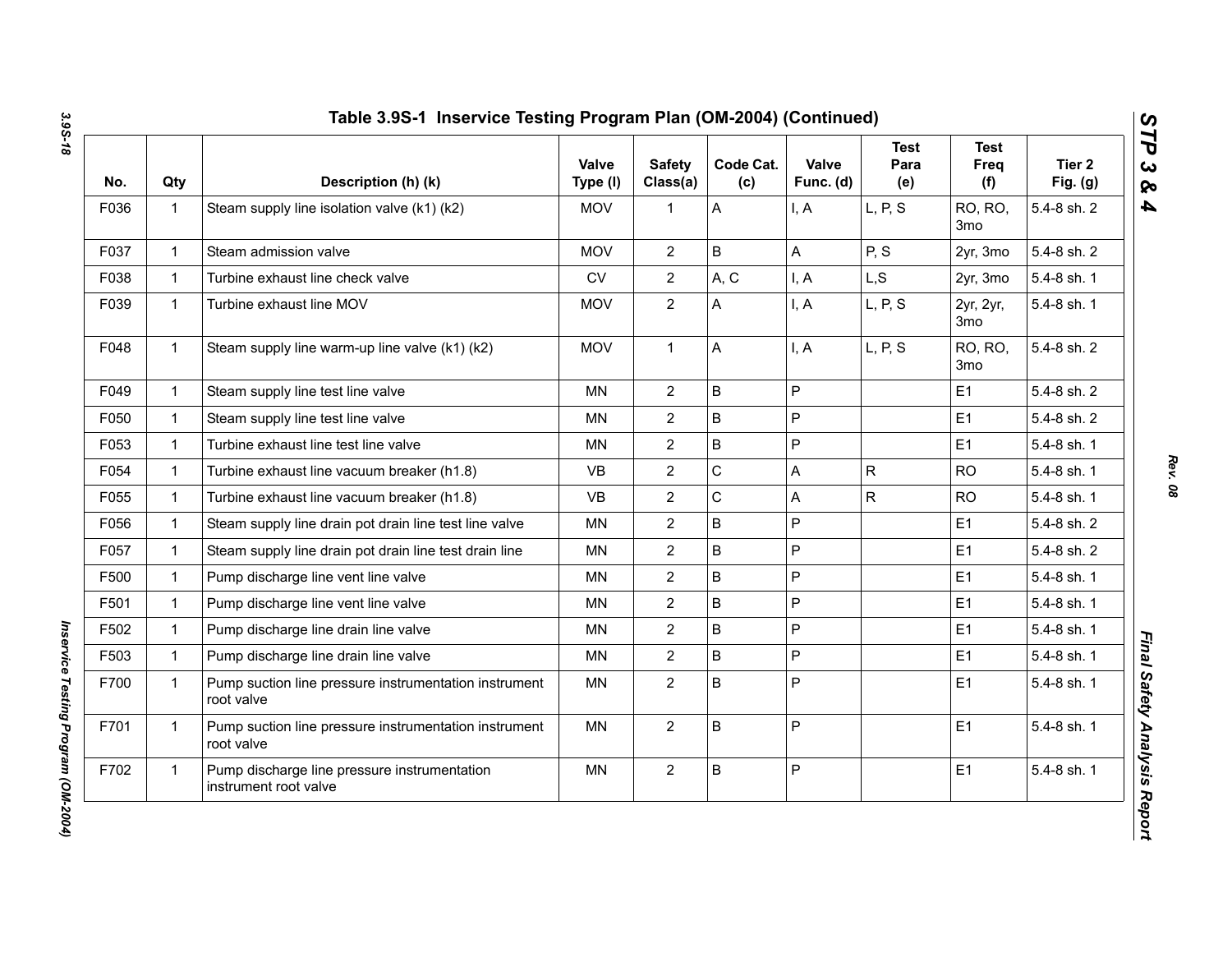## Table 3.9S-1 Inservice Testing Program Plan (OM-2004) (Continued)

| No. | Qty | Description (h) (k) | Valve Type (l) | Safety Class(a) | Code Cat. (c) | Valve Func. (d) | Test Para (e) | Test Freq (f) | Tier 2 Fig. (g) |
|---|---|---|---|---|---|---|---|---|---|
| F036 | 1 | Steam supply line isolation valve (k1) (k2) | MOV | 1 | A | I, A | L, P, S | RO, RO, 3mo | 5.4-8 sh. 2 |
| F037 | 1 | Steam admission valve | MOV | 2 | B | A | P, S | 2yr, 3mo | 5.4-8 sh. 2 |
| F038 | 1 | Turbine exhaust line check valve | CV | 2 | A, C | I, A | L,S | 2yr, 3mo | 5.4-8 sh. 1 |
| F039 | 1 | Turbine exhaust line MOV | MOV | 2 | A | I, A | L, P, S | 2yr, 2yr, 3mo | 5.4-8 sh. 1 |
| F048 | 1 | Steam supply line warm-up line valve (k1) (k2) | MOV | 1 | A | I, A | L, P, S | RO, RO, 3mo | 5.4-8 sh. 2 |
| F049 | 1 | Steam supply line test line valve | MN | 2 | B | P | | E1 | 5.4-8 sh. 2 |
| F050 | 1 | Steam supply line test line valve | MN | 2 | B | P | | E1 | 5.4-8 sh. 2 |
| F053 | 1 | Turbine exhaust line test line valve | MN | 2 | B | P | | E1 | 5.4-8 sh. 1 |
| F054 | 1 | Turbine exhaust line vacuum breaker (h1.8) | VB | 2 | C | A | R | RO | 5.4-8 sh. 1 |
| F055 | 1 | Turbine exhaust line vacuum breaker (h1.8) | VB | 2 | C | A | R | RO | 5.4-8 sh. 1 |
| F056 | 1 | Steam supply line drain pot drain line test line valve | MN | 2 | B | P | | E1 | 5.4-8 sh. 2 |
| F057 | 1 | Steam supply line drain pot drain line test drain line | MN | 2 | B | P | | E1 | 5.4-8 sh. 2 |
| F500 | 1 | Pump discharge line vent line valve | MN | 2 | B | P | | E1 | 5.4-8 sh. 1 |
| F501 | 1 | Pump discharge line vent line valve | MN | 2 | B | P | | E1 | 5.4-8 sh. 1 |
| F502 | 1 | Pump discharge line drain line valve | MN | 2 | B | P | | E1 | 5.4-8 sh. 1 |
| F503 | 1 | Pump discharge line drain line valve | MN | 2 | B | P | | E1 | 5.4-8 sh. 1 |
| F700 | 1 | Pump suction line pressure instrumentation instrument root valve | MN | 2 | B | P | | E1 | 5.4-8 sh. 1 |
| F701 | 1 | Pump suction line pressure instrumentation instrument root valve | MN | 2 | B | P | | E1 | 5.4-8 sh. 1 |
| F702 | 1 | Pump discharge line pressure instrumentation instrument root valve | MN | 2 | B | P | | E1 | 5.4-8 sh. 1 |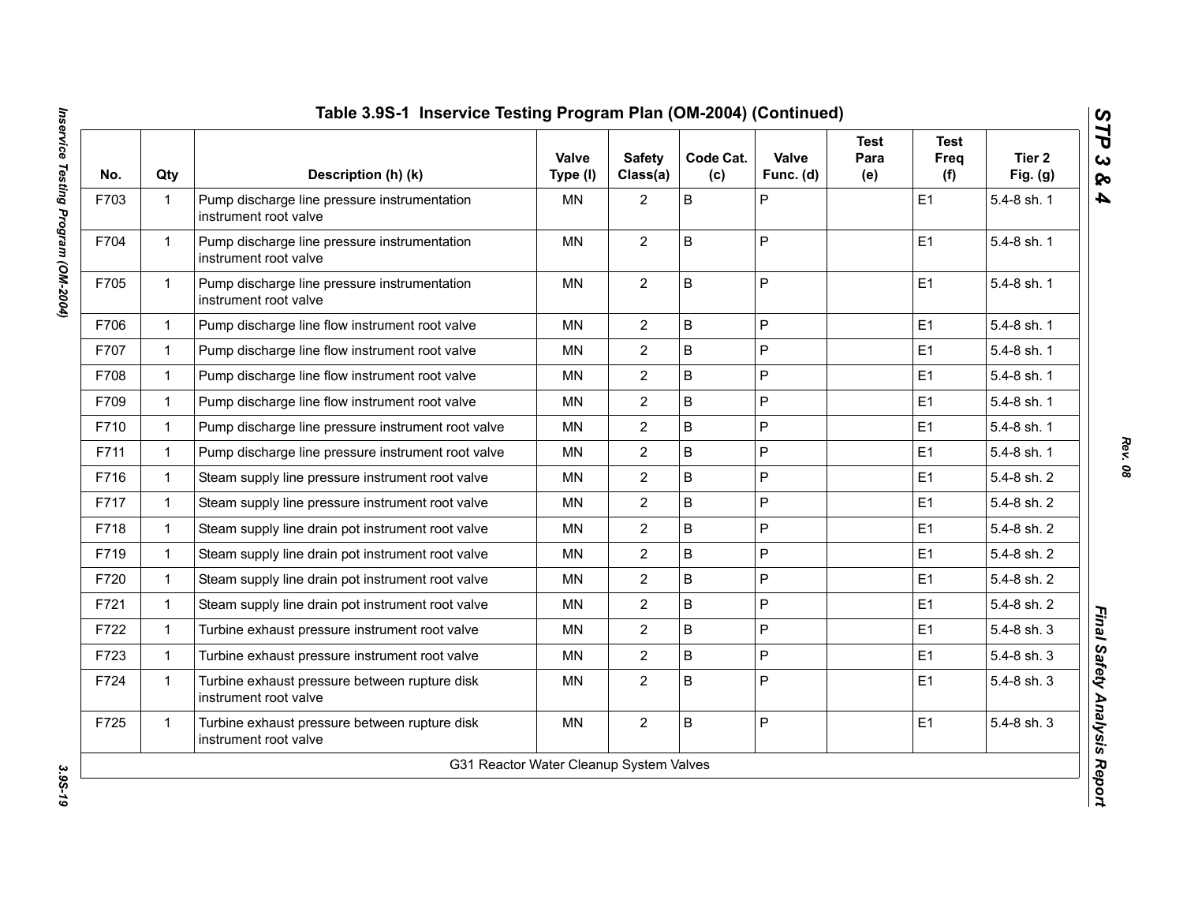## Table 3.9S-1 Inservice Testing Program Plan (OM-2004) (Continued)

| No. | Qty | Description (h) (k) | Valve Type (l) | Safety Class(a) | Code Cat. (c) | Valve Func. (d) | Test Para (e) | Test Freq (f) | Tier 2 Fig. (g) |
|---|---|---|---|---|---|---|---|---|---|
| F703 | 1 | Pump discharge line pressure instrumentation instrument root valve | MN | 2 | B | P | | E1 | 5.4-8 sh. 1 |
| F704 | 1 | Pump discharge line pressure instrumentation instrument root valve | MN | 2 | B | P | | E1 | 5.4-8 sh. 1 |
| F705 | 1 | Pump discharge line pressure instrumentation instrument root valve | MN | 2 | B | P | | E1 | 5.4-8 sh. 1 |
| F706 | 1 | Pump discharge line flow instrument root valve | MN | 2 | B | P | | E1 | 5.4-8 sh. 1 |
| F707 | 1 | Pump discharge line flow instrument root valve | MN | 2 | B | P | | E1 | 5.4-8 sh. 1 |
| F708 | 1 | Pump discharge line flow instrument root valve | MN | 2 | B | P | | E1 | 5.4-8 sh. 1 |
| F709 | 1 | Pump discharge line flow instrument root valve | MN | 2 | B | P | | E1 | 5.4-8 sh. 1 |
| F710 | 1 | Pump discharge line pressure instrument root valve | MN | 2 | B | P | | E1 | 5.4-8 sh. 1 |
| F711 | 1 | Pump discharge line pressure instrument root valve | MN | 2 | B | P | | E1 | 5.4-8 sh. 1 |
| F716 | 1 | Steam supply line pressure instrument root valve | MN | 2 | B | P | | E1 | 5.4-8 sh. 2 |
| F717 | 1 | Steam supply line pressure instrument root valve | MN | 2 | B | P | | E1 | 5.4-8 sh. 2 |
| F718 | 1 | Steam supply line drain pot instrument root valve | MN | 2 | B | P | | E1 | 5.4-8 sh. 2 |
| F719 | 1 | Steam supply line drain pot instrument root valve | MN | 2 | B | P | | E1 | 5.4-8 sh. 2 |
| F720 | 1 | Steam supply line drain pot instrument root valve | MN | 2 | B | P | | E1 | 5.4-8 sh. 2 |
| F721 | 1 | Steam supply line drain pot instrument root valve | MN | 2 | B | P | | E1 | 5.4-8 sh. 2 |
| F722 | 1 | Turbine exhaust pressure instrument root valve | MN | 2 | B | P | | E1 | 5.4-8 sh. 3 |
| F723 | 1 | Turbine exhaust pressure instrument root valve | MN | 2 | B | P | | E1 | 5.4-8 sh. 3 |
| F724 | 1 | Turbine exhaust pressure between rupture disk instrument root valve | MN | 2 | B | P | | E1 | 5.4-8 sh. 3 |
| F725 | 1 | Turbine exhaust pressure between rupture disk instrument root valve | MN | 2 | B | P | | E1 | 5.4-8 sh. 3 |
| | | G31 Reactor Water Cleanup System Valves | | | | | | | |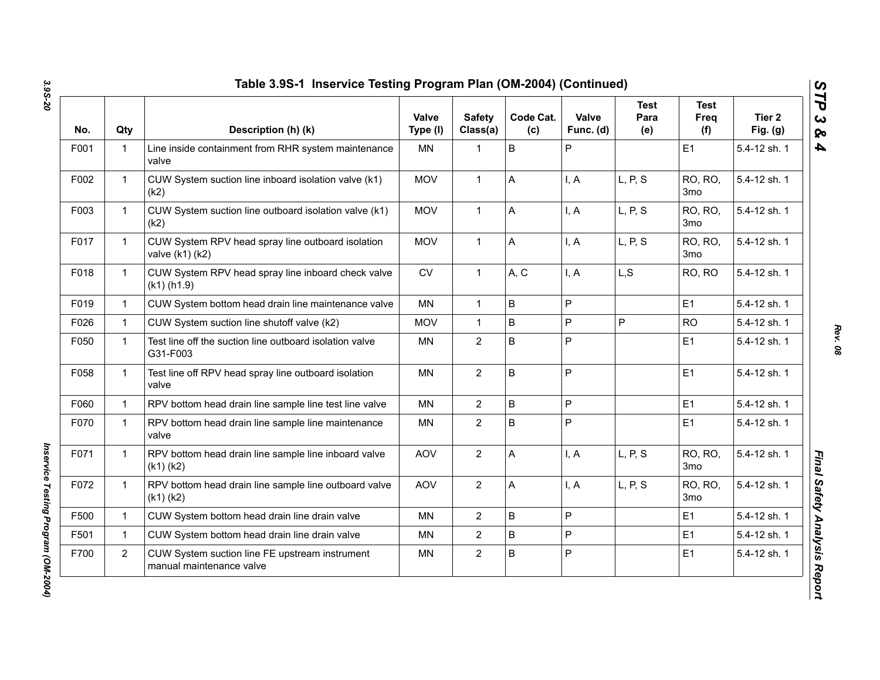## Table 3.9S-1 Inservice Testing Program Plan (OM-2004) (Continued)

| No. | Qty | Description (h) (k) | Valve Type (l) | Safety Class(a) | Code Cat. (c) | Valve Func. (d) | Test Para (e) | Test Freq (f) | Tier 2 Fig. (g) |
|---|---|---|---|---|---|---|---|---|---|
| F001 | 1 | Line inside containment from RHR system maintenance valve | MN | 1 | B | P | | E1 | 5.4-12 sh. 1 |
| F002 | 1 | CUW System suction line inboard isolation valve (k1) (k2) | MOV | 1 | A | I, A | L, P, S | RO, RO, 3mo | 5.4-12 sh. 1 |
| F003 | 1 | CUW System suction line outboard isolation valve (k1) (k2) | MOV | 1 | A | I, A | L, P, S | RO, RO, 3mo | 5.4-12 sh. 1 |
| F017 | 1 | CUW System RPV head spray line outboard isolation valve (k1) (k2) | MOV | 1 | A | I, A | L, P, S | RO, RO, 3mo | 5.4-12 sh. 1 |
| F018 | 1 | CUW System RPV head spray line inboard check valve (k1) (h1.9) | CV | 1 | A, C | I, A | L,S | RO, RO | 5.4-12 sh. 1 |
| F019 | 1 | CUW System bottom head drain line maintenance valve | MN | 1 | B | P | | E1 | 5.4-12 sh. 1 |
| F026 | 1 | CUW System suction line shutoff valve (k2) | MOV | 1 | B | P | P | RO | 5.4-12 sh. 1 |
| F050 | 1 | Test line off the suction line outboard isolation valve G31-F003 | MN | 2 | B | P | | E1 | 5.4-12 sh. 1 |
| F058 | 1 | Test line off RPV head spray line outboard isolation valve | MN | 2 | B | P | | E1 | 5.4-12 sh. 1 |
| F060 | 1 | RPV bottom head drain line sample line test line valve | MN | 2 | B | P | | E1 | 5.4-12 sh. 1 |
| F070 | 1 | RPV bottom head drain line sample line maintenance valve | MN | 2 | B | P | | E1 | 5.4-12 sh. 1 |
| F071 | 1 | RPV bottom head drain line sample line inboard valve (k1) (k2) | AOV | 2 | A | I, A | L, P, S | RO, RO, 3mo | 5.4-12 sh. 1 |
| F072 | 1 | RPV bottom head drain line sample line outboard valve (k1) (k2) | AOV | 2 | A | I, A | L, P, S | RO, RO, 3mo | 5.4-12 sh. 1 |
| F500 | 1 | CUW System bottom head drain line drain valve | MN | 2 | B | P | | E1 | 5.4-12 sh. 1 |
| F501 | 1 | CUW System bottom head drain line drain valve | MN | 2 | B | P | | E1 | 5.4-12 sh. 1 |
| F700 | 2 | CUW System suction line FE upstream instrument manual maintenance valve | MN | 2 | B | P | | E1 | 5.4-12 sh. 1 |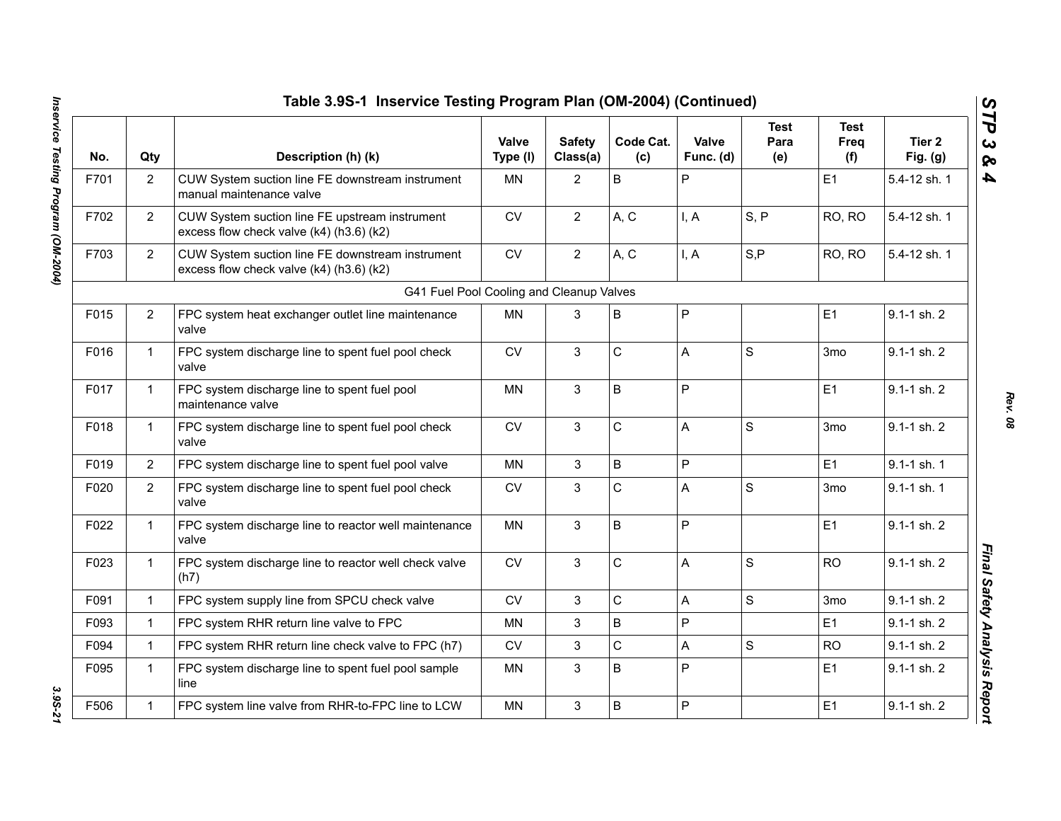## Table 3.9S-1 Inservice Testing Program Plan (OM-2004) (Continued)

| No. | Qty | Description (h) (k) | Valve Type (l) | Safety Class(a) | Code Cat. (c) | Valve Func. (d) | Test Para (e) | Test Freq (f) | Tier 2 Fig. (g) |
|---|---|---|---|---|---|---|---|---|---|
| F701 | 2 | CUW System suction line FE downstream instrument manual maintenance valve | MN | 2 | B | P | | E1 | 5.4-12 sh. 1 |
| F702 | 2 | CUW System suction line FE upstream instrument excess flow check valve (k4) (h3.6) (k2) | CV | 2 | A, C | I, A | S, P | RO, RO | 5.4-12 sh. 1 |
| F703 | 2 | CUW System suction line FE downstream instrument excess flow check valve (k4) (h3.6) (k2) | CV | 2 | A, C | I, A | S,P | RO, RO | 5.4-12 sh. 1 |
| | | G41 Fuel Pool Cooling and Cleanup Valves | | | | | | | |
| F015 | 2 | FPC system heat exchanger outlet line maintenance valve | MN | 3 | B | P | | E1 | 9.1-1 sh. 2 |
| F016 | 1 | FPC system discharge line to spent fuel pool check valve | CV | 3 | C | A | S | 3mo | 9.1-1 sh. 2 |
| F017 | 1 | FPC system discharge line to spent fuel pool maintenance valve | MN | 3 | B | P | | E1 | 9.1-1 sh. 2 |
| F018 | 1 | FPC system discharge line to spent fuel pool check valve | CV | 3 | C | A | S | 3mo | 9.1-1 sh. 2 |
| F019 | 2 | FPC system discharge line to spent fuel pool valve | MN | 3 | B | P | | E1 | 9.1-1 sh. 1 |
| F020 | 2 | FPC system discharge line to spent fuel pool check valve | CV | 3 | C | A | S | 3mo | 9.1-1 sh. 1 |
| F022 | 1 | FPC system discharge line to reactor well maintenance valve | MN | 3 | B | P | | E1 | 9.1-1 sh. 2 |
| F023 | 1 | FPC system discharge line to reactor well check valve (h7) | CV | 3 | C | A | S | RO | 9.1-1 sh. 2 |
| F091 | 1 | FPC system supply line from SPCU check valve | CV | 3 | C | A | S | 3mo | 9.1-1 sh. 2 |
| F093 | 1 | FPC system RHR return line valve to FPC | MN | 3 | B | P | | E1 | 9.1-1 sh. 2 |
| F094 | 1 | FPC system RHR return line check valve to FPC (h7) | CV | 3 | C | A | S | RO | 9.1-1 sh. 2 |
| F095 | 1 | FPC system discharge line to spent fuel pool sample line | MN | 3 | B | P | | E1 | 9.1-1 sh. 2 |
| F506 | 1 | FPC system line valve from RHR-to-FPC line to LCW | MN | 3 | B | P | | E1 | 9.1-1 sh. 2 |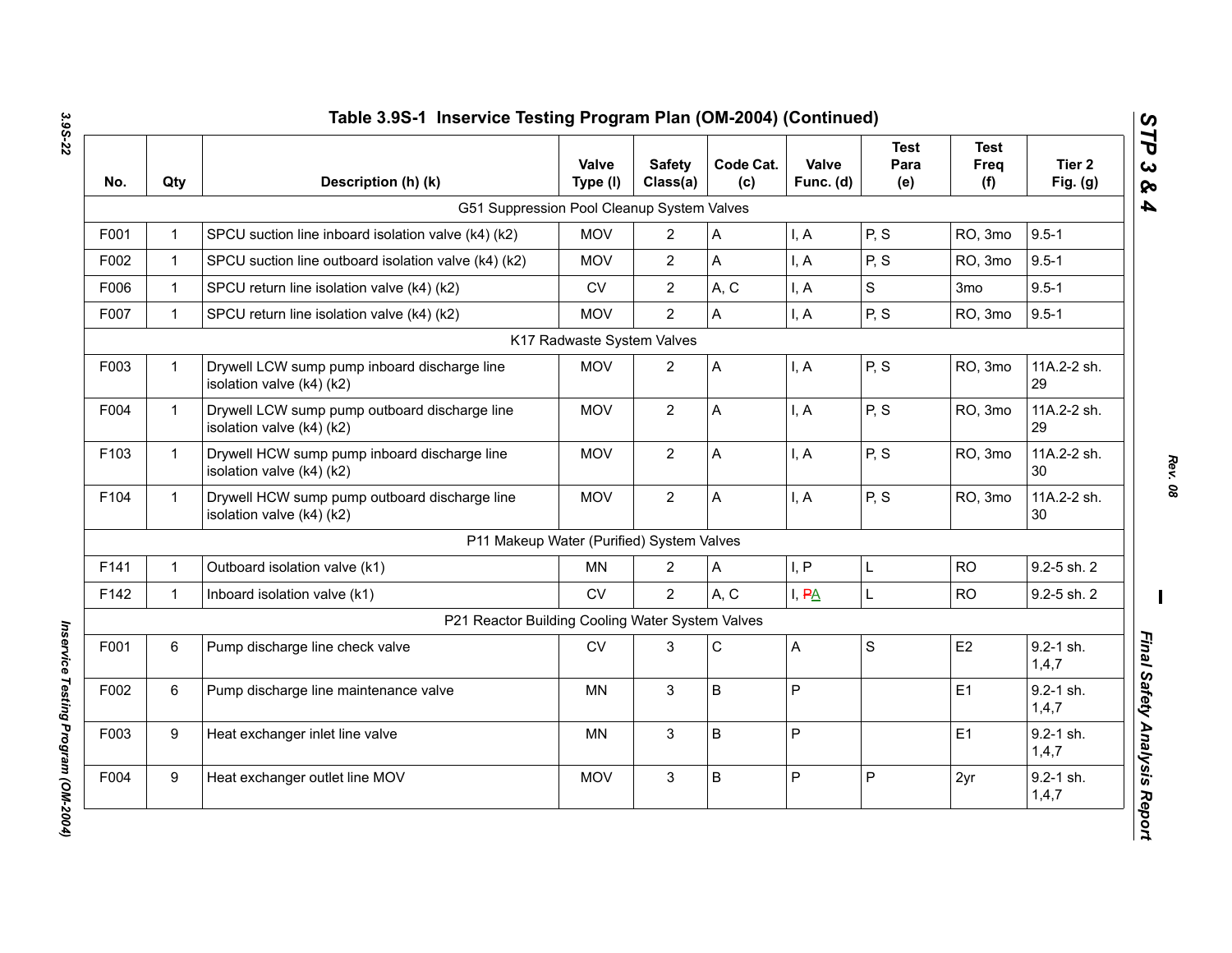# Table 3.9S-1 Inservice Testing Program Plan (OM-2004) (Continued)

| No. | Qty | Description (h) (k) | Valve Type (l) | Safety Class(a) | Code Cat. (c) | Valve Func. (d) | Test Para (e) | Test Freq (f) | Tier 2 Fig. (g) |
|---|---|---|---|---|---|---|---|---|---|
| | | G51 Suppression Pool Cleanup System Valves | | | | | | | |
| F001 | 1 | SPCU suction line inboard isolation valve (k4) (k2) | MOV | 2 | A | I, A | P, S | RO, 3mo | 9.5-1 |
| F002 | 1 | SPCU suction line outboard isolation valve (k4) (k2) | MOV | 2 | A | I, A | P, S | RO, 3mo | 9.5-1 |
| F006 | 1 | SPCU return line isolation valve (k4) (k2) | CV | 2 | A, C | I, A | S | 3mo | 9.5-1 |
| F007 | 1 | SPCU return line isolation valve (k4) (k2) | MOV | 2 | A | I, A | P, S | RO, 3mo | 9.5-1 |
| | | K17 Radwaste System Valves | | | | | | | |
| F003 | 1 | Drywell LCW sump pump inboard discharge line isolation valve (k4) (k2) | MOV | 2 | A | I, A | P, S | RO, 3mo | 11A.2-2 sh. 29 |
| F004 | 1 | Drywell LCW sump pump outboard discharge line isolation valve (k4) (k2) | MOV | 2 | A | I, A | P, S | RO, 3mo | 11A.2-2 sh. 29 |
| F103 | 1 | Drywell HCW sump pump inboard discharge line isolation valve (k4) (k2) | MOV | 2 | A | I, A | P, S | RO, 3mo | 11A.2-2 sh. 30 |
| F104 | 1 | Drywell HCW sump pump outboard discharge line isolation valve (k4) (k2) | MOV | 2 | A | I, A | P, S | RO, 3mo | 11A.2-2 sh. 30 |
| | | P11 Makeup Water (Purified) System Valves | | | | | | | |
| F141 | 1 | Outboard isolation valve (k1) | MN | 2 | A | I, P | L | RO | 9.2-5 sh. 2 |
| F142 | 1 | Inboard isolation valve (k1) | CV | 2 | A, C | I, ~~P~~A | L | RO | 9.2-5 sh. 2 |
| | | P21 Reactor Building Cooling Water System Valves | | | | | | | |
| F001 | 6 | Pump discharge line check valve | CV | 3 | C | A | S | E2 | 9.2-1 sh. 1,4,7 |
| F002 | 6 | Pump discharge line maintenance valve | MN | 3 | B | P | | E1 | 9.2-1 sh. 1,4,7 |
| F003 | 9 | Heat exchanger inlet line valve | MN | 3 | B | P | | E1 | 9.2-1 sh. 1,4,7 |
| F004 | 9 | Heat exchanger outlet line MOV | MOV | 3 | B | P | P | 2yr | 9.2-1 sh. 1,4,7 |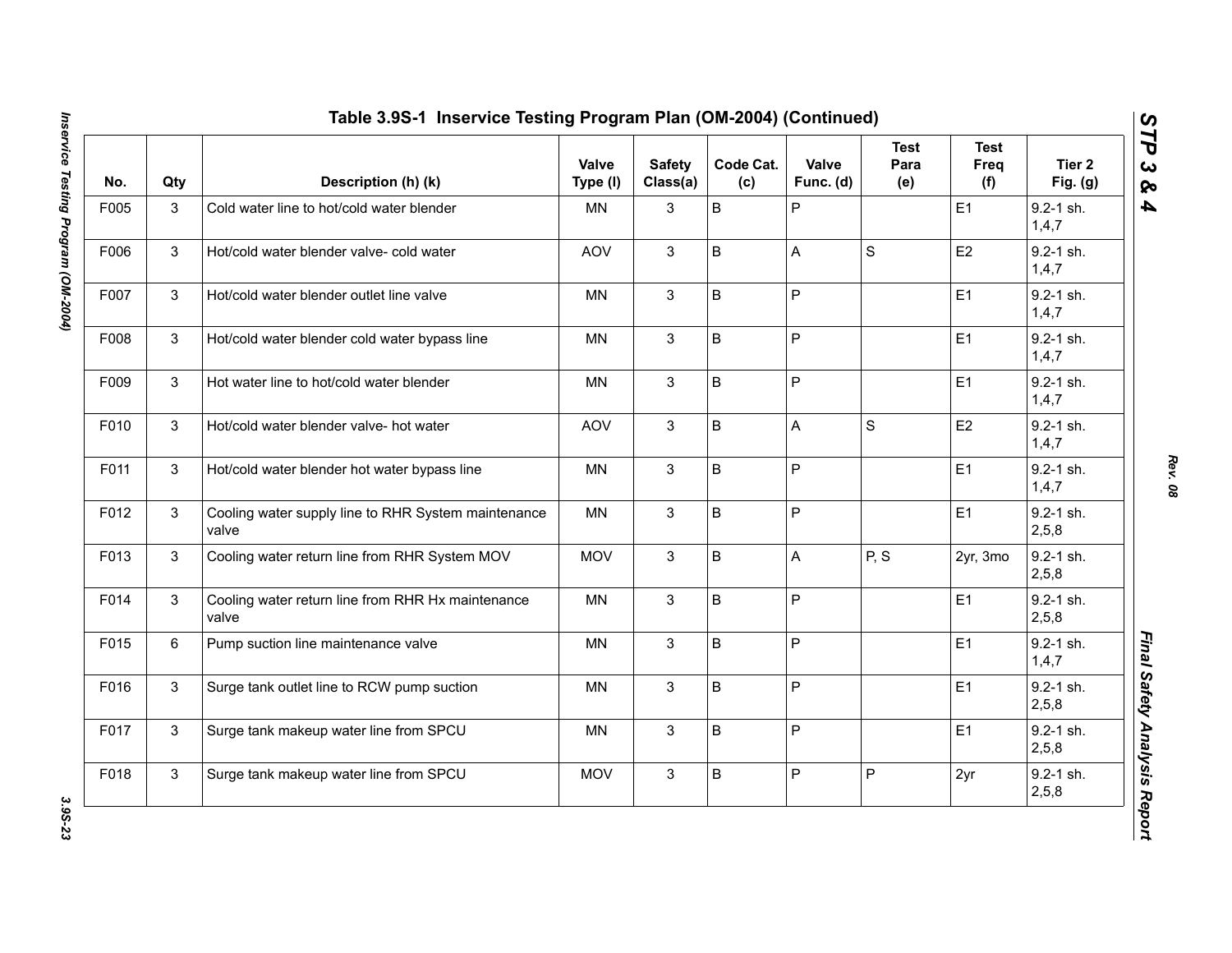## Table 3.9S-1 Inservice Testing Program Plan (OM-2004) (Continued)

| No. | Qty | Description (h) (k) | Valve Type (l) | Safety Class(a) | Code Cat. (c) | Valve Func. (d) | Test Para (e) | Test Freq (f) | Tier 2 Fig. (g) |
|---|---|---|---|---|---|---|---|---|---|
| F005 | 3 | Cold water line to hot/cold water blender | MN | 3 | B | P | | E1 | 9.2-1 sh. 1,4,7 |
| F006 | 3 | Hot/cold water blender valve- cold water | AOV | 3 | B | A | S | E2 | 9.2-1 sh. 1,4,7 |
| F007 | 3 | Hot/cold water blender outlet line valve | MN | 3 | B | P | | E1 | 9.2-1 sh. 1,4,7 |
| F008 | 3 | Hot/cold water blender cold water bypass line | MN | 3 | B | P | | E1 | 9.2-1 sh. 1,4,7 |
| F009 | 3 | Hot water line to hot/cold water blender | MN | 3 | B | P | | E1 | 9.2-1 sh. 1,4,7 |
| F010 | 3 | Hot/cold water blender valve- hot water | AOV | 3 | B | A | S | E2 | 9.2-1 sh. 1,4,7 |
| F011 | 3 | Hot/cold water blender hot water bypass line | MN | 3 | B | P | | E1 | 9.2-1 sh. 1,4,7 |
| F012 | 3 | Cooling water supply line to RHR System maintenance valve | MN | 3 | B | P | | E1 | 9.2-1 sh. 2,5,8 |
| F013 | 3 | Cooling water return line from RHR System MOV | MOV | 3 | B | A | P, S | 2yr, 3mo | 9.2-1 sh. 2,5,8 |
| F014 | 3 | Cooling water return line from RHR Hx maintenance valve | MN | 3 | B | P | | E1 | 9.2-1 sh. 2,5,8 |
| F015 | 6 | Pump suction line maintenance valve | MN | 3 | B | P | | E1 | 9.2-1 sh. 1,4,7 |
| F016 | 3 | Surge tank outlet line to RCW pump suction | MN | 3 | B | P | | E1 | 9.2-1 sh. 2,5,8 |
| F017 | 3 | Surge tank makeup water line from SPCU | MN | 3 | B | P | | E1 | 9.2-1 sh. 2,5,8 |
| F018 | 3 | Surge tank makeup water line from SPCU | MOV | 3 | B | P | P | 2yr | 9.2-1 sh. 2,5,8 |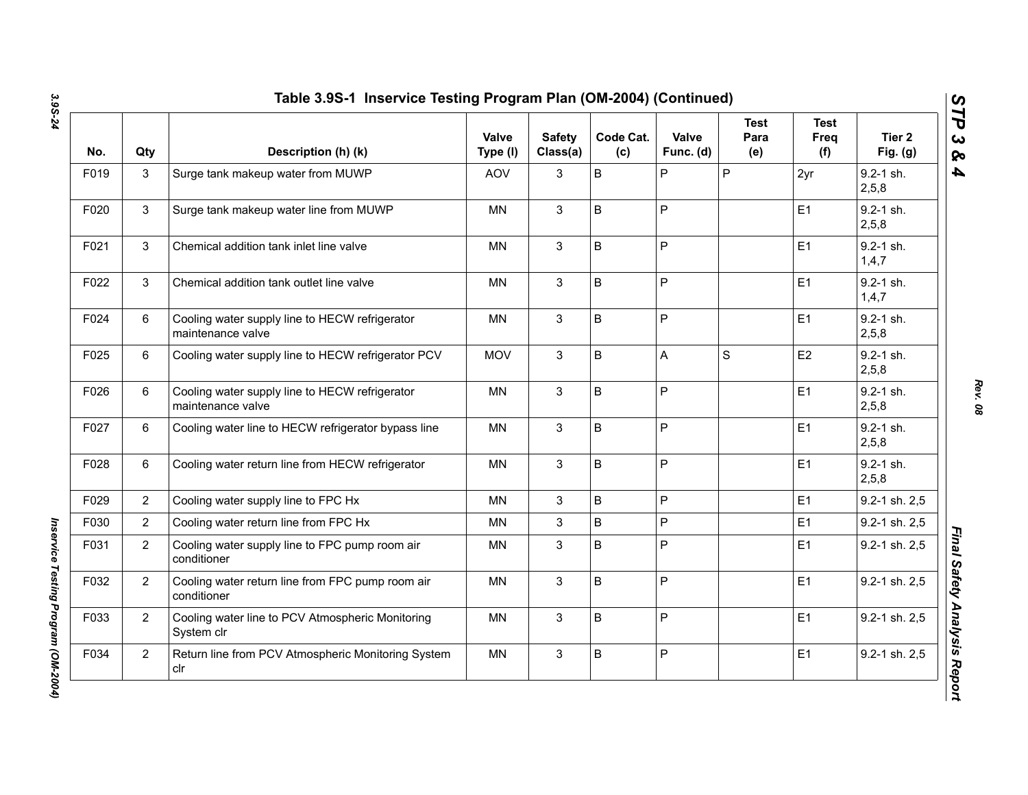## Table 3.9S-1 Inservice Testing Program Plan (OM-2004) (Continued)

| No. | Qty | Description (h) (k) | Valve Type (l) | Safety Class(a) | Code Cat. (c) | Valve Func. (d) | Test Para (e) | Test Freq (f) | Tier 2 Fig. (g) |
|---|---|---|---|---|---|---|---|---|---|
| F019 | 3 | Surge tank makeup water from MUWP | AOV | 3 | B | P | P | 2yr | 9.2-1 sh. 2,5,8 |
| F020 | 3 | Surge tank makeup water line from MUWP | MN | 3 | B | P | | E1 | 9.2-1 sh. 2,5,8 |
| F021 | 3 | Chemical addition tank inlet line valve | MN | 3 | B | P | | E1 | 9.2-1 sh. 1,4,7 |
| F022 | 3 | Chemical addition tank outlet line valve | MN | 3 | B | P | | E1 | 9.2-1 sh. 1,4,7 |
| F024 | 6 | Cooling water supply line to HECW refrigerator maintenance valve | MN | 3 | B | P | | E1 | 9.2-1 sh. 2,5,8 |
| F025 | 6 | Cooling water supply line to HECW refrigerator PCV | MOV | 3 | B | A | S | E2 | 9.2-1 sh. 2,5,8 |
| F026 | 6 | Cooling water supply line to HECW refrigerator maintenance valve | MN | 3 | B | P | | E1 | 9.2-1 sh. 2,5,8 |
| F027 | 6 | Cooling water line to HECW refrigerator bypass line | MN | 3 | B | P | | E1 | 9.2-1 sh. 2,5,8 |
| F028 | 6 | Cooling water return line from HECW refrigerator | MN | 3 | B | P | | E1 | 9.2-1 sh. 2,5,8 |
| F029 | 2 | Cooling water supply line to FPC Hx | MN | 3 | B | P | | E1 | 9.2-1 sh. 2,5 |
| F030 | 2 | Cooling water return line from FPC Hx | MN | 3 | B | P | | E1 | 9.2-1 sh. 2,5 |
| F031 | 2 | Cooling water supply line to FPC pump room air conditioner | MN | 3 | B | P | | E1 | 9.2-1 sh. 2,5 |
| F032 | 2 | Cooling water return line from FPC pump room air conditioner | MN | 3 | B | P | | E1 | 9.2-1 sh. 2,5 |
| F033 | 2 | Cooling water line to PCV Atmospheric Monitoring System clr | MN | 3 | B | P | | E1 | 9.2-1 sh. 2,5 |
| F034 | 2 | Return line from PCV Atmospheric Monitoring System clr | MN | 3 | B | P | | E1 | 9.2-1 sh. 2,5 |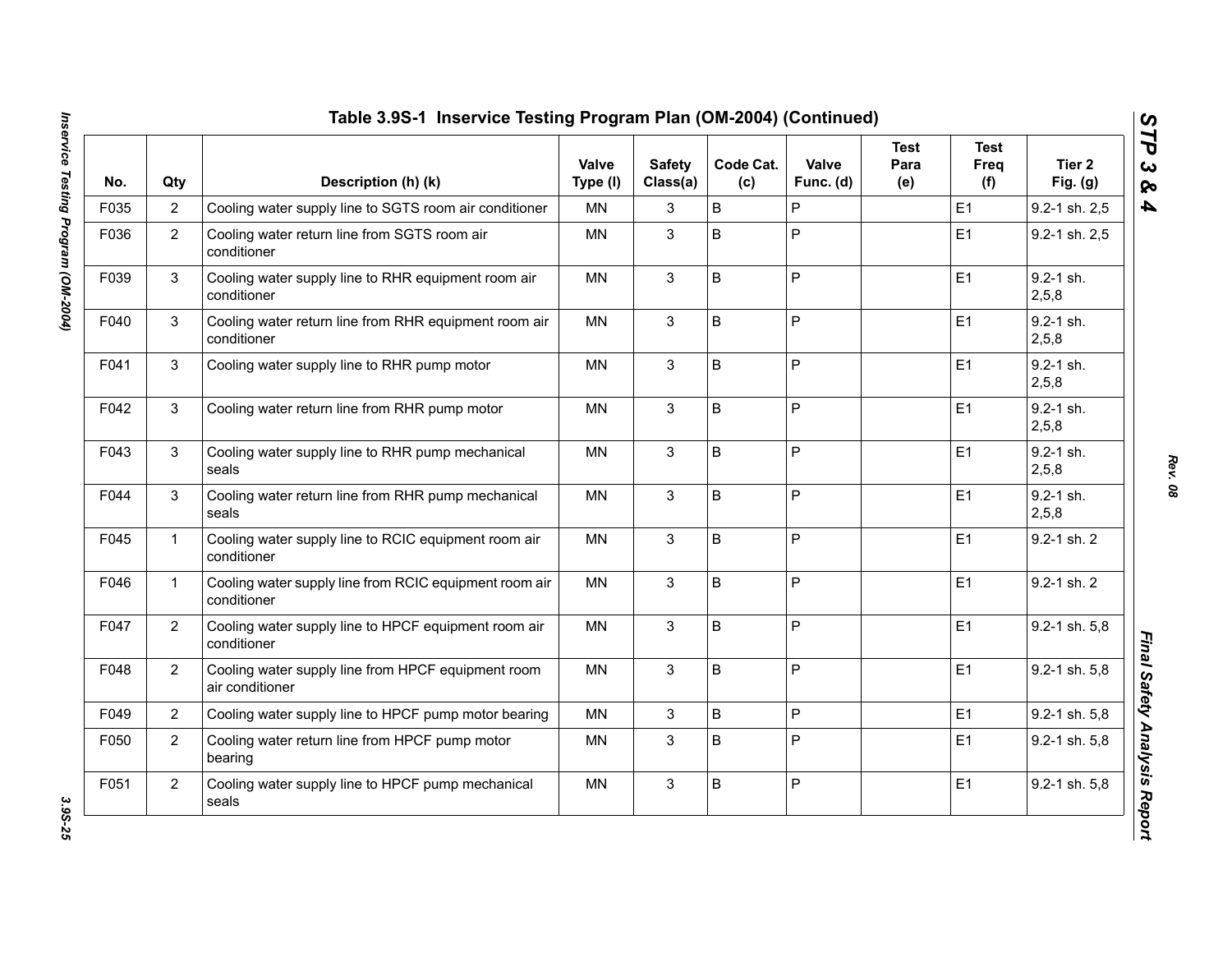## Table 3.9S-1 Inservice Testing Program Plan (OM-2004) (Continued)

| No. | Qty | Description (h) (k) | Valve Type (l) | Safety Class(a) | Code Cat. (c) | Valve Func. (d) | Test Para (e) | Test Freq (f) | Tier 2 Fig. (g) |
|---|---|---|---|---|---|---|---|---|---|
| F035 | 2 | Cooling water supply line to SGTS room air conditioner | MN | 3 | B | P | | E1 | 9.2-1 sh. 2,5 |
| F036 | 2 | Cooling water return line from SGTS room air conditioner | MN | 3 | B | P | | E1 | 9.2-1 sh. 2,5 |
| F039 | 3 | Cooling water supply line to RHR equipment room air conditioner | MN | 3 | B | P | | E1 | 9.2-1 sh. 2,5,8 |
| F040 | 3 | Cooling water return line from RHR equipment room air conditioner | MN | 3 | B | P | | E1 | 9.2-1 sh. 2,5,8 |
| F041 | 3 | Cooling water supply line to RHR pump motor | MN | 3 | B | P | | E1 | 9.2-1 sh. 2,5,8 |
| F042 | 3 | Cooling water return line from RHR pump motor | MN | 3 | B | P | | E1 | 9.2-1 sh. 2,5,8 |
| F043 | 3 | Cooling water supply line to RHR pump mechanical seals | MN | 3 | B | P | | E1 | 9.2-1 sh. 2,5,8 |
| F044 | 3 | Cooling water return line from RHR pump mechanical seals | MN | 3 | B | P | | E1 | 9.2-1 sh. 2,5,8 |
| F045 | 1 | Cooling water supply line to RCIC equipment room air conditioner | MN | 3 | B | P | | E1 | 9.2-1 sh. 2 |
| F046 | 1 | Cooling water supply line from RCIC equipment room air conditioner | MN | 3 | B | P | | E1 | 9.2-1 sh. 2 |
| F047 | 2 | Cooling water supply line to HPCF equipment room air conditioner | MN | 3 | B | P | | E1 | 9.2-1 sh. 5,8 |
| F048 | 2 | Cooling water supply line from HPCF equipment room air conditioner | MN | 3 | B | P | | E1 | 9.2-1 sh. 5,8 |
| F049 | 2 | Cooling water supply line to HPCF pump motor bearing | MN | 3 | B | P | | E1 | 9.2-1 sh. 5,8 |
| F050 | 2 | Cooling water return line from HPCF pump motor bearing | MN | 3 | B | P | | E1 | 9.2-1 sh. 5,8 |
| F051 | 2 | Cooling water supply line to HPCF pump mechanical seals | MN | 3 | B | P | | E1 | 9.2-1 sh. 5,8 |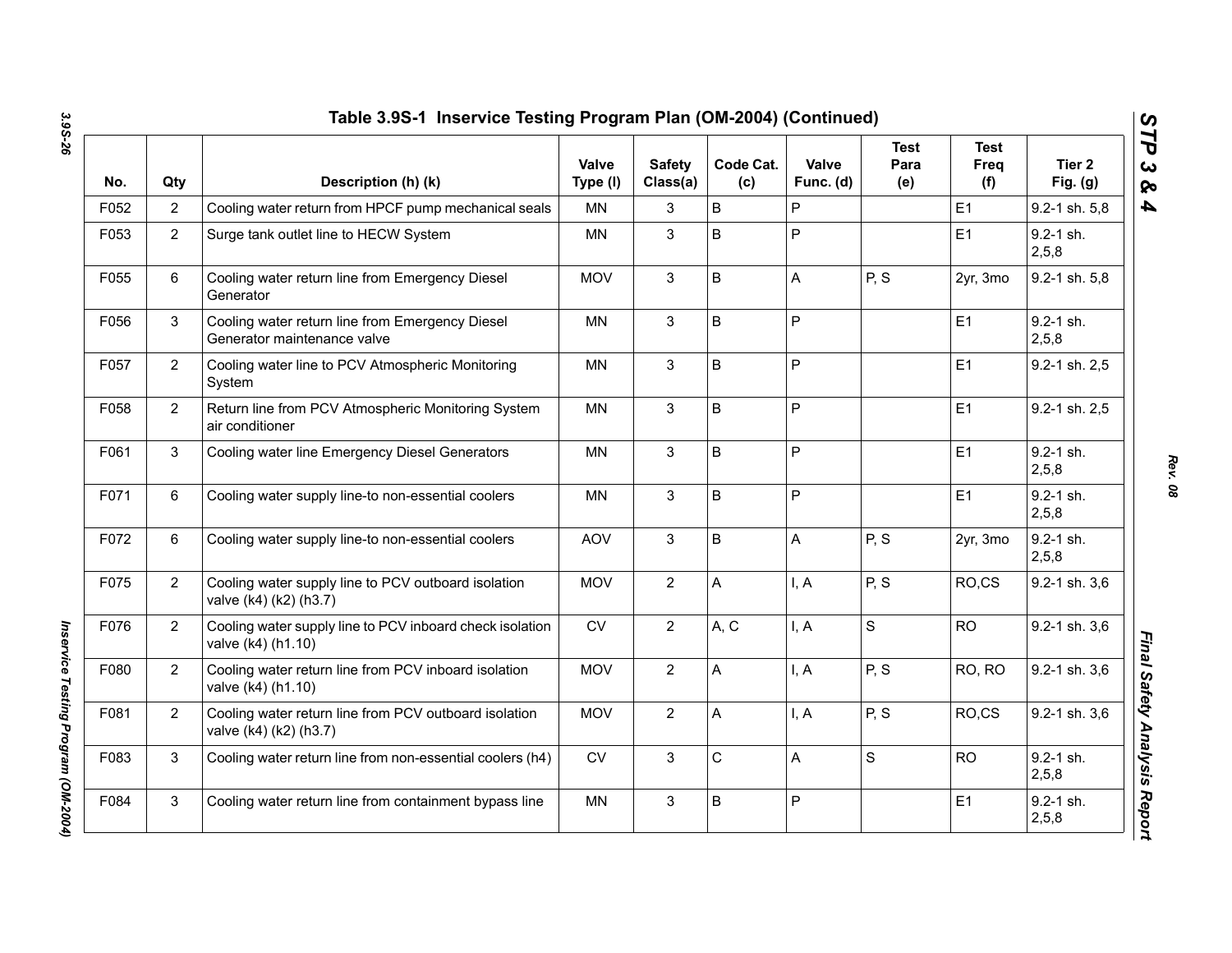## Table 3.9S-1 Inservice Testing Program Plan (OM-2004) (Continued)

| No. | Qty | Description (h) (k) | Valve Type (l) | Safety Class(a) | Code Cat. (c) | Valve Func. (d) | Test Para (e) | Test Freq (f) | Tier 2 Fig. (g) |
|---|---|---|---|---|---|---|---|---|---|
| F052 | 2 | Cooling water return from HPCF pump mechanical seals | MN | 3 | B | P | | E1 | 9.2-1 sh. 5,8 |
| F053 | 2 | Surge tank outlet line to HECW System | MN | 3 | B | P | | E1 | 9.2-1 sh. 2,5,8 |
| F055 | 6 | Cooling water return line from Emergency Diesel Generator | MOV | 3 | B | A | P, S | 2yr, 3mo | 9.2-1 sh. 5,8 |
| F056 | 3 | Cooling water return line from Emergency Diesel Generator maintenance valve | MN | 3 | B | P | | E1 | 9.2-1 sh. 2,5,8 |
| F057 | 2 | Cooling water line to PCV Atmospheric Monitoring System | MN | 3 | B | P | | E1 | 9.2-1 sh. 2,5 |
| F058 | 2 | Return line from PCV Atmospheric Monitoring System air conditioner | MN | 3 | B | P | | E1 | 9.2-1 sh. 2,5 |
| F061 | 3 | Cooling water line Emergency Diesel Generators | MN | 3 | B | P | | E1 | 9.2-1 sh. 2,5,8 |
| F071 | 6 | Cooling water supply line-to non-essential coolers | MN | 3 | B | P | | E1 | 9.2-1 sh. 2,5,8 |
| F072 | 6 | Cooling water supply line-to non-essential coolers | AOV | 3 | B | A | P, S | 2yr, 3mo | 9.2-1 sh. 2,5,8 |
| F075 | 2 | Cooling water supply line to PCV outboard isolation valve (k4) (k2) (h3.7) | MOV | 2 | A | I, A | P, S | RO,CS | 9.2-1 sh. 3,6 |
| F076 | 2 | Cooling water supply line to PCV inboard check isolation valve (k4) (h1.10) | CV | 2 | A, C | I, A | S | RO | 9.2-1 sh. 3,6 |
| F080 | 2 | Cooling water return line from PCV inboard isolation valve (k4) (h1.10) | MOV | 2 | A | I, A | P, S | RO, RO | 9.2-1 sh. 3,6 |
| F081 | 2 | Cooling water return line from PCV outboard isolation valve (k4) (k2) (h3.7) | MOV | 2 | A | I, A | P, S | RO,CS | 9.2-1 sh. 3,6 |
| F083 | 3 | Cooling water return line from non-essential coolers (h4) | CV | 3 | C | A | S | RO | 9.2-1 sh. 2,5,8 |
| F084 | 3 | Cooling water return line from containment bypass line | MN | 3 | B | P | | E1 | 9.2-1 sh. 2,5,8 |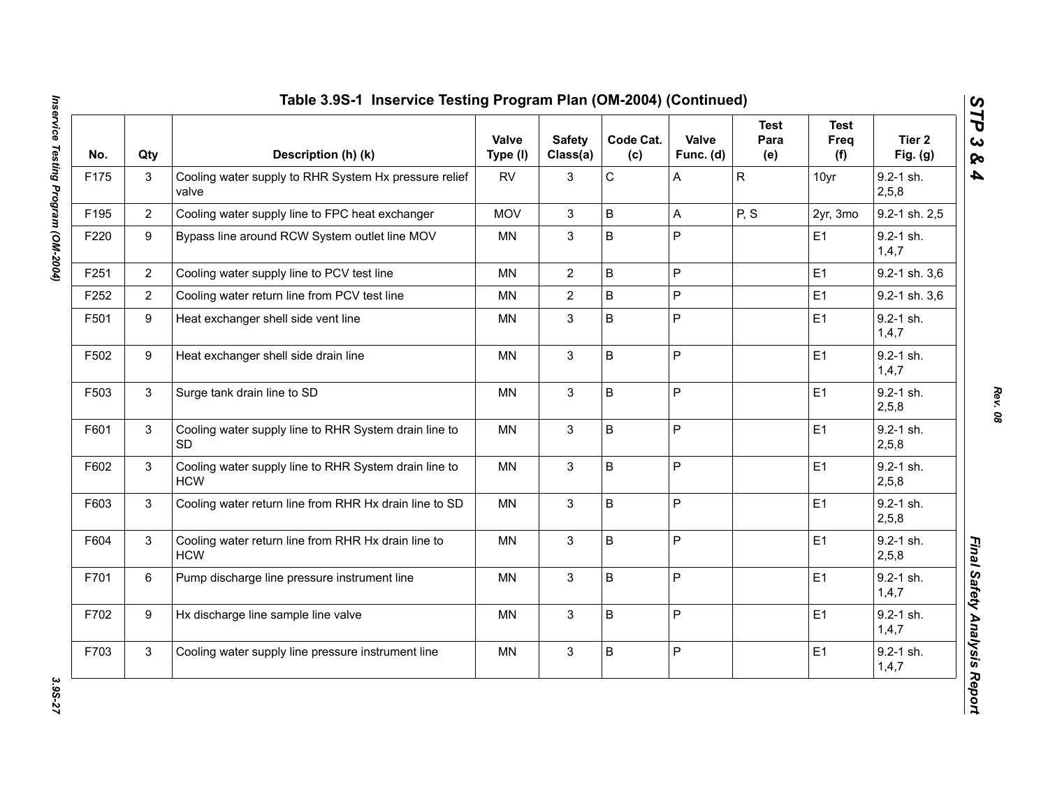## Table 3.9S-1 Inservice Testing Program Plan (OM-2004) (Continued)

| No. | Qty | Description (h) (k) | Valve Type (l) | Safety Class(a) | Code Cat. (c) | Valve Func. (d) | Test Para (e) | Test Freq (f) | Tier 2 Fig. (g) |
|---|---|---|---|---|---|---|---|---|---|
| F175 | 3 | Cooling water supply to RHR System Hx pressure relief valve | RV | 3 | C | A | R | 10yr | 9.2-1 sh. 2,5,8 |
| F195 | 2 | Cooling water supply line to FPC heat exchanger | MOV | 3 | B | A | P, S | 2yr, 3mo | 9.2-1 sh. 2,5 |
| F220 | 9 | Bypass line around RCW System outlet line MOV | MN | 3 | B | P | | E1 | 9.2-1 sh. 1,4,7 |
| F251 | 2 | Cooling water supply line to PCV test line | MN | 2 | B | P | | E1 | 9.2-1 sh. 3,6 |
| F252 | 2 | Cooling water return line from PCV test line | MN | 2 | B | P | | E1 | 9.2-1 sh. 3,6 |
| F501 | 9 | Heat exchanger shell side vent line | MN | 3 | B | P | | E1 | 9.2-1 sh. 1,4,7 |
| F502 | 9 | Heat exchanger shell side drain line | MN | 3 | B | P | | E1 | 9.2-1 sh. 1,4,7 |
| F503 | 3 | Surge tank drain line to SD | MN | 3 | B | P | | E1 | 9.2-1 sh. 2,5,8 |
| F601 | 3 | Cooling water supply line to RHR System drain line to SD | MN | 3 | B | P | | E1 | 9.2-1 sh. 2,5,8 |
| F602 | 3 | Cooling water supply line to RHR System drain line to HCW | MN | 3 | B | P | | E1 | 9.2-1 sh. 2,5,8 |
| F603 | 3 | Cooling water return line from RHR Hx drain line to SD | MN | 3 | B | P | | E1 | 9.2-1 sh. 2,5,8 |
| F604 | 3 | Cooling water return line from RHR Hx drain line to HCW | MN | 3 | B | P | | E1 | 9.2-1 sh. 2,5,8 |
| F701 | 6 | Pump discharge line pressure instrument line | MN | 3 | B | P | | E1 | 9.2-1 sh. 1,4,7 |
| F702 | 9 | Hx discharge line sample line valve | MN | 3 | B | P | | E1 | 9.2-1 sh. 1,4,7 |
| F703 | 3 | Cooling water supply line pressure instrument line | MN | 3 | B | P | | E1 | 9.2-1 sh. 1,4,7 |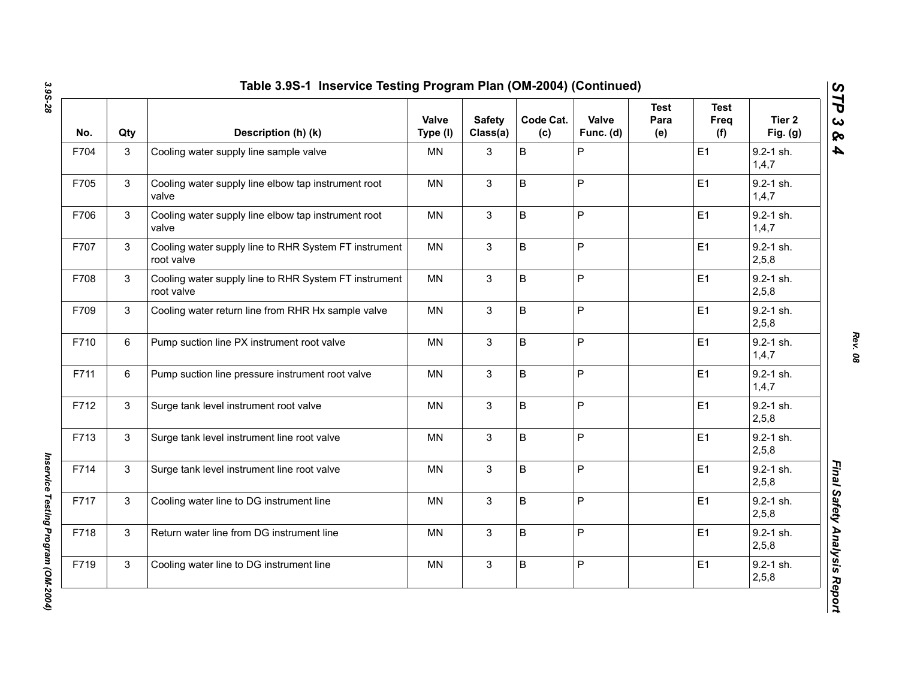## Table 3.9S-1 Inservice Testing Program Plan (OM-2004) (Continued)

| No. | Qty | Description (h) (k) | Valve Type (l) | Safety Class(a) | Code Cat. (c) | Valve Func. (d) | Test Para (e) | Test Freq (f) | Tier 2 Fig. (g) |
|---|---|---|---|---|---|---|---|---|---|
| F704 | 3 | Cooling water supply line sample valve | MN | 3 | B | P | | E1 | 9.2-1 sh. 1,4,7 |
| F705 | 3 | Cooling water supply line elbow tap instrument root valve | MN | 3 | B | P | | E1 | 9.2-1 sh. 1,4,7 |
| F706 | 3 | Cooling water supply line elbow tap instrument root valve | MN | 3 | B | P | | E1 | 9.2-1 sh. 1,4,7 |
| F707 | 3 | Cooling water supply line to RHR System FT instrument root valve | MN | 3 | B | P | | E1 | 9.2-1 sh. 2,5,8 |
| F708 | 3 | Cooling water supply line to RHR System FT instrument root valve | MN | 3 | B | P | | E1 | 9.2-1 sh. 2,5,8 |
| F709 | 3 | Cooling water return line from RHR Hx sample valve | MN | 3 | B | P | | E1 | 9.2-1 sh. 2,5,8 |
| F710 | 6 | Pump suction line PX instrument root valve | MN | 3 | B | P | | E1 | 9.2-1 sh. 1,4,7 |
| F711 | 6 | Pump suction line pressure instrument root valve | MN | 3 | B | P | | E1 | 9.2-1 sh. 1,4,7 |
| F712 | 3 | Surge tank level instrument root valve | MN | 3 | B | P | | E1 | 9.2-1 sh. 2,5,8 |
| F713 | 3 | Surge tank level instrument line root valve | MN | 3 | B | P | | E1 | 9.2-1 sh. 2,5,8 |
| F714 | 3 | Surge tank level instrument line root valve | MN | 3 | B | P | | E1 | 9.2-1 sh. 2,5,8 |
| F717 | 3 | Cooling water line to DG instrument line | MN | 3 | B | P | | E1 | 9.2-1 sh. 2,5,8 |
| F718 | 3 | Return water line from DG instrument line | MN | 3 | B | P | | E1 | 9.2-1 sh. 2,5,8 |
| F719 | 3 | Cooling water line to DG instrument line | MN | 3 | B | P | | E1 | 9.2-1 sh. 2,5,8 |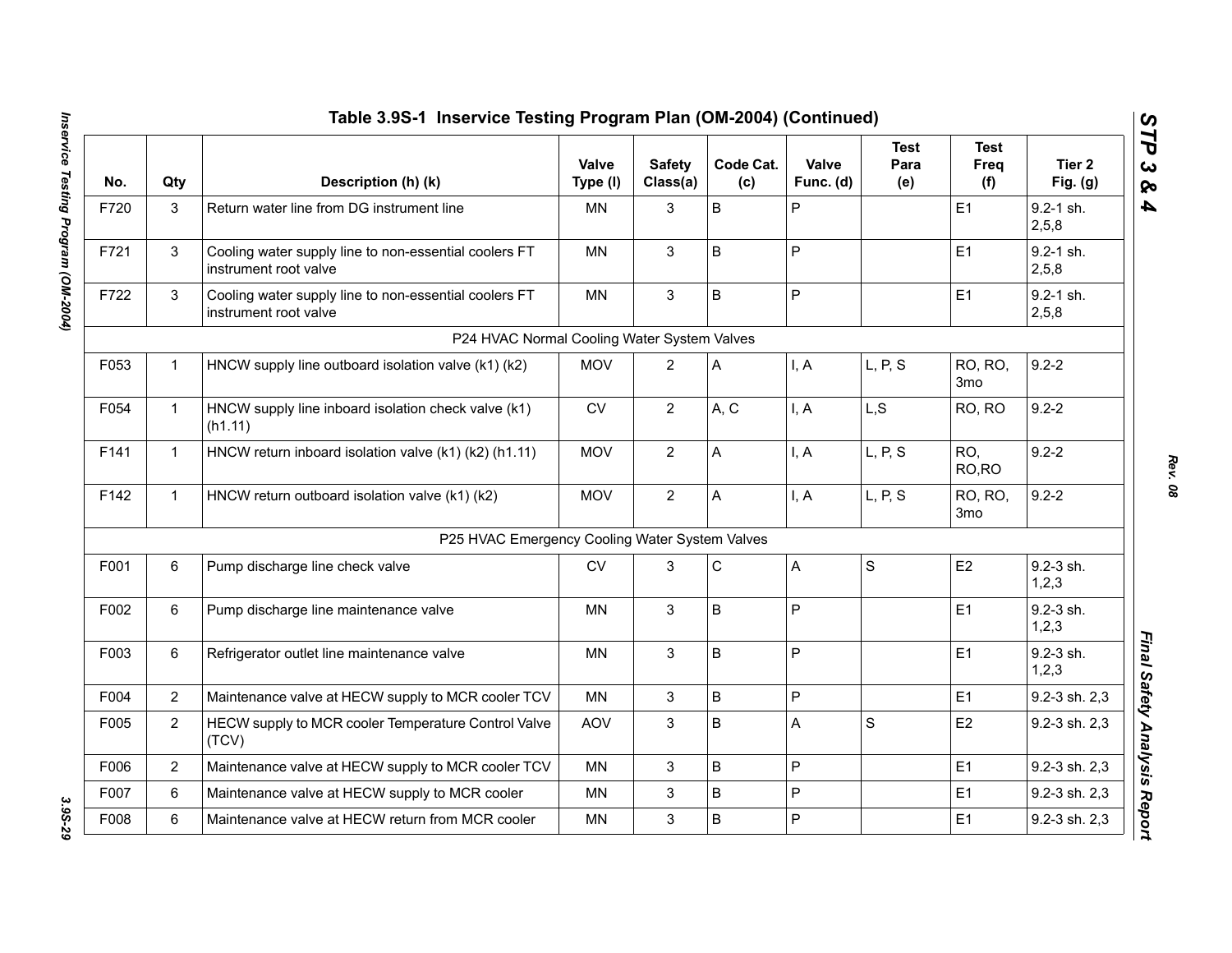## Table 3.9S-1 Inservice Testing Program Plan (OM-2004) (Continued)

| No. | Qty | Description (h) (k) | Valve Type (l) | Safety Class(a) | Code Cat. (c) | Valve Func. (d) | Test Para (e) | Test Freq (f) | Tier 2 Fig. (g) |
|---|---|---|---|---|---|---|---|---|---|
| F720 | 3 | Return water line from DG instrument line | MN | 3 | B | P | | E1 | 9.2-1 sh. 2,5,8 |
| F721 | 3 | Cooling water supply line to non-essential coolers FT instrument root valve | MN | 3 | B | P | | E1 | 9.2-1 sh. 2,5,8 |
| F722 | 3 | Cooling water supply line to non-essential coolers FT instrument root valve | MN | 3 | B | P | | E1 | 9.2-1 sh. 2,5,8 |
| | | P24 HVAC Normal Cooling Water System Valves | | | | | | | |
| F053 | 1 | HNCW supply line outboard isolation valve (k1) (k2) | MOV | 2 | A | I, A | L, P, S | RO, RO, 3mo | 9.2-2 |
| F054 | 1 | HNCW supply line inboard isolation check valve (k1) (h1.11) | CV | 2 | A, C | I, A | L,S | RO, RO | 9.2-2 |
| F141 | 1 | HNCW return inboard isolation valve (k1) (k2) (h1.11) | MOV | 2 | A | I, A | L, P, S | RO, RO,RO | 9.2-2 |
| F142 | 1 | HNCW return outboard isolation valve (k1) (k2) | MOV | 2 | A | I, A | L, P, S | RO, RO, 3mo | 9.2-2 |
| | | P25 HVAC Emergency Cooling Water System Valves | | | | | | | |
| F001 | 6 | Pump discharge line check valve | CV | 3 | C | A | S | E2 | 9.2-3 sh. 1,2,3 |
| F002 | 6 | Pump discharge line maintenance valve | MN | 3 | B | P | | E1 | 9.2-3 sh. 1,2,3 |
| F003 | 6 | Refrigerator outlet line maintenance valve | MN | 3 | B | P | | E1 | 9.2-3 sh. 1,2,3 |
| F004 | 2 | Maintenance valve at HECW supply to MCR cooler TCV | MN | 3 | B | P | | E1 | 9.2-3 sh. 2,3 |
| F005 | 2 | HECW supply to MCR cooler Temperature Control Valve (TCV) | AOV | 3 | B | A | S | E2 | 9.2-3 sh. 2,3 |
| F006 | 2 | Maintenance valve at HECW supply to MCR cooler TCV | MN | 3 | B | P | | E1 | 9.2-3 sh. 2,3 |
| F007 | 6 | Maintenance valve at HECW supply to MCR cooler | MN | 3 | B | P | | E1 | 9.2-3 sh. 2,3 |
| F008 | 6 | Maintenance valve at HECW return from MCR cooler | MN | 3 | B | P | | E1 | 9.2-3 sh. 2,3 |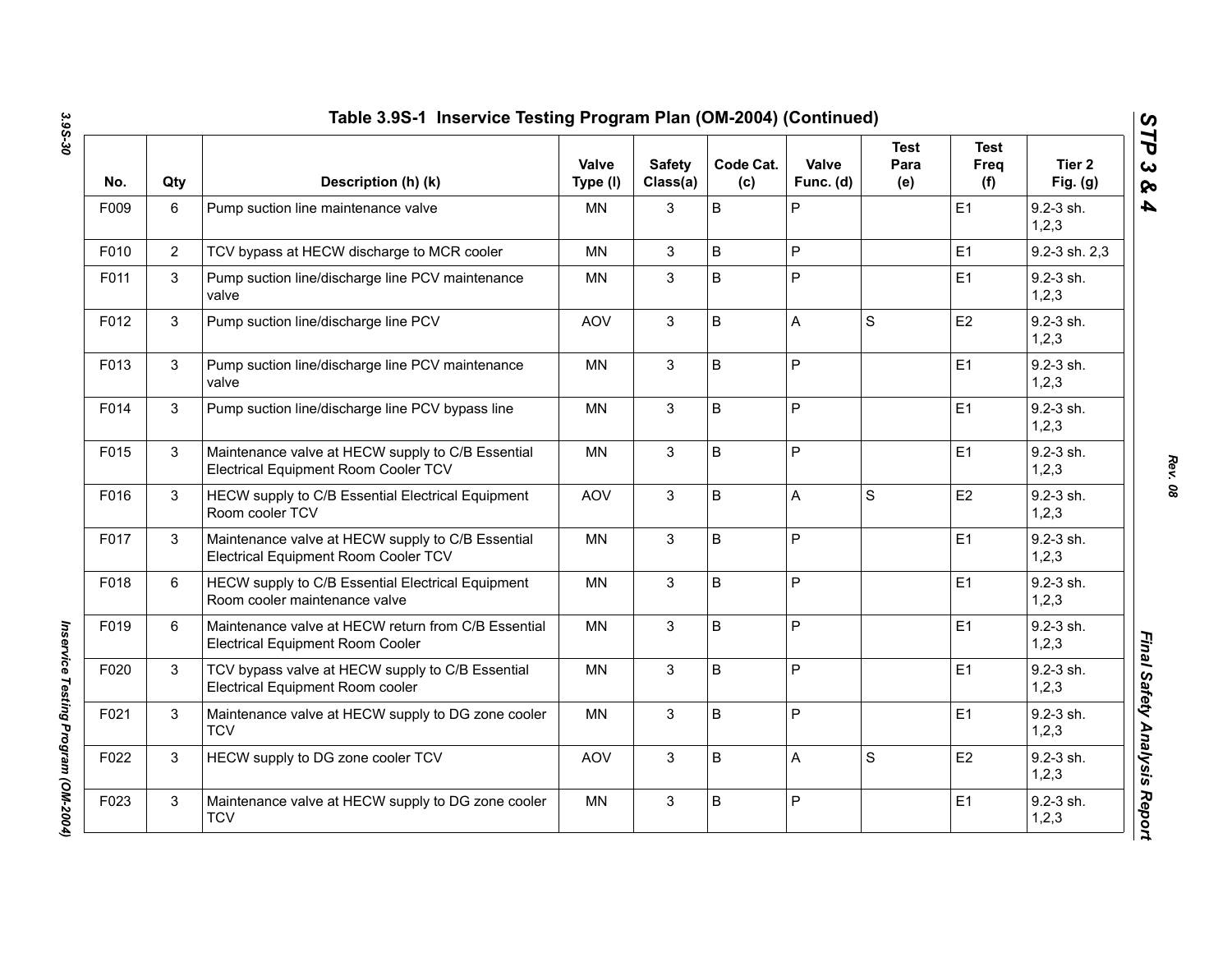## Table 3.9S-1 Inservice Testing Program Plan (OM-2004) (Continued)

| No. | Qty | Description (h) (k) | Valve Type (l) | Safety Class(a) | Code Cat. (c) | Valve Func. (d) | Test Para (e) | Test Freq (f) | Tier 2 Fig. (g) |
|---|---|---|---|---|---|---|---|---|---|
| F009 | 6 | Pump suction line maintenance valve | MN | 3 | B | P | | E1 | 9.2-3 sh. 1,2,3 |
| F010 | 2 | TCV bypass at HECW discharge to MCR cooler | MN | 3 | B | P | | E1 | 9.2-3 sh. 2,3 |
| F011 | 3 | Pump suction line/discharge line PCV maintenance valve | MN | 3 | B | P | | E1 | 9.2-3 sh. 1,2,3 |
| F012 | 3 | Pump suction line/discharge line PCV | AOV | 3 | B | A | S | E2 | 9.2-3 sh. 1,2,3 |
| F013 | 3 | Pump suction line/discharge line PCV maintenance valve | MN | 3 | B | P | | E1 | 9.2-3 sh. 1,2,3 |
| F014 | 3 | Pump suction line/discharge line PCV bypass line | MN | 3 | B | P | | E1 | 9.2-3 sh. 1,2,3 |
| F015 | 3 | Maintenance valve at HECW supply to C/B Essential Electrical Equipment Room Cooler TCV | MN | 3 | B | P | | E1 | 9.2-3 sh. 1,2,3 |
| F016 | 3 | HECW supply to C/B Essential Electrical Equipment Room cooler TCV | AOV | 3 | B | A | S | E2 | 9.2-3 sh. 1,2,3 |
| F017 | 3 | Maintenance valve at HECW supply to C/B Essential Electrical Equipment Room Cooler TCV | MN | 3 | B | P | | E1 | 9.2-3 sh. 1,2,3 |
| F018 | 6 | HECW supply to C/B Essential Electrical Equipment Room cooler maintenance valve | MN | 3 | B | P | | E1 | 9.2-3 sh. 1,2,3 |
| F019 | 6 | Maintenance valve at HECW return from C/B Essential Electrical Equipment Room Cooler | MN | 3 | B | P | | E1 | 9.2-3 sh. 1,2,3 |
| F020 | 3 | TCV bypass valve at HECW supply to C/B Essential Electrical Equipment Room cooler | MN | 3 | B | P | | E1 | 9.2-3 sh. 1,2,3 |
| F021 | 3 | Maintenance valve at HECW supply to DG zone cooler TCV | MN | 3 | B | P | | E1 | 9.2-3 sh. 1,2,3 |
| F022 | 3 | HECW supply to DG zone cooler TCV | AOV | 3 | B | A | S | E2 | 9.2-3 sh. 1,2,3 |
| F023 | 3 | Maintenance valve at HECW supply to DG zone cooler TCV | MN | 3 | B | P | | E1 | 9.2-3 sh. 1,2,3 |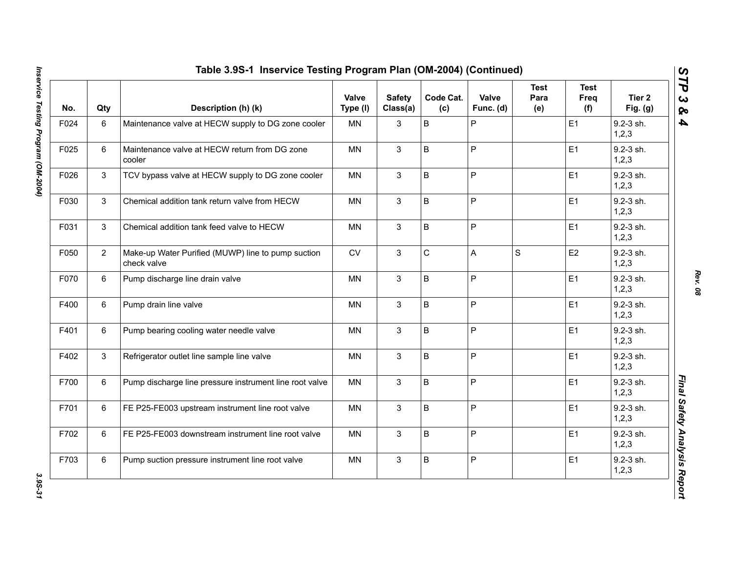## Table 3.9S-1 Inservice Testing Program Plan (OM-2004) (Continued)

| No. | Qty | Description (h) (k) | Valve Type (l) | Safety Class(a) | Code Cat. (c) | Valve Func. (d) | Test Para (e) | Test Freq (f) | Tier 2 Fig. (g) |
|---|---|---|---|---|---|---|---|---|---|
| F024 | 6 | Maintenance valve at HECW supply to DG zone cooler | MN | 3 | B | P | | E1 | 9.2-3 sh. 1,2,3 |
| F025 | 6 | Maintenance valve at HECW return from DG zone cooler | MN | 3 | B | P | | E1 | 9.2-3 sh. 1,2,3 |
| F026 | 3 | TCV bypass valve at HECW supply to DG zone cooler | MN | 3 | B | P | | E1 | 9.2-3 sh. 1,2,3 |
| F030 | 3 | Chemical addition tank return valve from HECW | MN | 3 | B | P | | E1 | 9.2-3 sh. 1,2,3 |
| F031 | 3 | Chemical addition tank feed valve to HECW | MN | 3 | B | P | | E1 | 9.2-3 sh. 1,2,3 |
| F050 | 2 | Make-up Water Purified (MUWP) line to pump suction check valve | CV | 3 | C | A | S | E2 | 9.2-3 sh. 1,2,3 |
| F070 | 6 | Pump discharge line drain valve | MN | 3 | B | P | | E1 | 9.2-3 sh. 1,2,3 |
| F400 | 6 | Pump drain line valve | MN | 3 | B | P | | E1 | 9.2-3 sh. 1,2,3 |
| F401 | 6 | Pump bearing cooling water needle valve | MN | 3 | B | P | | E1 | 9.2-3 sh. 1,2,3 |
| F402 | 3 | Refrigerator outlet line sample line valve | MN | 3 | B | P | | E1 | 9.2-3 sh. 1,2,3 |
| F700 | 6 | Pump discharge line pressure instrument line root valve | MN | 3 | B | P | | E1 | 9.2-3 sh. 1,2,3 |
| F701 | 6 | FE P25-FE003 upstream instrument line root valve | MN | 3 | B | P | | E1 | 9.2-3 sh. 1,2,3 |
| F702 | 6 | FE P25-FE003 downstream instrument line root valve | MN | 3 | B | P | | E1 | 9.2-3 sh. 1,2,3 |
| F703 | 6 | Pump suction pressure instrument line root valve | MN | 3 | B | P | | E1 | 9.2-3 sh. 1,2,3 |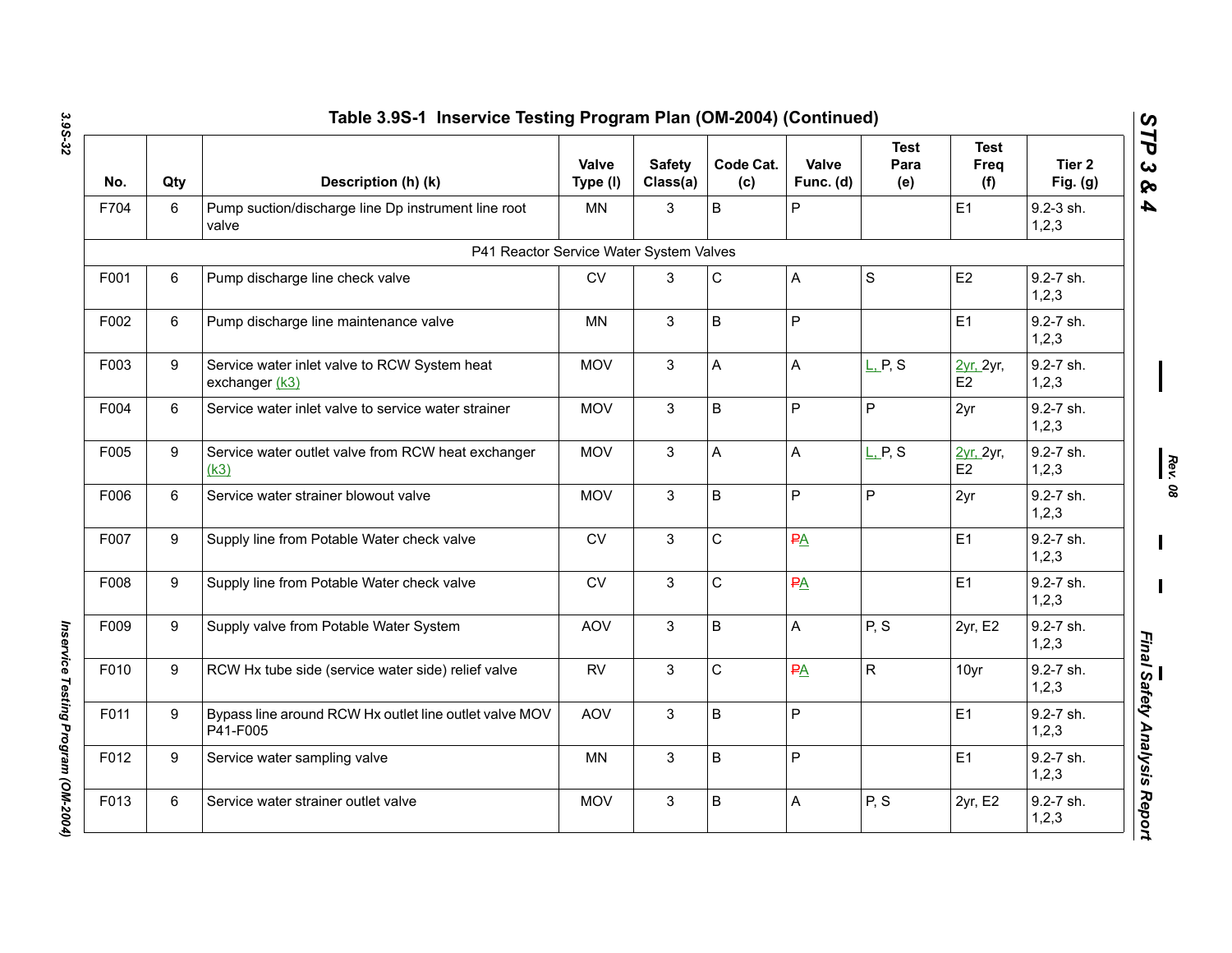## Table 3.9S-1 Inservice Testing Program Plan (OM-2004) (Continued)

| No. | Qty | Description (h) (k) | Valve Type (l) | Safety Class(a) | Code Cat. (c) | Valve Func. (d) | Test Para (e) | Test Freq (f) | Tier 2 Fig. (g) |
|---|---|---|---|---|---|---|---|---|---|
| F704 | 6 | Pump suction/discharge line Dp instrument line root valve | MN | 3 | B | P | | E1 | 9.2-3 sh. 1,2,3 |
| | | P41 Reactor Service Water System Valves | | | | | | | |
| F001 | 6 | Pump discharge line check valve | CV | 3 | C | A | S | E2 | 9.2-7 sh. 1,2,3 |
| F002 | 6 | Pump discharge line maintenance valve | MN | 3 | B | P | | E1 | 9.2-7 sh. 1,2,3 |
| F003 | 9 | Service water inlet valve to RCW System heat exchanger (k3) | MOV | 3 | A | A | L, P, S | 2yr, 2yr, E2 | 9.2-7 sh. 1,2,3 |
| F004 | 6 | Service water inlet valve to service water strainer | MOV | 3 | B | P | P | 2yr | 9.2-7 sh. 1,2,3 |
| F005 | 9 | Service water outlet valve from RCW heat exchanger (k3) | MOV | 3 | A | A | L, P, S | 2yr, 2yr, E2 | 9.2-7 sh. 1,2,3 |
| F006 | 6 | Service water strainer blowout valve | MOV | 3 | B | P | P | 2yr | 9.2-7 sh. 1,2,3 |
| F007 | 9 | Supply line from Potable Water check valve | CV | 3 | C | ~~P~~A | | E1 | 9.2-7 sh. 1,2,3 |
| F008 | 9 | Supply line from Potable Water check valve | CV | 3 | C | ~~P~~A | | E1 | 9.2-7 sh. 1,2,3 |
| F009 | 9 | Supply valve from Potable Water System | AOV | 3 | B | A | P, S | 2yr, E2 | 9.2-7 sh. 1,2,3 |
| F010 | 9 | RCW Hx tube side (service water side) relief valve | RV | 3 | C | ~~P~~A | R | 10yr | 9.2-7 sh. 1,2,3 |
| F011 | 9 | Bypass line around RCW Hx outlet line outlet valve MOV P41-F005 | AOV | 3 | B | P | | E1 | 9.2-7 sh. 1,2,3 |
| F012 | 9 | Service water sampling valve | MN | 3 | B | P | | E1 | 9.2-7 sh. 1,2,3 |
| F013 | 6 | Service water strainer outlet valve | MOV | 3 | B | A | P, S | 2yr, E2 | 9.2-7 sh. 1,2,3 |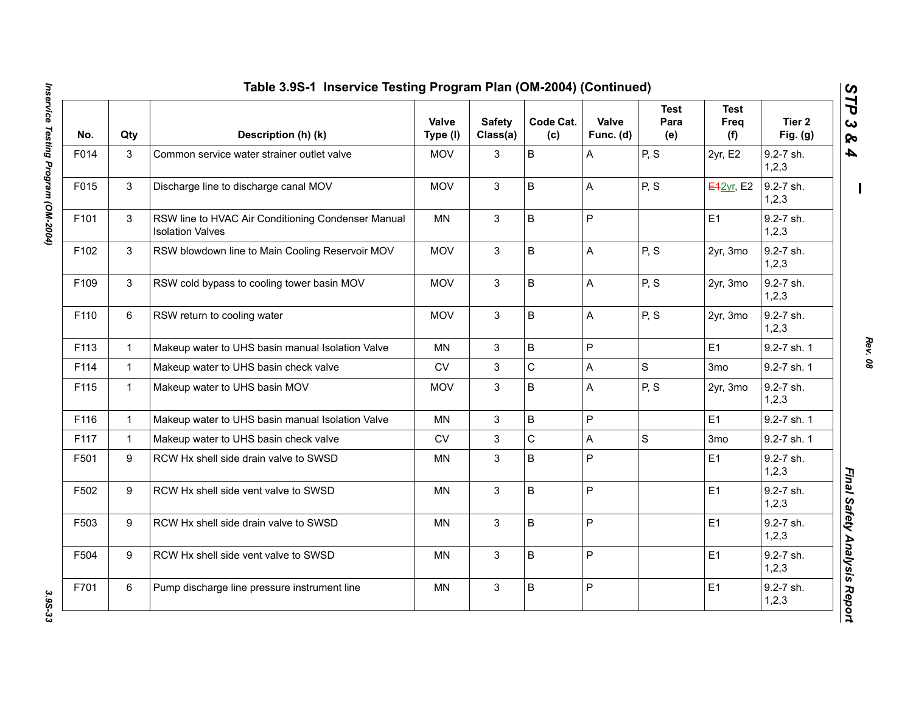## Table 3.9S-1 Inservice Testing Program Plan (OM-2004) (Continued)

| No. | Qty | Description (h) (k) | Valve Type (l) | Safety Class(a) | Code Cat. (c) | Valve Func. (d) | Test Para (e) | Test Freq (f) | Tier 2 Fig. (g) |
|---|---|---|---|---|---|---|---|---|---|
| F014 | 3 | Common service water strainer outlet valve | MOV | 3 | B | A | P, S | 2yr, E2 | 9.2-7 sh. 1,2,3 |
| F015 | 3 | Discharge line to discharge canal MOV | MOV | 3 | B | A | P, S | ~~E1~~2yr, E2 | 9.2-7 sh. 1,2,3 |
| F101 | 3 | RSW line to HVAC Air Conditioning Condenser Manual Isolation Valves | MN | 3 | B | P | | E1 | 9.2-7 sh. 1,2,3 |
| F102 | 3 | RSW blowdown line to Main Cooling Reservoir MOV | MOV | 3 | B | A | P, S | 2yr, 3mo | 9.2-7 sh. 1,2,3 |
| F109 | 3 | RSW cold bypass to cooling tower basin MOV | MOV | 3 | B | A | P, S | 2yr, 3mo | 9.2-7 sh. 1,2,3 |
| F110 | 6 | RSW return to cooling water | MOV | 3 | B | A | P, S | 2yr, 3mo | 9.2-7 sh. 1,2,3 |
| F113 | 1 | Makeup water to UHS basin manual Isolation Valve | MN | 3 | B | P | | E1 | 9.2-7 sh. 1 |
| F114 | 1 | Makeup water to UHS basin check valve | CV | 3 | C | A | S | 3mo | 9.2-7 sh. 1 |
| F115 | 1 | Makeup water to UHS basin MOV | MOV | 3 | B | A | P, S | 2yr, 3mo | 9.2-7 sh. 1,2,3 |
| F116 | 1 | Makeup water to UHS basin manual Isolation Valve | MN | 3 | B | P | | E1 | 9.2-7 sh. 1 |
| F117 | 1 | Makeup water to UHS basin check valve | CV | 3 | C | A | S | 3mo | 9.2-7 sh. 1 |
| F501 | 9 | RCW Hx shell side drain valve to SWSD | MN | 3 | B | P | | E1 | 9.2-7 sh. 1,2,3 |
| F502 | 9 | RCW Hx shell side vent valve to SWSD | MN | 3 | B | P | | E1 | 9.2-7 sh. 1,2,3 |
| F503 | 9 | RCW Hx shell side drain valve to SWSD | MN | 3 | B | P | | E1 | 9.2-7 sh. 1,2,3 |
| F504 | 9 | RCW Hx shell side vent valve to SWSD | MN | 3 | B | P | | E1 | 9.2-7 sh. 1,2,3 |
| F701 | 6 | Pump discharge line pressure instrument line | MN | 3 | B | P | | E1 | 9.2-7 sh. 1,2,3 |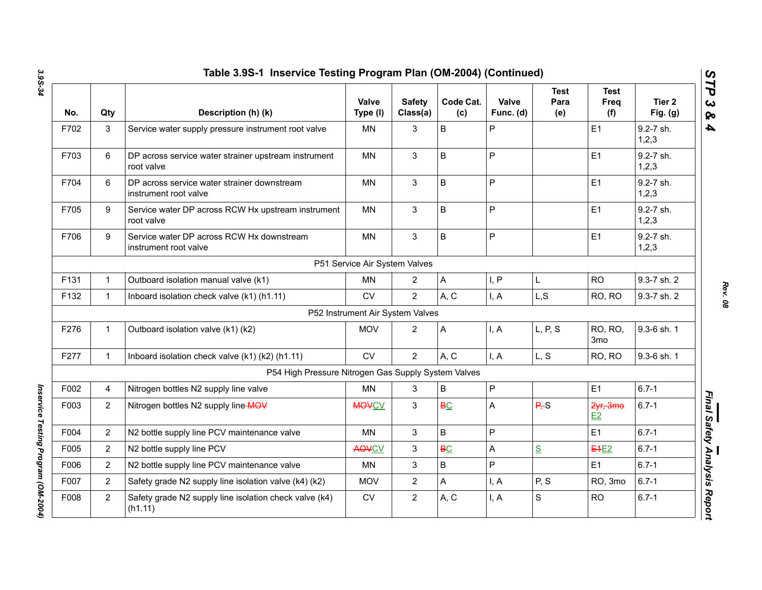## Table 3.9S-1 Inservice Testing Program Plan (OM-2004) (Continued)

| No. | Qty | Description (h) (k) | Valve Type (l) | Safety Class(a) | Code Cat. (c) | Valve Func. (d) | Test Para (e) | Test Freq (f) | Tier 2 Fig. (g) |
|---|---|---|---|---|---|---|---|---|---|
| F702 | 3 | Service water supply pressure instrument root valve | MN | 3 | B | P | | E1 | 9.2-7 sh. 1,2,3 |
| F703 | 6 | DP across service water strainer upstream instrument root valve | MN | 3 | B | P | | E1 | 9.2-7 sh. 1,2,3 |
| F704 | 6 | DP across service water strainer downstream instrument root valve | MN | 3 | B | P | | E1 | 9.2-7 sh. 1,2,3 |
| F705 | 9 | Service water DP across RCW Hx upstream instrument root valve | MN | 3 | B | P | | E1 | 9.2-7 sh. 1,2,3 |
| F706 | 9 | Service water DP across RCW Hx downstream instrument root valve | MN | 3 | B | P | | E1 | 9.2-7 sh. 1,2,3 |
| | | P51 Service Air System Valves | | | | | | | |
| F131 | 1 | Outboard isolation manual valve (k1) | MN | 2 | A | I, P | L | RO | 9.3-7 sh. 2 |
| F132 | 1 | Inboard isolation check valve (k1) (h1.11) | CV | 2 | A, C | I, A | L,S | RO, RO | 9.3-7 sh. 2 |
| | | P52 Instrument Air System Valves | | | | | | | |
| F276 | 1 | Outboard isolation valve (k1) (k2) | MOV | 2 | A | I, A | L, P, S | RO, RO, 3mo | 9.3-6 sh. 1 |
| F277 | 1 | Inboard isolation check valve (k1) (k2) (h1.11) | CV | 2 | A, C | I, A | L, S | RO, RO | 9.3-6 sh. 1 |
| | | P54 High Pressure Nitrogen Gas Supply System Valves | | | | | | | |
| F002 | 4 | Nitrogen bottles N2 supply line valve | MN | 3 | B | P | | E1 | 6.7-1 |
| F003 | 2 | Nitrogen bottles N2 supply line ~~MOV~~ | ~~MOV~~CV | 3 | ~~B~~C | A | ~~P,~~ S | ~~2yr, 3mo~~ E2 | 6.7-1 |
| F004 | 2 | N2 bottle supply line PCV maintenance valve | MN | 3 | B | P | | E1 | 6.7-1 |
| F005 | 2 | N2 bottle supply line PCV | ~~AOV~~CV | 3 | ~~B~~C | A | S | ~~E1~~E2 | 6.7-1 |
| F006 | 2 | N2 bottle supply line PCV maintenance valve | MN | 3 | B | P | | E1 | 6.7-1 |
| F007 | 2 | Safety grade N2 supply line isolation valve (k4) (k2) | MOV | 2 | A | I, A | P, S | RO, 3mo | 6.7-1 |
| F008 | 2 | Safety grade N2 supply line isolation check valve (k4) (h1.11) | CV | 2 | A, C | I, A | S | RO | 6.7-1 |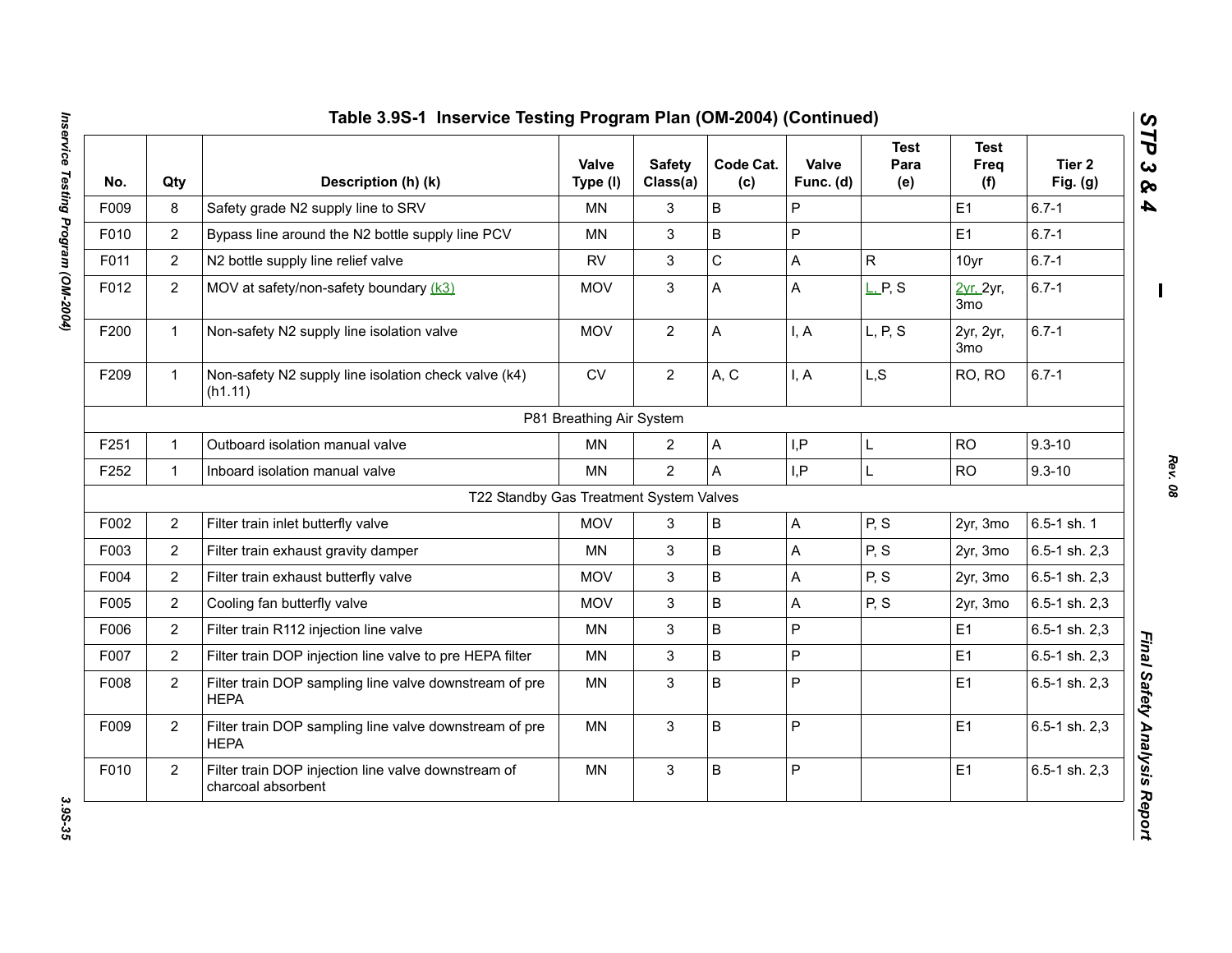## Table 3.9S-1 Inservice Testing Program Plan (OM-2004) (Continued)

| No. | Qty | Description (h) (k) | Valve Type (l) | Safety Class(a) | Code Cat. (c) | Valve Func. (d) | Test Para (e) | Test Freq (f) | Tier 2 Fig. (g) |
|---|---|---|---|---|---|---|---|---|---|
| F009 | 8 | Safety grade N2 supply line to SRV | MN | 3 | B | P | | E1 | 6.7-1 |
| F010 | 2 | Bypass line around the N2 bottle supply line PCV | MN | 3 | B | P | | E1 | 6.7-1 |
| F011 | 2 | N2 bottle supply line relief valve | RV | 3 | C | A | R | 10yr | 6.7-1 |
| F012 | 2 | MOV at safety/non-safety boundary (k3) | MOV | 3 | A | A | L, P, S | 2yr, 2yr, 3mo | 6.7-1 |
| F200 | 1 | Non-safety N2 supply line isolation valve | MOV | 2 | A | I, A | L, P, S | 2yr, 2yr, 3mo | 6.7-1 |
| F209 | 1 | Non-safety N2 supply line isolation check valve (k4) (h1.11) | CV | 2 | A, C | I, A | L,S | RO, RO | 6.7-1 |
| | | P81 Breathing Air System | | | | | | | |
| F251 | 1 | Outboard isolation manual valve | MN | 2 | A | I,P | L | RO | 9.3-10 |
| F252 | 1 | Inboard isolation manual valve | MN | 2 | A | I,P | L | RO | 9.3-10 |
| | | T22 Standby Gas Treatment System Valves | | | | | | | |
| F002 | 2 | Filter train inlet butterfly valve | MOV | 3 | B | A | P, S | 2yr, 3mo | 6.5-1 sh. 1 |
| F003 | 2 | Filter train exhaust gravity damper | MN | 3 | B | A | P, S | 2yr, 3mo | 6.5-1 sh. 2,3 |
| F004 | 2 | Filter train exhaust butterfly valve | MOV | 3 | B | A | P, S | 2yr, 3mo | 6.5-1 sh. 2,3 |
| F005 | 2 | Cooling fan butterfly valve | MOV | 3 | B | A | P, S | 2yr, 3mo | 6.5-1 sh. 2,3 |
| F006 | 2 | Filter train R112 injection line valve | MN | 3 | B | P | | E1 | 6.5-1 sh. 2,3 |
| F007 | 2 | Filter train DOP injection line valve to pre HEPA filter | MN | 3 | B | P | | E1 | 6.5-1 sh. 2,3 |
| F008 | 2 | Filter train DOP sampling line valve downstream of pre HEPA | MN | 3 | B | P | | E1 | 6.5-1 sh. 2,3 |
| F009 | 2 | Filter train DOP sampling line valve downstream of pre HEPA | MN | 3 | B | P | | E1 | 6.5-1 sh. 2,3 |
| F010 | 2 | Filter train DOP injection line valve downstream of charcoal absorbent | MN | 3 | B | P | | E1 | 6.5-1 sh. 2,3 |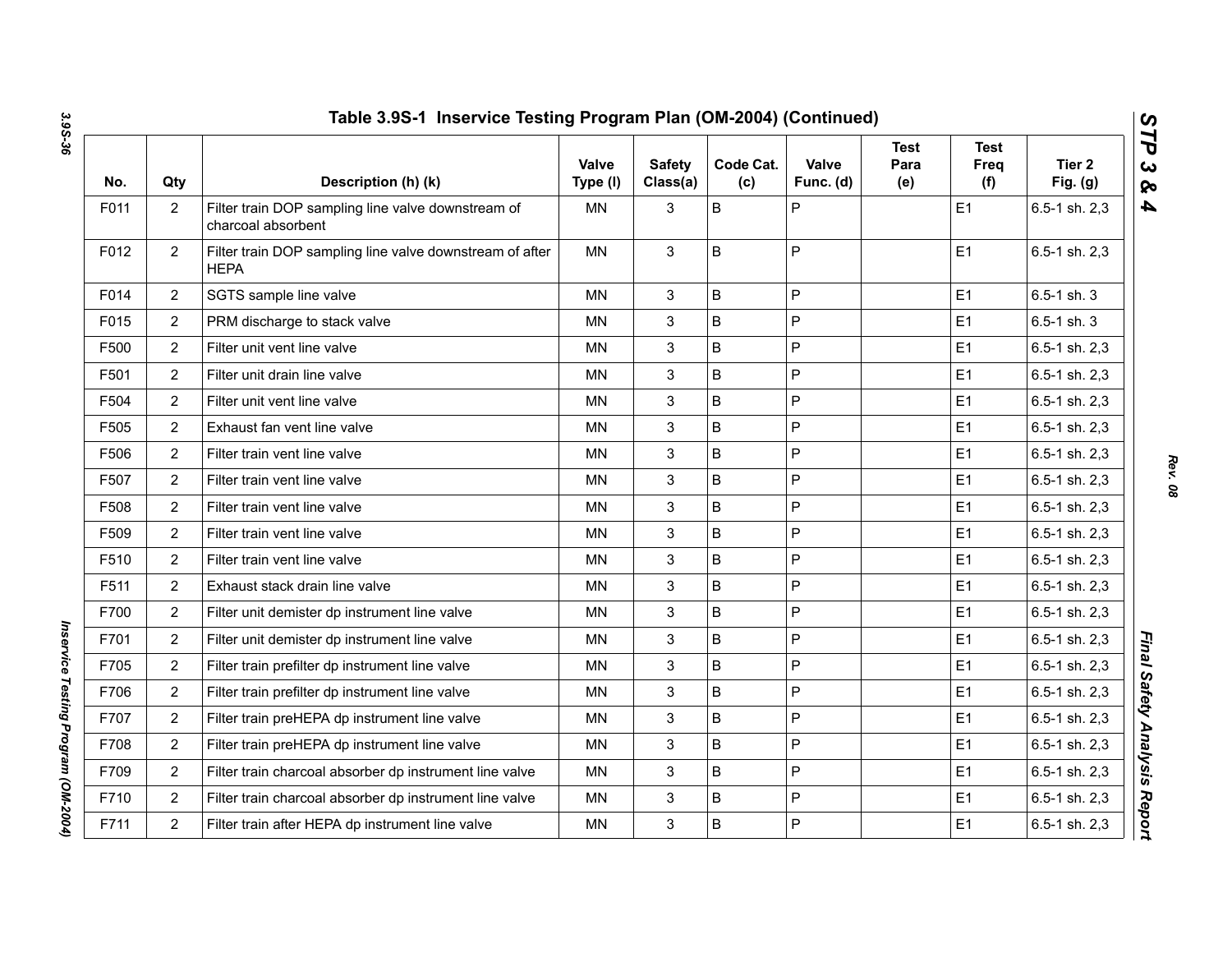## Table 3.9S-1 Inservice Testing Program Plan (OM-2004) (Continued)

| No. | Qty | Description (h) (k) | Valve Type (l) | Safety Class(a) | Code Cat. (c) | Valve Func. (d) | Test Para (e) | Test Freq (f) | Tier 2 Fig. (g) |
|---|---|---|---|---|---|---|---|---|---|
| F011 | 2 | Filter train DOP sampling line valve downstream of charcoal absorbent | MN | 3 | B | P | | E1 | 6.5-1 sh. 2,3 |
| F012 | 2 | Filter train DOP sampling line valve downstream of after HEPA | MN | 3 | B | P | | E1 | 6.5-1 sh. 2,3 |
| F014 | 2 | SGTS sample line valve | MN | 3 | B | P | | E1 | 6.5-1 sh. 3 |
| F015 | 2 | PRM discharge to stack valve | MN | 3 | B | P | | E1 | 6.5-1 sh. 3 |
| F500 | 2 | Filter unit vent line valve | MN | 3 | B | P | | E1 | 6.5-1 sh. 2,3 |
| F501 | 2 | Filter unit drain line valve | MN | 3 | B | P | | E1 | 6.5-1 sh. 2,3 |
| F504 | 2 | Filter unit vent line valve | MN | 3 | B | P | | E1 | 6.5-1 sh. 2,3 |
| F505 | 2 | Exhaust fan vent line valve | MN | 3 | B | P | | E1 | 6.5-1 sh. 2,3 |
| F506 | 2 | Filter train vent line valve | MN | 3 | B | P | | E1 | 6.5-1 sh. 2,3 |
| F507 | 2 | Filter train vent line valve | MN | 3 | B | P | | E1 | 6.5-1 sh. 2,3 |
| F508 | 2 | Filter train vent line valve | MN | 3 | B | P | | E1 | 6.5-1 sh. 2,3 |
| F509 | 2 | Filter train vent line valve | MN | 3 | B | P | | E1 | 6.5-1 sh. 2,3 |
| F510 | 2 | Filter train vent line valve | MN | 3 | B | P | | E1 | 6.5-1 sh. 2,3 |
| F511 | 2 | Exhaust stack drain line valve | MN | 3 | B | P | | E1 | 6.5-1 sh. 2,3 |
| F700 | 2 | Filter unit demister dp instrument line valve | MN | 3 | B | P | | E1 | 6.5-1 sh. 2,3 |
| F701 | 2 | Filter unit demister dp instrument line valve | MN | 3 | B | P | | E1 | 6.5-1 sh. 2,3 |
| F705 | 2 | Filter train prefilter dp instrument line valve | MN | 3 | B | P | | E1 | 6.5-1 sh. 2,3 |
| F706 | 2 | Filter train prefilter dp instrument line valve | MN | 3 | B | P | | E1 | 6.5-1 sh. 2,3 |
| F707 | 2 | Filter train preHEPA dp instrument line valve | MN | 3 | B | P | | E1 | 6.5-1 sh. 2,3 |
| F708 | 2 | Filter train preHEPA dp instrument line valve | MN | 3 | B | P | | E1 | 6.5-1 sh. 2,3 |
| F709 | 2 | Filter train charcoal absorber dp instrument line valve | MN | 3 | B | P | | E1 | 6.5-1 sh. 2,3 |
| F710 | 2 | Filter train charcoal absorber dp instrument line valve | MN | 3 | B | P | | E1 | 6.5-1 sh. 2,3 |
| F711 | 2 | Filter train after HEPA dp instrument line valve | MN | 3 | B | P | | E1 | 6.5-1 sh. 2,3 |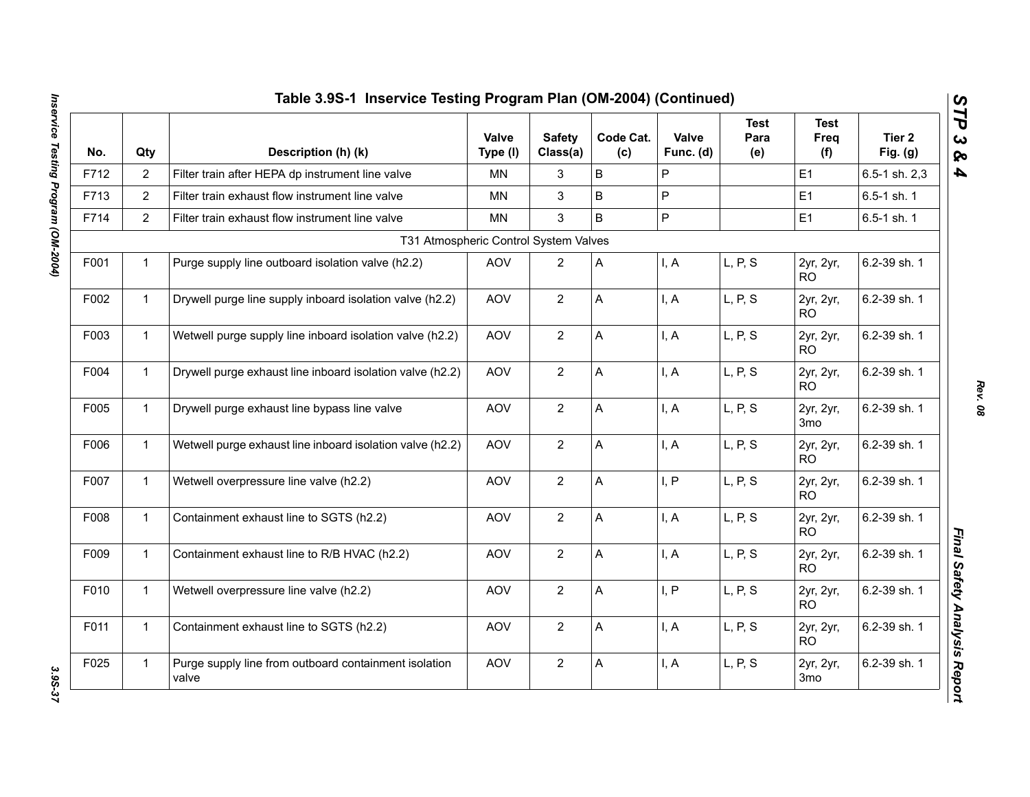## Table 3.9S-1 Inservice Testing Program Plan (OM-2004) (Continued)

| No. | Qty | Description (h) (k) | Valve Type (l) | Safety Class(a) | Code Cat. (c) | Valve Func. (d) | Test Para (e) | Test Freq (f) | Tier 2 Fig. (g) |
|---|---|---|---|---|---|---|---|---|---|
| F712 | 2 | Filter train after HEPA dp instrument line valve | MN | 3 | B | P | | E1 | 6.5-1 sh. 2,3 |
| F713 | 2 | Filter train exhaust flow instrument line valve | MN | 3 | B | P | | E1 | 6.5-1 sh. 1 |
| F714 | 2 | Filter train exhaust flow instrument line valve | MN | 3 | B | P | | E1 | 6.5-1 sh. 1 |
| | | T31 Atmospheric Control System Valves | | | | | | | |
| F001 | 1 | Purge supply line outboard isolation valve (h2.2) | AOV | 2 | A | I, A | L, P, S | 2yr, 2yr, RO | 6.2-39 sh. 1 |
| F002 | 1 | Drywell purge line supply inboard isolation valve (h2.2) | AOV | 2 | A | I, A | L, P, S | 2yr, 2yr, RO | 6.2-39 sh. 1 |
| F003 | 1 | Wetwell purge supply line inboard isolation valve (h2.2) | AOV | 2 | A | I, A | L, P, S | 2yr, 2yr, RO | 6.2-39 sh. 1 |
| F004 | 1 | Drywell purge exhaust line inboard isolation valve (h2.2) | AOV | 2 | A | I, A | L, P, S | 2yr, 2yr, RO | 6.2-39 sh. 1 |
| F005 | 1 | Drywell purge exhaust line bypass line valve | AOV | 2 | A | I, A | L, P, S | 2yr, 2yr, 3mo | 6.2-39 sh. 1 |
| F006 | 1 | Wetwell purge exhaust line inboard isolation valve (h2.2) | AOV | 2 | A | I, A | L, P, S | 2yr, 2yr, RO | 6.2-39 sh. 1 |
| F007 | 1 | Wetwell overpressure line valve (h2.2) | AOV | 2 | A | I, P | L, P, S | 2yr, 2yr, RO | 6.2-39 sh. 1 |
| F008 | 1 | Containment exhaust line to SGTS (h2.2) | AOV | 2 | A | I, A | L, P, S | 2yr, 2yr, RO | 6.2-39 sh. 1 |
| F009 | 1 | Containment exhaust line to R/B HVAC (h2.2) | AOV | 2 | A | I, A | L, P, S | 2yr, 2yr, RO | 6.2-39 sh. 1 |
| F010 | 1 | Wetwell overpressure line valve (h2.2) | AOV | 2 | A | I, P | L, P, S | 2yr, 2yr, RO | 6.2-39 sh. 1 |
| F011 | 1 | Containment exhaust line to SGTS (h2.2) | AOV | 2 | A | I, A | L, P, S | 2yr, 2yr, RO | 6.2-39 sh. 1 |
| F025 | 1 | Purge supply line from outboard containment isolation valve | AOV | 2 | A | I, A | L, P, S | 2yr, 2yr, 3mo | 6.2-39 sh. 1 |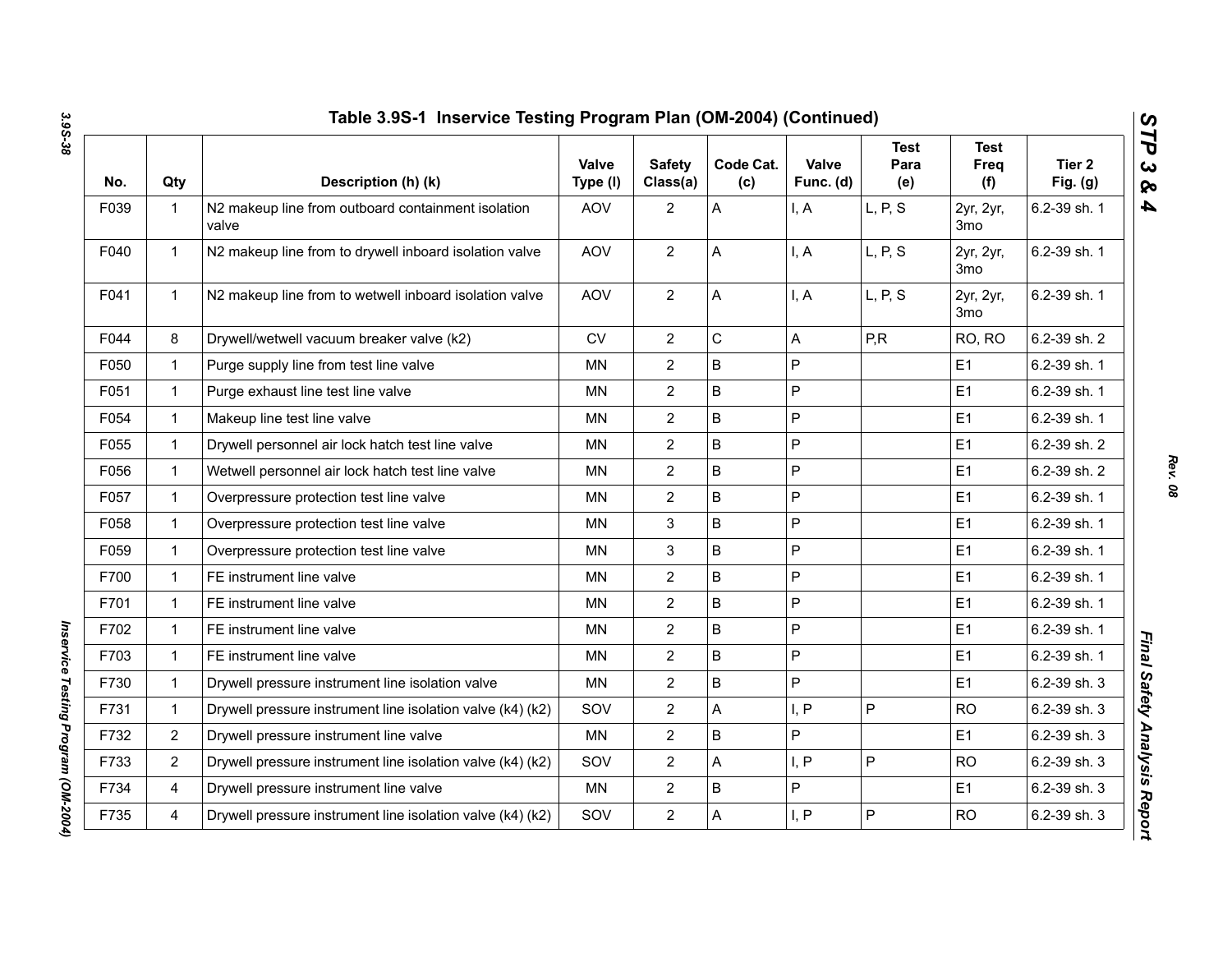## Table 3.9S-1 Inservice Testing Program Plan (OM-2004) (Continued)

| No. | Qty | Description (h) (k) | Valve Type (l) | Safety Class(a) | Code Cat. (c) | Valve Func. (d) | Test Para (e) | Test Freq (f) | Tier 2 Fig. (g) |
|---|---|---|---|---|---|---|---|---|---|
| F039 | 1 | N2 makeup line from outboard containment isolation valve | AOV | 2 | A | I, A | L, P, S | 2yr, 2yr, 3mo | 6.2-39 sh. 1 |
| F040 | 1 | N2 makeup line from to drywell inboard isolation valve | AOV | 2 | A | I, A | L, P, S | 2yr, 2yr, 3mo | 6.2-39 sh. 1 |
| F041 | 1 | N2 makeup line from to wetwell inboard isolation valve | AOV | 2 | A | I, A | L, P, S | 2yr, 2yr, 3mo | 6.2-39 sh. 1 |
| F044 | 8 | Drywell/wetwell vacuum breaker valve (k2) | CV | 2 | C | A | P,R | RO, RO | 6.2-39 sh. 2 |
| F050 | 1 | Purge supply line from test line valve | MN | 2 | B | P | | E1 | 6.2-39 sh. 1 |
| F051 | 1 | Purge exhaust line test line valve | MN | 2 | B | P | | E1 | 6.2-39 sh. 1 |
| F054 | 1 | Makeup line test line valve | MN | 2 | B | P | | E1 | 6.2-39 sh. 1 |
| F055 | 1 | Drywell personnel air lock hatch test line valve | MN | 2 | B | P | | E1 | 6.2-39 sh. 2 |
| F056 | 1 | Wetwell personnel air lock hatch test line valve | MN | 2 | B | P | | E1 | 6.2-39 sh. 2 |
| F057 | 1 | Overpressure protection test line valve | MN | 2 | B | P | | E1 | 6.2-39 sh. 1 |
| F058 | 1 | Overpressure protection test line valve | MN | 3 | B | P | | E1 | 6.2-39 sh. 1 |
| F059 | 1 | Overpressure protection test line valve | MN | 3 | B | P | | E1 | 6.2-39 sh. 1 |
| F700 | 1 | FE instrument line valve | MN | 2 | B | P | | E1 | 6.2-39 sh. 1 |
| F701 | 1 | FE instrument line valve | MN | 2 | B | P | | E1 | 6.2-39 sh. 1 |
| F702 | 1 | FE instrument line valve | MN | 2 | B | P | | E1 | 6.2-39 sh. 1 |
| F703 | 1 | FE instrument line valve | MN | 2 | B | P | | E1 | 6.2-39 sh. 1 |
| F730 | 1 | Drywell pressure instrument line isolation valve | MN | 2 | B | P | | E1 | 6.2-39 sh. 3 |
| F731 | 1 | Drywell pressure instrument line isolation valve (k4) (k2) | SOV | 2 | A | I, P | P | RO | 6.2-39 sh. 3 |
| F732 | 2 | Drywell pressure instrument line valve | MN | 2 | B | P | | E1 | 6.2-39 sh. 3 |
| F733 | 2 | Drywell pressure instrument line isolation valve (k4) (k2) | SOV | 2 | A | I, P | P | RO | 6.2-39 sh. 3 |
| F734 | 4 | Drywell pressure instrument line valve | MN | 2 | B | P | | E1 | 6.2-39 sh. 3 |
| F735 | 4 | Drywell pressure instrument line isolation valve (k4) (k2) | SOV | 2 | A | I, P | P | RO | 6.2-39 sh. 3 |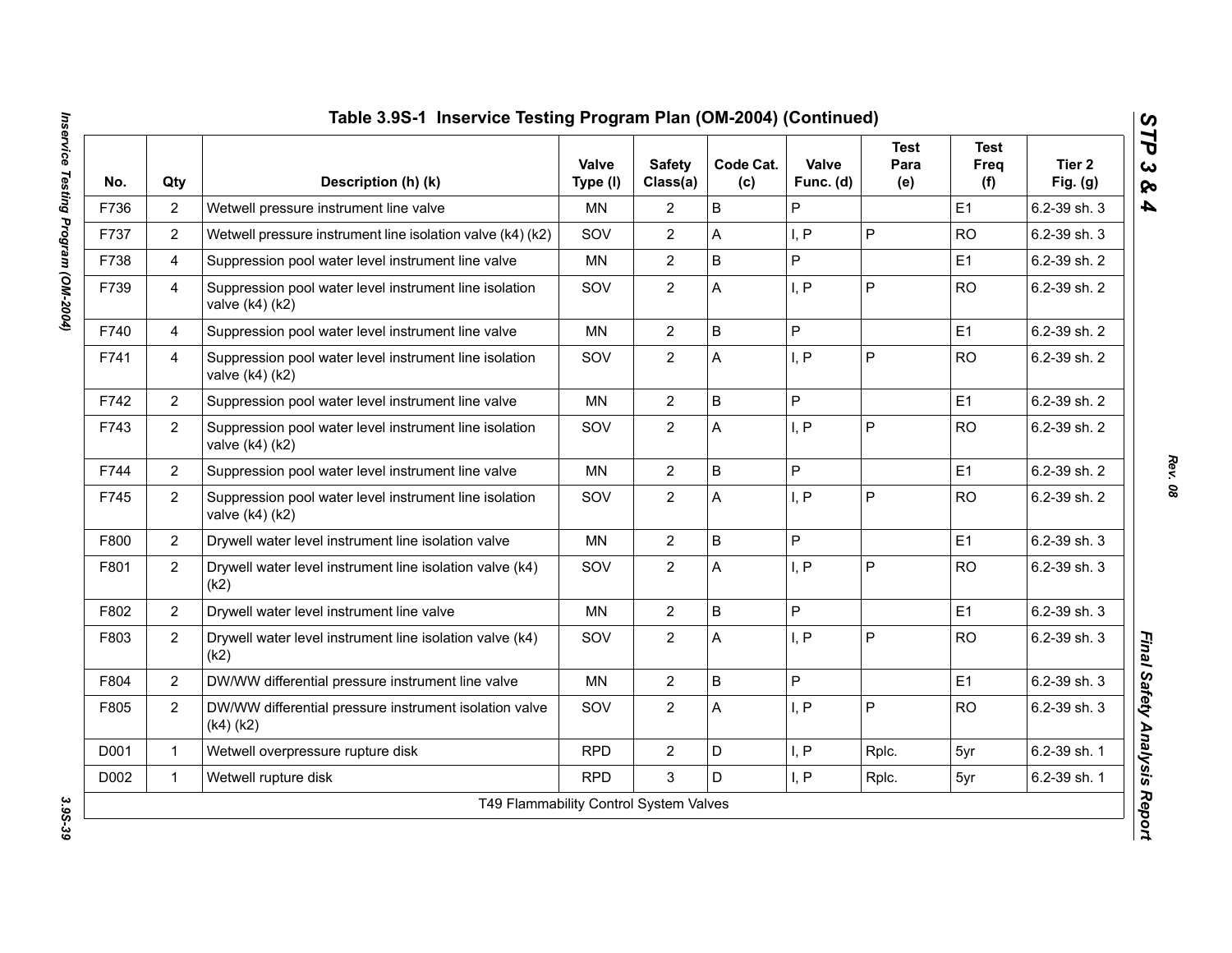## Table 3.9S-1 Inservice Testing Program Plan (OM-2004) (Continued)

| No. | Qty | Description (h) (k) | Valve Type (l) | Safety Class(a) | Code Cat. (c) | Valve Func. (d) | Test Para (e) | Test Freq (f) | Tier 2 Fig. (g) |
|---|---|---|---|---|---|---|---|---|---|
| F736 | 2 | Wetwell pressure instrument line valve | MN | 2 | B | P | | E1 | 6.2-39 sh. 3 |
| F737 | 2 | Wetwell pressure instrument line isolation valve (k4) (k2) | SOV | 2 | A | I, P | P | RO | 6.2-39 sh. 3 |
| F738 | 4 | Suppression pool water level instrument line valve | MN | 2 | B | P | | E1 | 6.2-39 sh. 2 |
| F739 | 4 | Suppression pool water level instrument line isolation valve (k4) (k2) | SOV | 2 | A | I, P | P | RO | 6.2-39 sh. 2 |
| F740 | 4 | Suppression pool water level instrument line valve | MN | 2 | B | P | | E1 | 6.2-39 sh. 2 |
| F741 | 4 | Suppression pool water level instrument line isolation valve (k4) (k2) | SOV | 2 | A | I, P | P | RO | 6.2-39 sh. 2 |
| F742 | 2 | Suppression pool water level instrument line valve | MN | 2 | B | P | | E1 | 6.2-39 sh. 2 |
| F743 | 2 | Suppression pool water level instrument line isolation valve (k4) (k2) | SOV | 2 | A | I, P | P | RO | 6.2-39 sh. 2 |
| F744 | 2 | Suppression pool water level instrument line valve | MN | 2 | B | P | | E1 | 6.2-39 sh. 2 |
| F745 | 2 | Suppression pool water level instrument line isolation valve (k4) (k2) | SOV | 2 | A | I, P | P | RO | 6.2-39 sh. 2 |
| F800 | 2 | Drywell water level instrument line isolation valve | MN | 2 | B | P | | E1 | 6.2-39 sh. 3 |
| F801 | 2 | Drywell water level instrument line isolation valve (k4) (k2) | SOV | 2 | A | I, P | P | RO | 6.2-39 sh. 3 |
| F802 | 2 | Drywell water level instrument line valve | MN | 2 | B | P | | E1 | 6.2-39 sh. 3 |
| F803 | 2 | Drywell water level instrument line isolation valve (k4) (k2) | SOV | 2 | A | I, P | P | RO | 6.2-39 sh. 3 |
| F804 | 2 | DW/WW differential pressure instrument line valve | MN | 2 | B | P | | E1 | 6.2-39 sh. 3 |
| F805 | 2 | DW/WW differential pressure instrument isolation valve (k4) (k2) | SOV | 2 | A | I, P | P | RO | 6.2-39 sh. 3 |
| D001 | 1 | Wetwell overpressure rupture disk | RPD | 2 | D | I, P | Rplc. | 5yr | 6.2-39 sh. 1 |
| D002 | 1 | Wetwell rupture disk | RPD | 3 | D | I, P | Rplc. | 5yr | 6.2-39 sh. 1 |
| | | T49 Flammability Control System Valves | | | | | | | |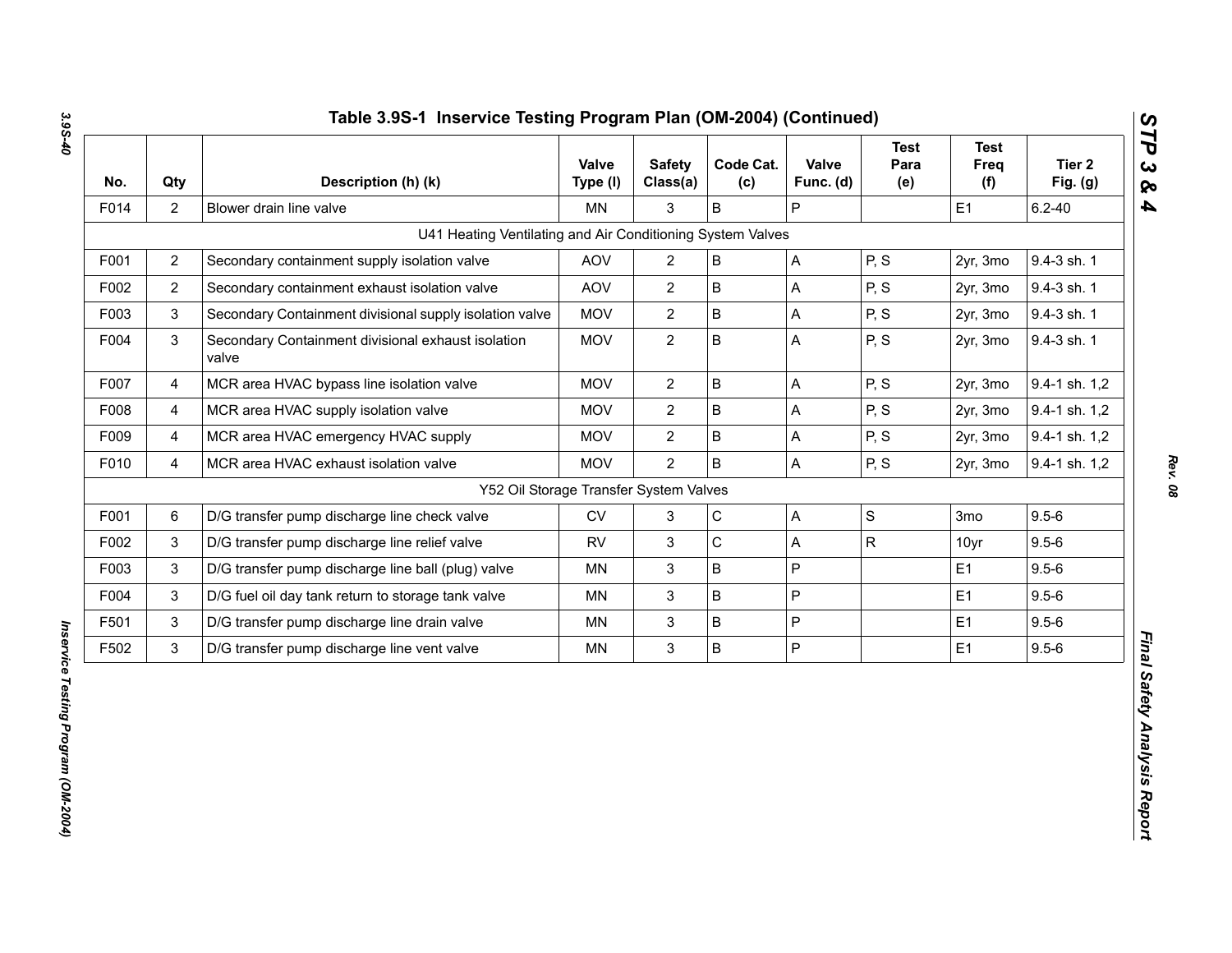## Table 3.9S-1 Inservice Testing Program Plan (OM-2004) (Continued)

| No. | Qty | Description (h) (k) | Valve Type (l) | Safety Class(a) | Code Cat. (c) | Valve Func. (d) | Test Para (e) | Test Freq (f) | Tier 2 Fig. (g) |
|---|---|---|---|---|---|---|---|---|---|
| F014 | 2 | Blower drain line valve | MN | 3 | B | P | | E1 | 6.2-40 |
| | | U41 Heating Ventilating and Air Conditioning System Valves | | | | | | | |
| F001 | 2 | Secondary containment supply isolation valve | AOV | 2 | B | A | P, S | 2yr, 3mo | 9.4-3 sh. 1 |
| F002 | 2 | Secondary containment exhaust isolation valve | AOV | 2 | B | A | P, S | 2yr, 3mo | 9.4-3 sh. 1 |
| F003 | 3 | Secondary Containment divisional supply isolation valve | MOV | 2 | B | A | P, S | 2yr, 3mo | 9.4-3 sh. 1 |
| F004 | 3 | Secondary Containment divisional exhaust isolation valve | MOV | 2 | B | A | P, S | 2yr, 3mo | 9.4-3 sh. 1 |
| F007 | 4 | MCR area HVAC bypass line isolation valve | MOV | 2 | B | A | P, S | 2yr, 3mo | 9.4-1 sh. 1,2 |
| F008 | 4 | MCR area HVAC supply isolation valve | MOV | 2 | B | A | P, S | 2yr, 3mo | 9.4-1 sh. 1,2 |
| F009 | 4 | MCR area HVAC emergency HVAC supply | MOV | 2 | B | A | P, S | 2yr, 3mo | 9.4-1 sh. 1,2 |
| F010 | 4 | MCR area HVAC exhaust isolation valve | MOV | 2 | B | A | P, S | 2yr, 3mo | 9.4-1 sh. 1,2 |
| | | Y52 Oil Storage Transfer System Valves | | | | | | | |
| F001 | 6 | D/G transfer pump discharge line check valve | CV | 3 | C | A | S | 3mo | 9.5-6 |
| F002 | 3 | D/G transfer pump discharge line relief valve | RV | 3 | C | A | R | 10yr | 9.5-6 |
| F003 | 3 | D/G transfer pump discharge line ball (plug) valve | MN | 3 | B | P | | E1 | 9.5-6 |
| F004 | 3 | D/G fuel oil day tank return to storage tank valve | MN | 3 | B | P | | E1 | 9.5-6 |
| F501 | 3 | D/G transfer pump discharge line drain valve | MN | 3 | B | P | | E1 | 9.5-6 |
| F502 | 3 | D/G transfer pump discharge line vent valve | MN | 3 | B | P | | E1 | 9.5-6 |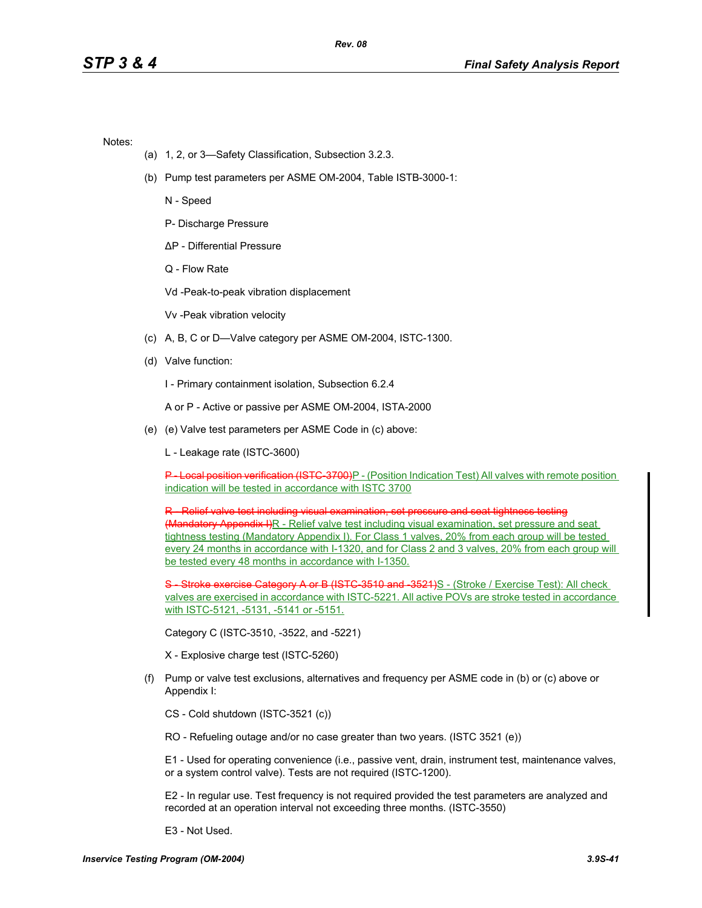Notes:

(a) 1, 2, or 3—Safety Classification, Subsection 3.2.3.

(b) Pump test parameters per ASME OM-2004, Table ISTB-3000-1:

N - Speed

P- Discharge Pressure

ΔP - Differential Pressure

Q - Flow Rate

Vd -Peak-to-peak vibration displacement

Vv -Peak vibration velocity

(c) A, B, C or D—Valve category per ASME OM-2004, ISTC-1300.

(d) Valve function:

I - Primary containment isolation, Subsection 6.2.4

A or P - Active or passive per ASME OM-2004, ISTA-2000

(e) (e) Valve test parameters per ASME Code in (c) above:

L - Leakage rate (ISTC-3600)

~~P - Local position verification (ISTC-3700)~~P - (Position Indication Test) All valves with remote position indication will be tested in accordance with ISTC 3700

~~R - Relief valve test including visual examination, set pressure and seat tightness testing (Mandatory Appendix I)~~R - Relief valve test including visual examination, set pressure and seat tightness testing (Mandatory Appendix I). For Class 1 valves, 20% from each group will be tested every 24 months in accordance with I-1320, and for Class 2 and 3 valves, 20% from each group will be tested every 48 months in accordance with I-1350.

~~S - Stroke exercise Category A or B (ISTC-3510 and -3521)~~S - (Stroke / Exercise Test): All check valves are exercised in accordance with ISTC-5221. All active POVs are stroke tested in accordance with ISTC-5121, -5131, -5141 or -5151.

Category C (ISTC-3510, -3522, and -5221)

X - Explosive charge test (ISTC-5260)

(f) Pump or valve test exclusions, alternatives and frequency per ASME code in (b) or (c) above or Appendix I:

CS - Cold shutdown (ISTC-3521 (c))

RO - Refueling outage and/or no case greater than two years. (ISTC 3521 (e))

E1 - Used for operating convenience (i.e., passive vent, drain, instrument test, maintenance valves, or a system control valve). Tests are not required (ISTC-1200).

E2 - In regular use. Test frequency is not required provided the test parameters are analyzed and recorded at an operation interval not exceeding three months. (ISTC-3550)

E3 - Not Used.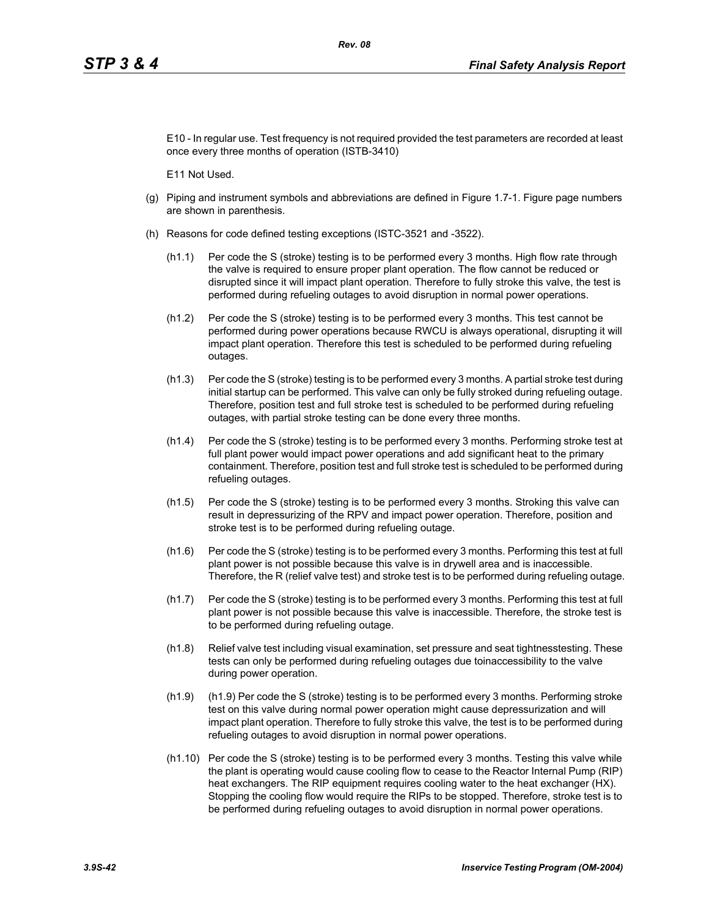E10 - In regular use. Test frequency is not required provided the test parameters are recorded at least once every three months of operation (ISTB-3410)

E11 Not Used.

(g) Piping and instrument symbols and abbreviations are defined in Figure 1.7-1. Figure page numbers are shown in parenthesis.

(h) Reasons for code defined testing exceptions (ISTC-3521 and -3522).

(h1.1) Per code the S (stroke) testing is to be performed every 3 months. High flow rate through the valve is required to ensure proper plant operation. The flow cannot be reduced or disrupted since it will impact plant operation. Therefore to fully stroke this valve, the test is performed during refueling outages to avoid disruption in normal power operations.

(h1.2) Per code the S (stroke) testing is to be performed every 3 months. This test cannot be performed during power operations because RWCU is always operational, disrupting it will impact plant operation. Therefore this test is scheduled to be performed during refueling outages.

(h1.3) Per code the S (stroke) testing is to be performed every 3 months. A partial stroke test during initial startup can be performed. This valve can only be fully stroked during refueling outage. Therefore, position test and full stroke test is scheduled to be performed during refueling outages, with partial stroke testing can be done every three months.

(h1.4) Per code the S (stroke) testing is to be performed every 3 months. Performing stroke test at full plant power would impact power operations and add significant heat to the primary containment. Therefore, position test and full stroke test is scheduled to be performed during refueling outages.

(h1.5) Per code the S (stroke) testing is to be performed every 3 months. Stroking this valve can result in depressurizing of the RPV and impact power operation. Therefore, position and stroke test is to be performed during refueling outage.

(h1.6) Per code the S (stroke) testing is to be performed every 3 months. Performing this test at full plant power is not possible because this valve is in drywell area and is inaccessible. Therefore, the R (relief valve test) and stroke test is to be performed during refueling outage.

(h1.7) Per code the S (stroke) testing is to be performed every 3 months. Performing this test at full plant power is not possible because this valve is inaccessible. Therefore, the stroke test is to be performed during refueling outage.

(h1.8) Relief valve test including visual examination, set pressure and seat tightnesstesting. These tests can only be performed during refueling outages due toinaccessibility to the valve during power operation.

(h1.9) (h1.9) Per code the S (stroke) testing is to be performed every 3 months. Performing stroke test on this valve during normal power operation might cause depressurization and will impact plant operation. Therefore to fully stroke this valve, the test is to be performed during refueling outages to avoid disruption in normal power operations.

(h1.10) Per code the S (stroke) testing is to be performed every 3 months. Testing this valve while the plant is operating would cause cooling flow to cease to the Reactor Internal Pump (RIP) heat exchangers. The RIP equipment requires cooling water to the heat exchanger (HX). Stopping the cooling flow would require the RIPs to be stopped. Therefore, stroke test is to be performed during refueling outages to avoid disruption in normal power operations.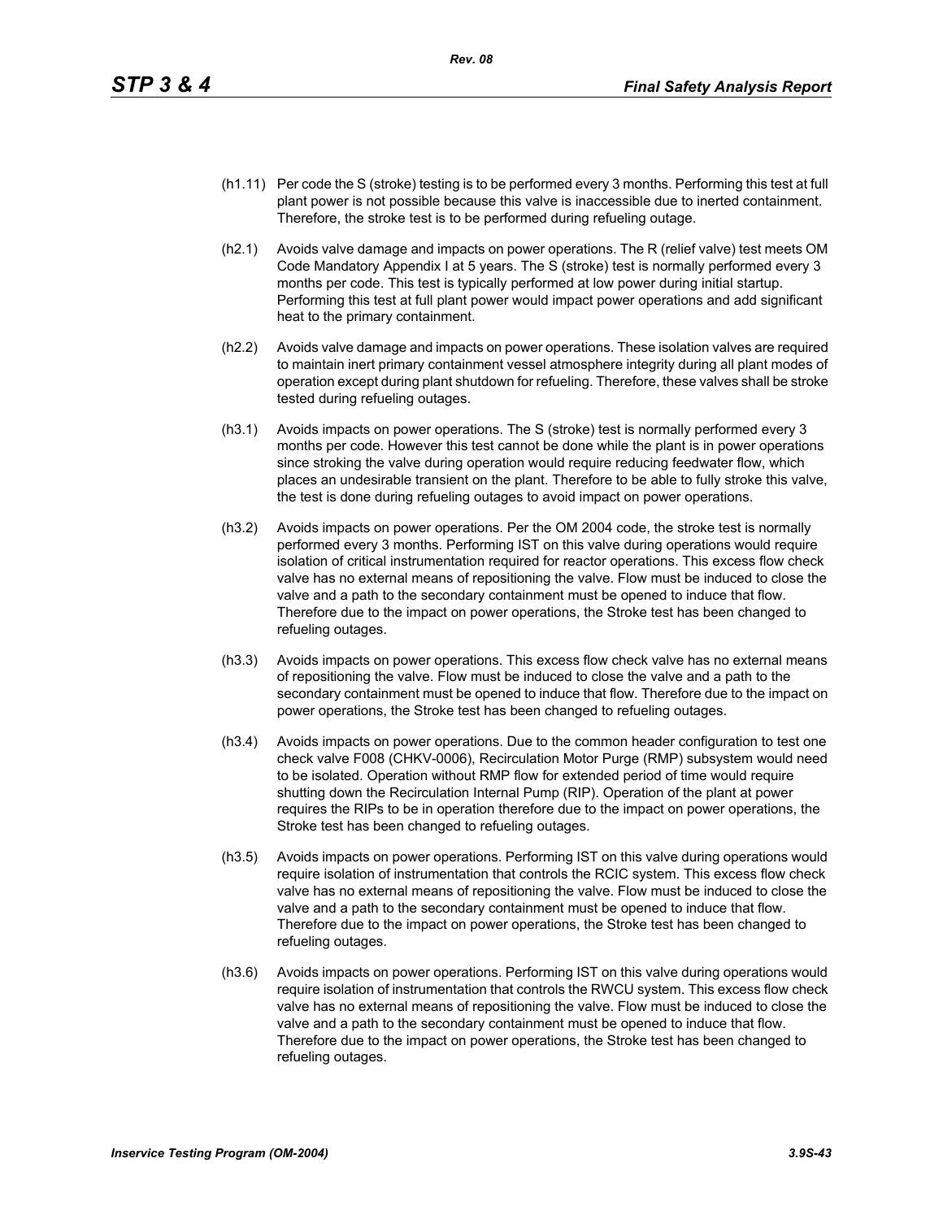(h1.11) Per code the S (stroke) testing is to be performed every 3 months. Performing this test at full plant power is not possible because this valve is inaccessible due to inerted containment. Therefore, the stroke test is to be performed during refueling outage.

(h2.1) Avoids valve damage and impacts on power operations. The R (relief valve) test meets OM Code Mandatory Appendix I at 5 years. The S (stroke) test is normally performed every 3 months per code. This test is typically performed at low power during initial startup. Performing this test at full plant power would impact power operations and add significant heat to the primary containment.

(h2.2) Avoids valve damage and impacts on power operations. These isolation valves are required to maintain inert primary containment vessel atmosphere integrity during all plant modes of operation except during plant shutdown for refueling. Therefore, these valves shall be stroke tested during refueling outages.

(h3.1) Avoids impacts on power operations. The S (stroke) test is normally performed every 3 months per code. However this test cannot be done while the plant is in power operations since stroking the valve during operation would require reducing feedwater flow, which places an undesirable transient on the plant. Therefore to be able to fully stroke this valve, the test is done during refueling outages to avoid impact on power operations.

(h3.2) Avoids impacts on power operations. Per the OM 2004 code, the stroke test is normally performed every 3 months. Performing IST on this valve during operations would require isolation of critical instrumentation required for reactor operations. This excess flow check valve has no external means of repositioning the valve. Flow must be induced to close the valve and a path to the secondary containment must be opened to induce that flow. Therefore due to the impact on power operations, the Stroke test has been changed to refueling outages.

(h3.3) Avoids impacts on power operations. This excess flow check valve has no external means of repositioning the valve. Flow must be induced to close the valve and a path to the secondary containment must be opened to induce that flow. Therefore due to the impact on power operations, the Stroke test has been changed to refueling outages.

(h3.4) Avoids impacts on power operations. Due to the common header configuration to test one check valve F008 (CHKV-0006), Recirculation Motor Purge (RMP) subsystem would need to be isolated. Operation without RMP flow for extended period of time would require shutting down the Recirculation Internal Pump (RIP). Operation of the plant at power requires the RIPs to be in operation therefore due to the impact on power operations, the Stroke test has been changed to refueling outages.

(h3.5) Avoids impacts on power operations. Performing IST on this valve during operations would require isolation of instrumentation that controls the RCIC system. This excess flow check valve has no external means of repositioning the valve. Flow must be induced to close the valve and a path to the secondary containment must be opened to induce that flow. Therefore due to the impact on power operations, the Stroke test has been changed to refueling outages.

(h3.6) Avoids impacts on power operations. Performing IST on this valve during operations would require isolation of instrumentation that controls the RWCU system. This excess flow check valve has no external means of repositioning the valve. Flow must be induced to close the valve and a path to the secondary containment must be opened to induce that flow. Therefore due to the impact on power operations, the Stroke test has been changed to refueling outages.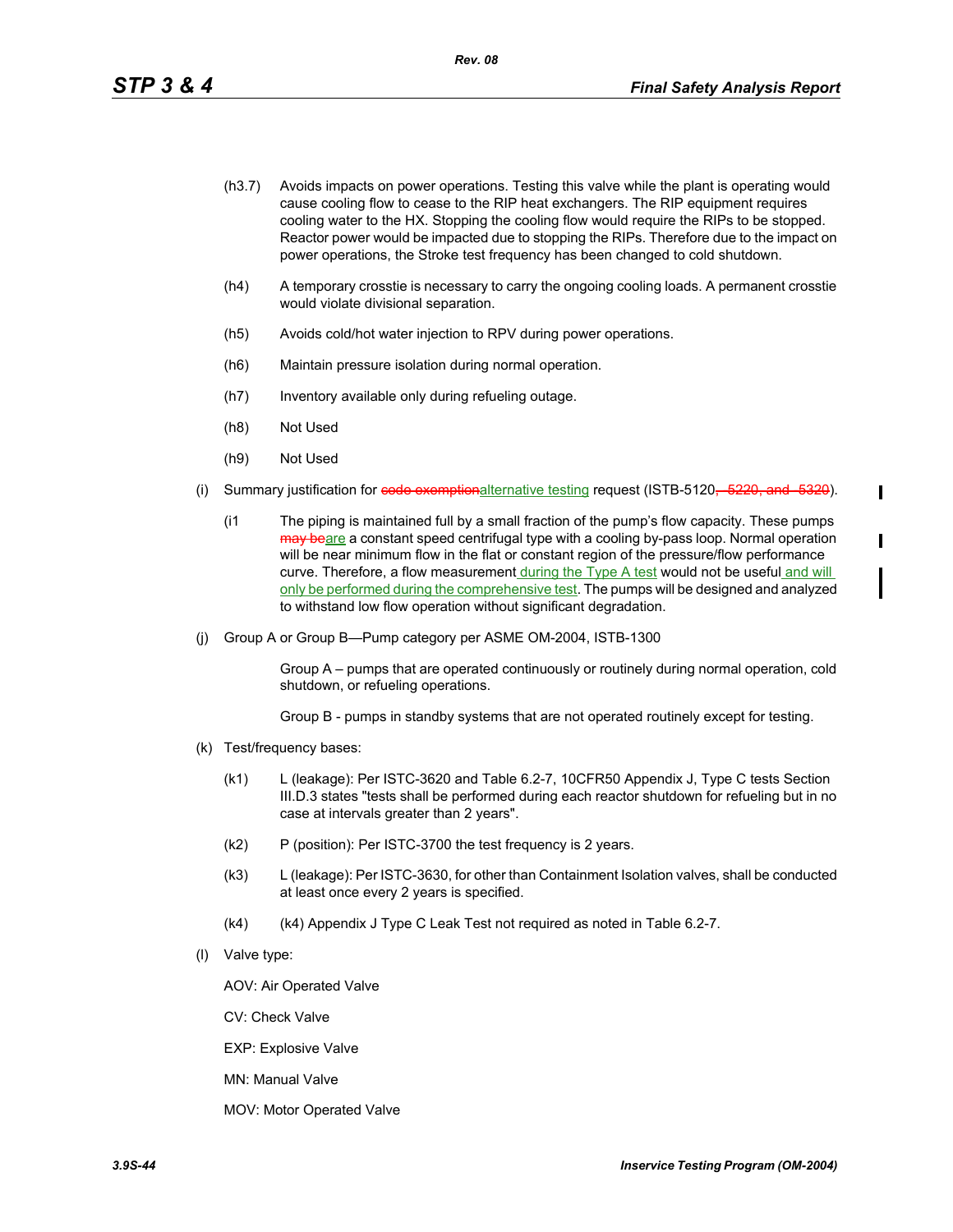(h3.7) Avoids impacts on power operations. Testing this valve while the plant is operating would cause cooling flow to cease to the RIP heat exchangers. The RIP equipment requires cooling water to the HX. Stopping the cooling flow would require the RIPs to be stopped. Reactor power would be impacted due to stopping the RIPs. Therefore due to the impact on power operations, the Stroke test frequency has been changed to cold shutdown.

(h4) A temporary crosstie is necessary to carry the ongoing cooling loads. A permanent crosstie would violate divisional separation.

(h5) Avoids cold/hot water injection to RPV during power operations.

(h6) Maintain pressure isolation during normal operation.

(h7) Inventory available only during refueling outage.

(h8) Not Used

(h9) Not Used

(i) Summary justification for ~~code exemption~~alternative testing request (ISTB-5120~~, 5220, and 5320~~).

(i1 The piping is maintained full by a small fraction of the pump's flow capacity. These pumps ~~may be~~are a constant speed centrifugal type with a cooling by-pass loop. Normal operation will be near minimum flow in the flat or constant region of the pressure/flow performance curve. Therefore, a flow measurement during the Type A test would not be useful and will only be performed during the comprehensive test. The pumps will be designed and analyzed to withstand low flow operation without significant degradation.

(j) Group A or Group B—Pump category per ASME OM-2004, ISTB-1300

Group A – pumps that are operated continuously or routinely during normal operation, cold shutdown, or refueling operations.

Group B - pumps in standby systems that are not operated routinely except for testing.

(k) Test/frequency bases:

(k1) L (leakage): Per ISTC-3620 and Table 6.2-7, 10CFR50 Appendix J, Type C tests Section III.D.3 states "tests shall be performed during each reactor shutdown for refueling but in no case at intervals greater than 2 years".

(k2) P (position): Per ISTC-3700 the test frequency is 2 years.

(k3) L (leakage): Per ISTC-3630, for other than Containment Isolation valves, shall be conducted at least once every 2 years is specified.

(k4) (k4) Appendix J Type C Leak Test not required as noted in Table 6.2-7.

(l) Valve type:

AOV: Air Operated Valve

CV: Check Valve

EXP: Explosive Valve

MN: Manual Valve

MOV: Motor Operated Valve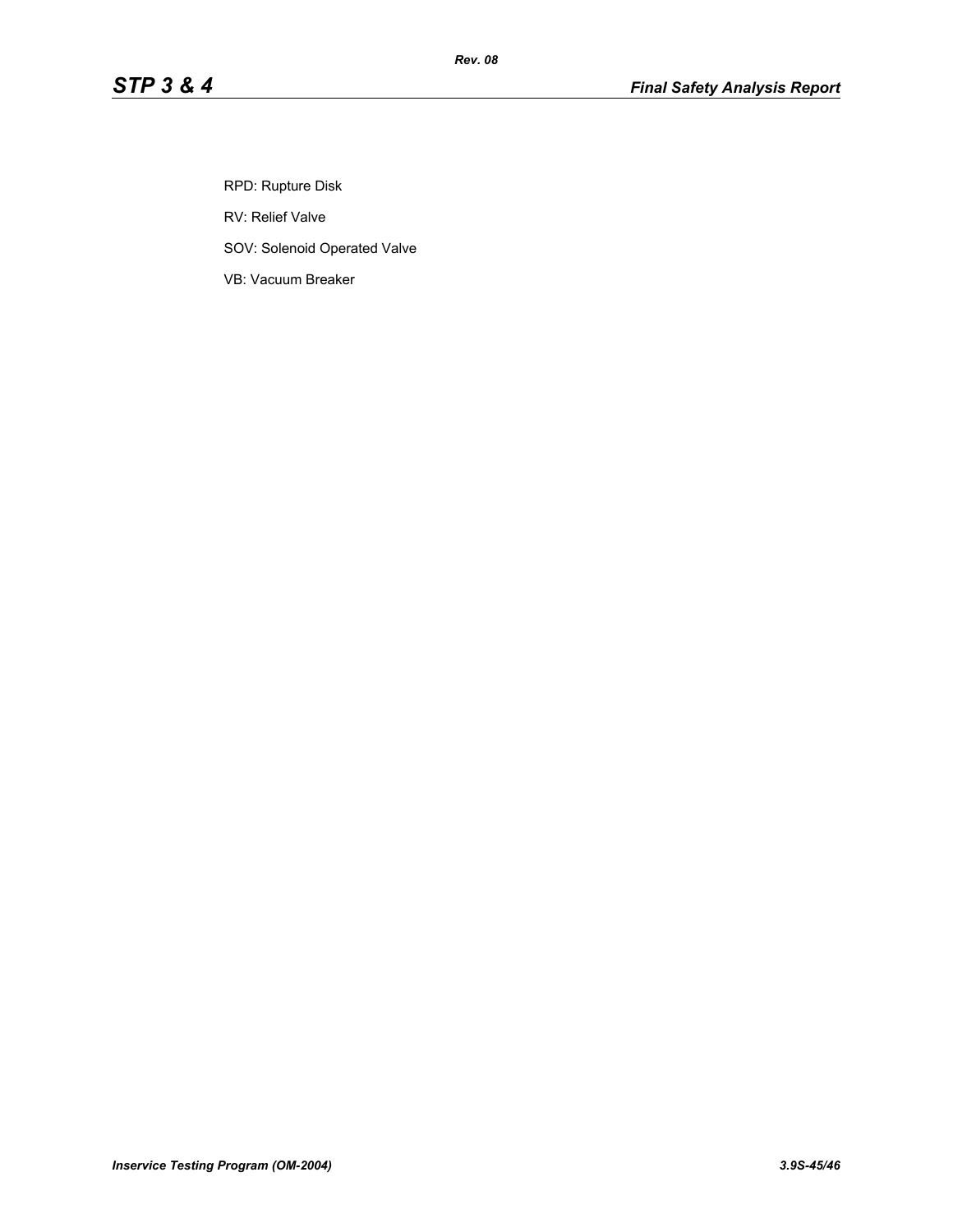RPD: Rupture Disk

RV: Relief Valve

SOV: Solenoid Operated Valve

VB: Vacuum Breaker